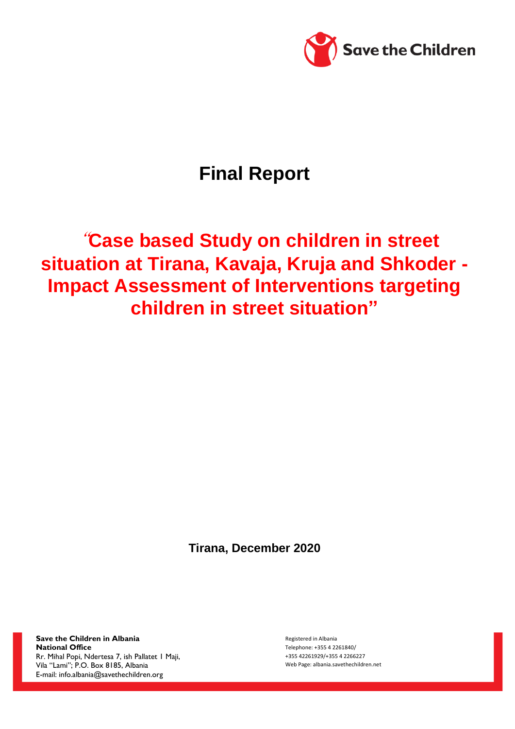Save the Children

# Final Report

## "Case based Study on children in street situation at Tirana, Kavaja, Kruja and Shkoder - Impact Assessment of Interventions targeting children in street situation"

**Tirana, December 2020**

**Save the Children in Albania**
**National Office**
Rr. Mihal Popi, Ndertesa 7, ish Pallatet 1 Maji,
Vila "Lami"; P.O. Box 8185, Albania
E-mail: info.albania@savethechildren.org

Registered in Albania
Telephone: +355 4 2261840/
+355 42261929/+355 4 2266227
Web Page: albania.savethechildren.net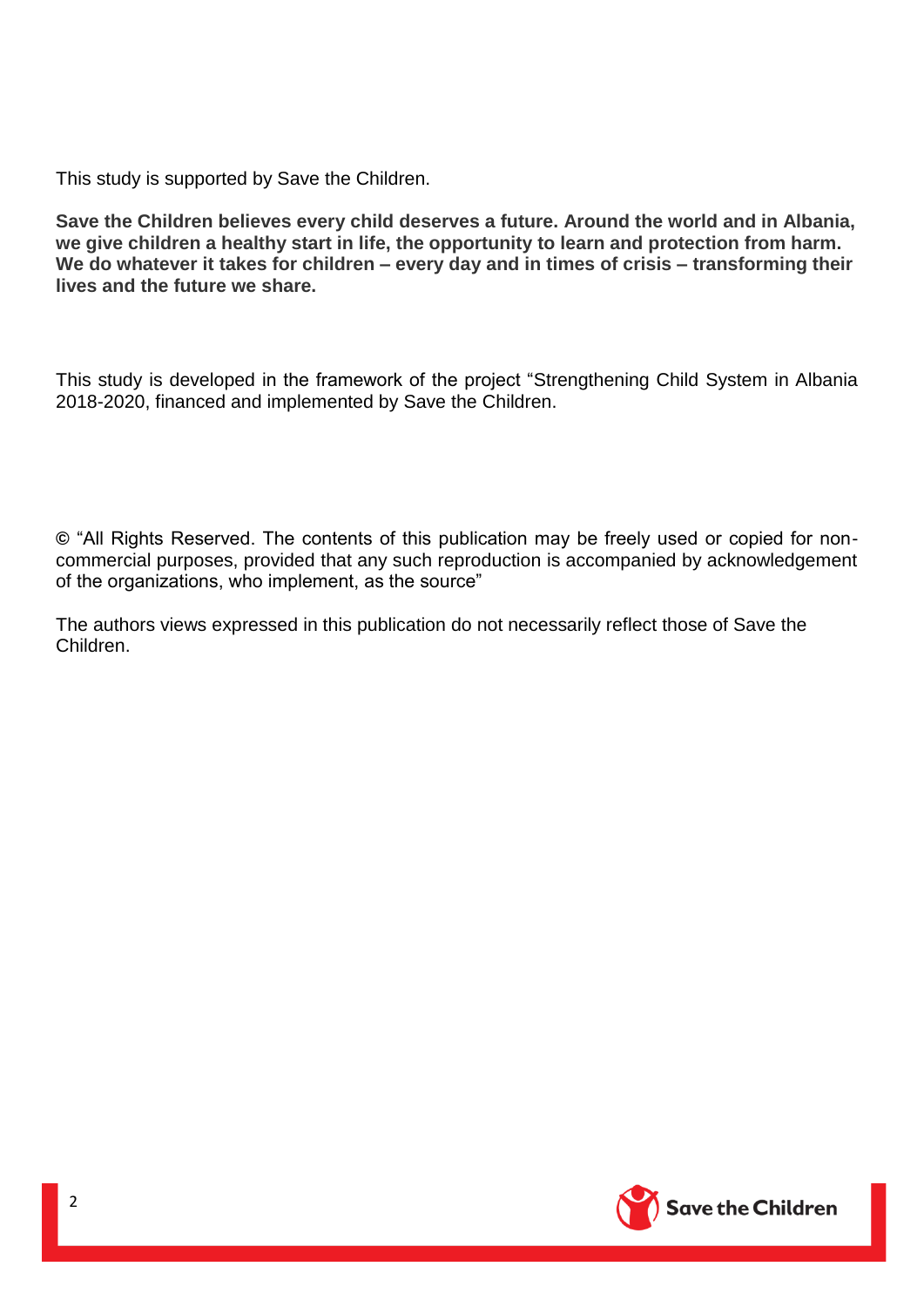This study is supported by Save the Children.

**Save the Children believes every child deserves a future. Around the world and in Albania, we give children a healthy start in life, the opportunity to learn and protection from harm. We do whatever it takes for children – every day and in times of crisis – transforming their lives and the future we share.**

This study is developed in the framework of the project "Strengthening Child System in Albania 2018-2020, financed and implemented by Save the Children.

© "All Rights Reserved. The contents of this publication may be freely used or copied for non-commercial purposes, provided that any such reproduction is accompanied by acknowledgement of the organizations, who implement, as the source"

The authors views expressed in this publication do not necessarily reflect those of Save the Children.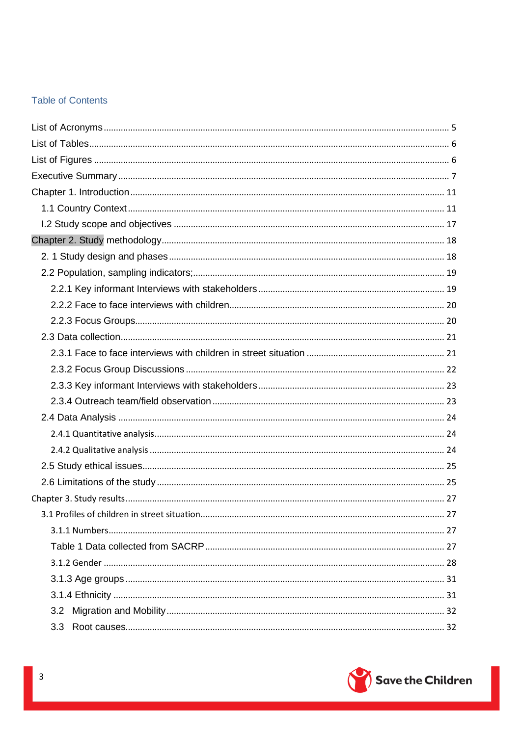## Table of Contents

List of Acronyms ..... 5
List of Tables ..... 6
List of Figures ..... 6
Executive Summary ..... 7
Chapter 1. Introduction ..... 11
- 1.1 Country Context ..... 11
- I.2 Study scope and objectives ..... 17

Chapter 2. Study methodology ..... 18
- 2. 1 Study design and phases ..... 18
- 2.2 Population, sampling indicators; ..... 19
  - 2.2.1 Key informant Interviews with stakeholders ..... 19
  - 2.2.2 Face to face interviews with children ..... 20
  - 2.2.3 Focus Groups ..... 20
- 2.3 Data collection ..... 21
  - 2.3.1 Face to face interviews with children in street situation ..... 21
  - 2.3.2 Focus Group Discussions ..... 22
  - 2.3.3 Key informant Interviews with stakeholders ..... 23
  - 2.3.4 Outreach team/field observation ..... 23
- 2.4 Data Analysis ..... 24
  - 2.4.1 Quantitative analysis ..... 24
  - 2.4.2 Qualitative analysis ..... 24
- 2.5 Study ethical issues ..... 25
- 2.6 Limitations of the study ..... 25

Chapter 3. Study results ..... 27
- 3.1 Profiles of children in street situation ..... 27
  - 3.1.1 Numbers ..... 27
  - Table 1 Data collected from SACRP ..... 27
  - 3.1.2 Gender ..... 28
  - 3.1.3 Age groups ..... 31
  - 3.1.4 Ethnicity ..... 31
  - 3.2 Migration and Mobility ..... 32
  - 3.3 Root causes ..... 32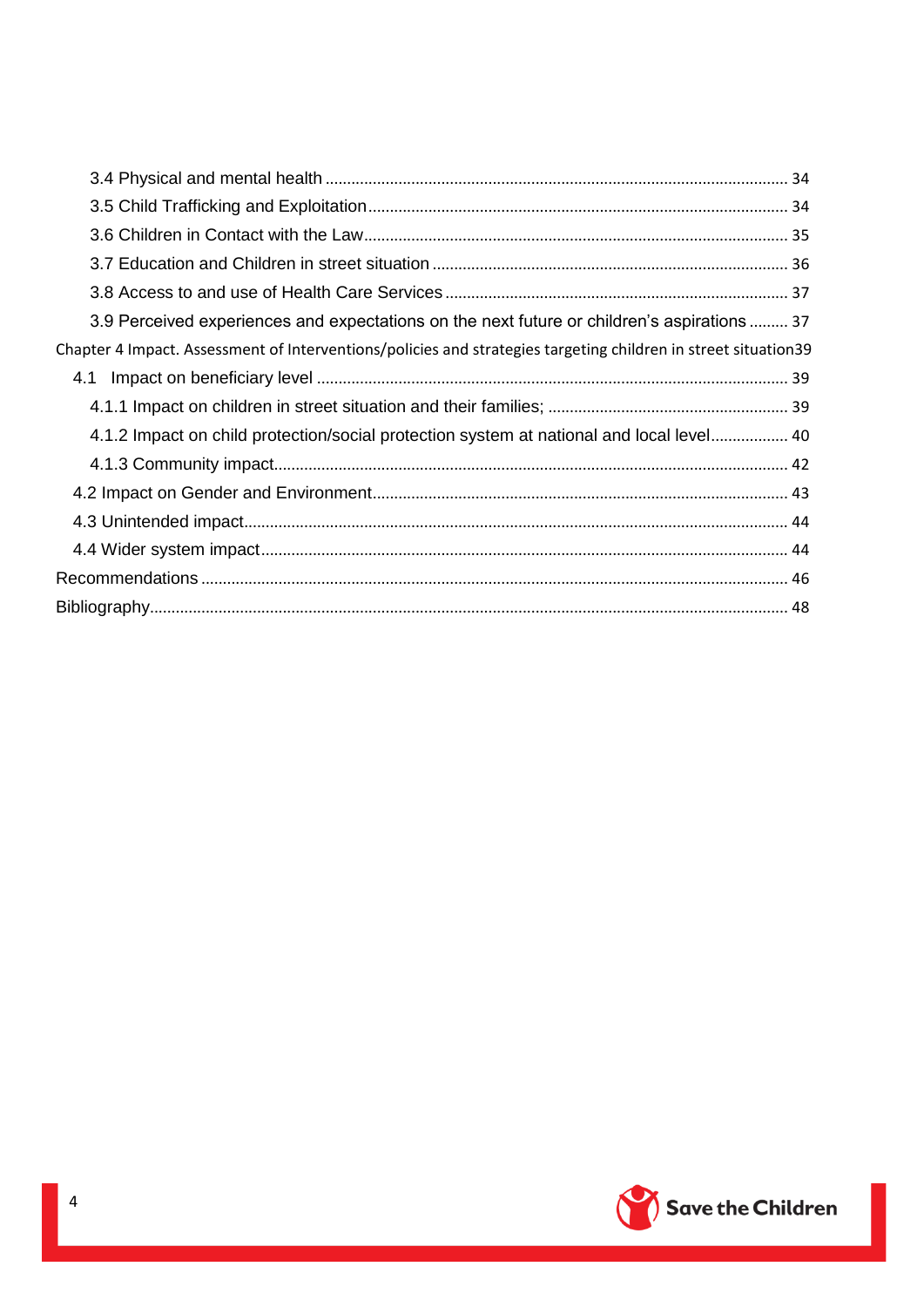3.4 Physical and mental health ........................................................................................................ 34

3.5 Child Trafficking and Exploitation ................................................................................................ 34

3.6 Children in Contact with the Law .................................................................................................. 35

3.7 Education and Children in street situation .................................................................................. 36

3.8 Access to and use of Health Care Services ............................................................................... 37

3.9 Perceived experiences and expectations on the next future or children's aspirations ......... 37

Chapter 4 Impact. Assessment of Interventions/policies and strategies targeting children in street situation39

4.1 Impact on beneficiary level ............................................................................................................ 39

4.1.1 Impact on children in street situation and their families; ........................................................ 39

4.1.2 Impact on child protection/social protection system at national and local level.................. 40

4.1.3 Community impact ...................................................................................................................... 42

4.2 Impact on Gender and Environment ................................................................................................ 43

4.3 Unintended impact ............................................................................................................................. 44

4.4 Wider system impact ......................................................................................................................... 44

Recommendations ....................................................................................................................................... 46

Bibliography .................................................................................................................................................. 48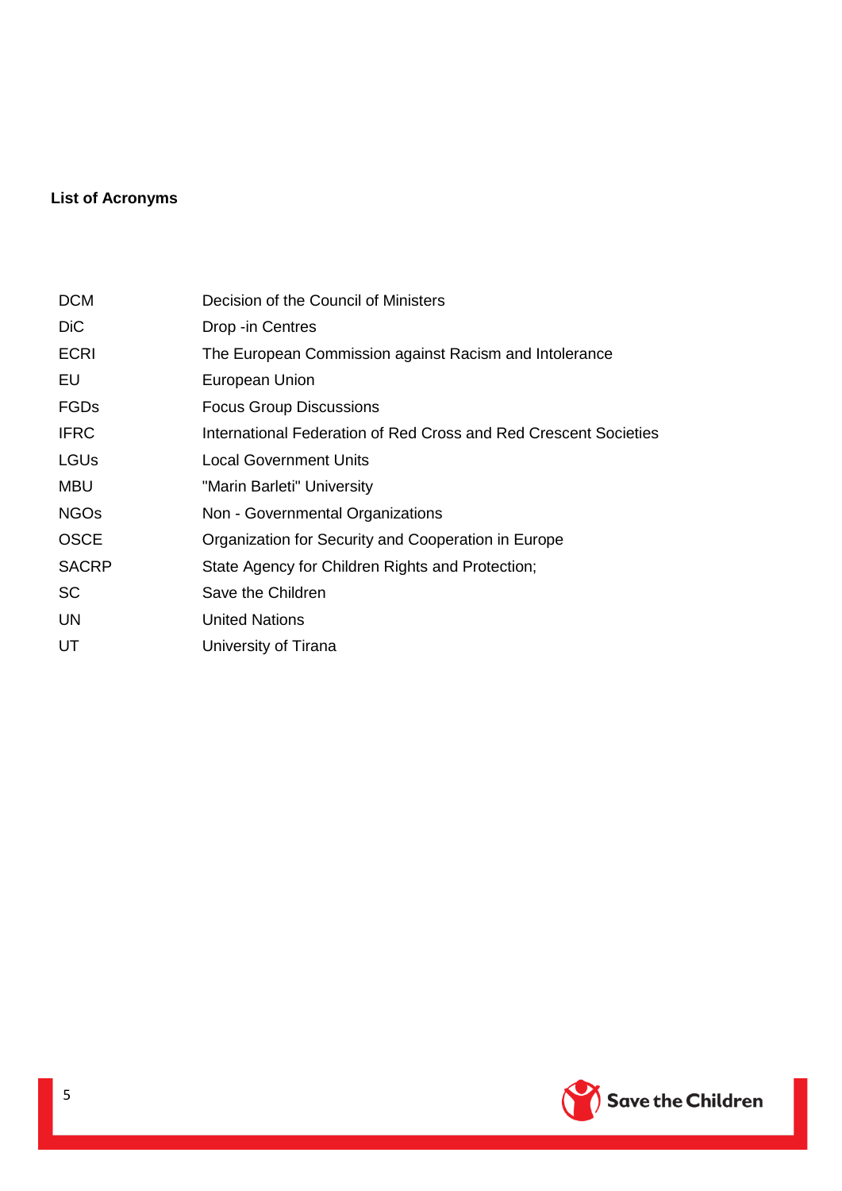**List of Acronyms**

| | |
|---|---|
| DCM | Decision of the Council of Ministers |
| DiC | Drop -in Centres |
| ECRI | The European Commission against Racism and Intolerance |
| EU | European Union |
| FGDs | Focus Group Discussions |
| IFRC | International Federation of Red Cross and Red Crescent Societies |
| LGUs | Local Government Units |
| MBU | "Marin Barleti" University |
| NGOs | Non - Governmental Organizations |
| OSCE | Organization for Security and Cooperation in Europe |
| SACRP | State Agency for Children Rights and Protection; |
| SC | Save the Children |
| UN | United Nations |
| UT | University of Tirana |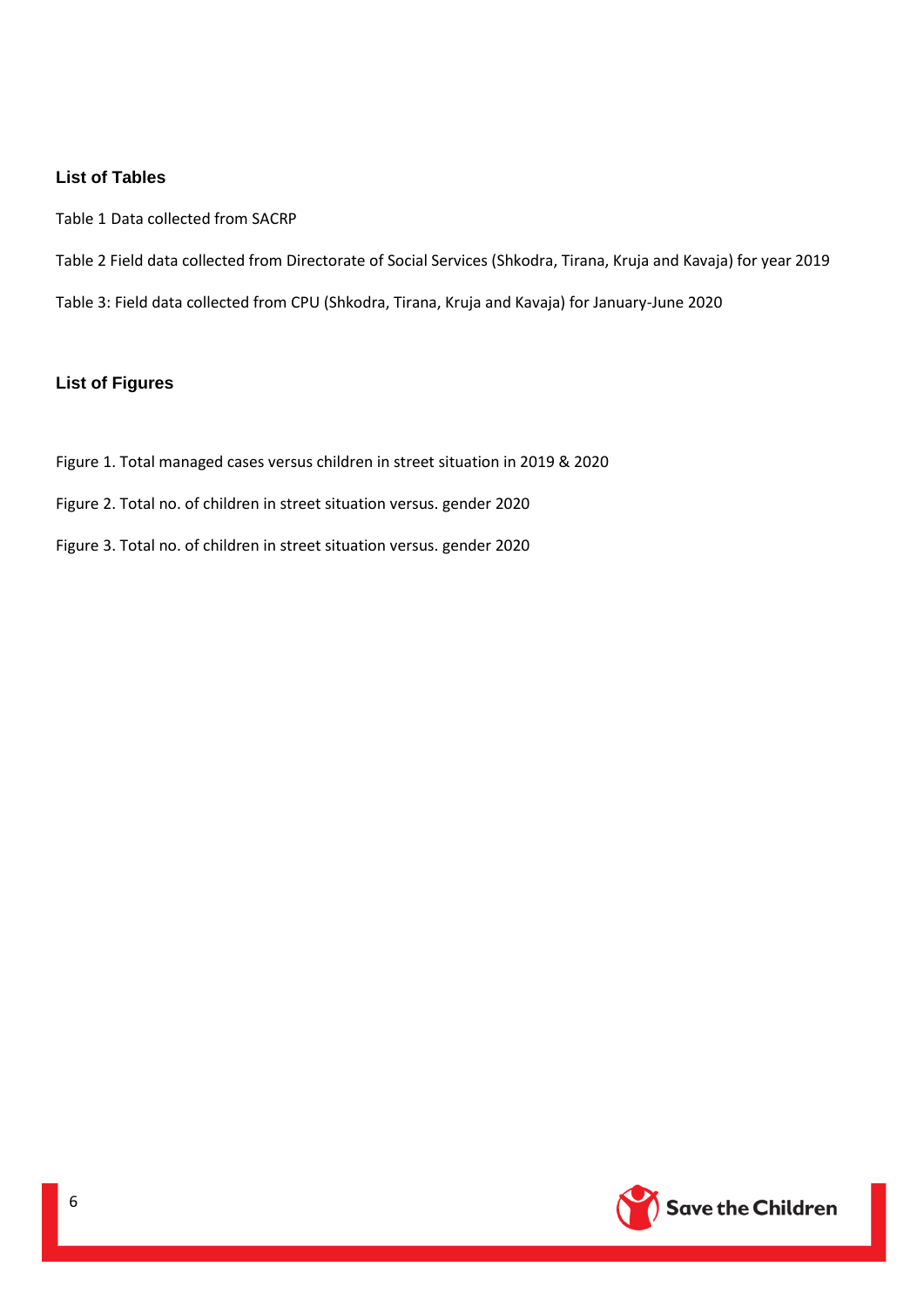## List of Tables

Table 1 Data collected from SACRP

Table 2 Field data collected from Directorate of Social Services (Shkodra, Tirana, Kruja and Kavaja) for year 2019

Table 3: Field data collected from CPU (Shkodra, Tirana, Kruja and Kavaja) for January-June 2020

## List of Figures

Figure 1. Total managed cases versus children in street situation in 2019 & 2020

Figure 2. Total no. of children in street situation versus. gender 2020

Figure 3. Total no. of children in street situation versus. gender 2020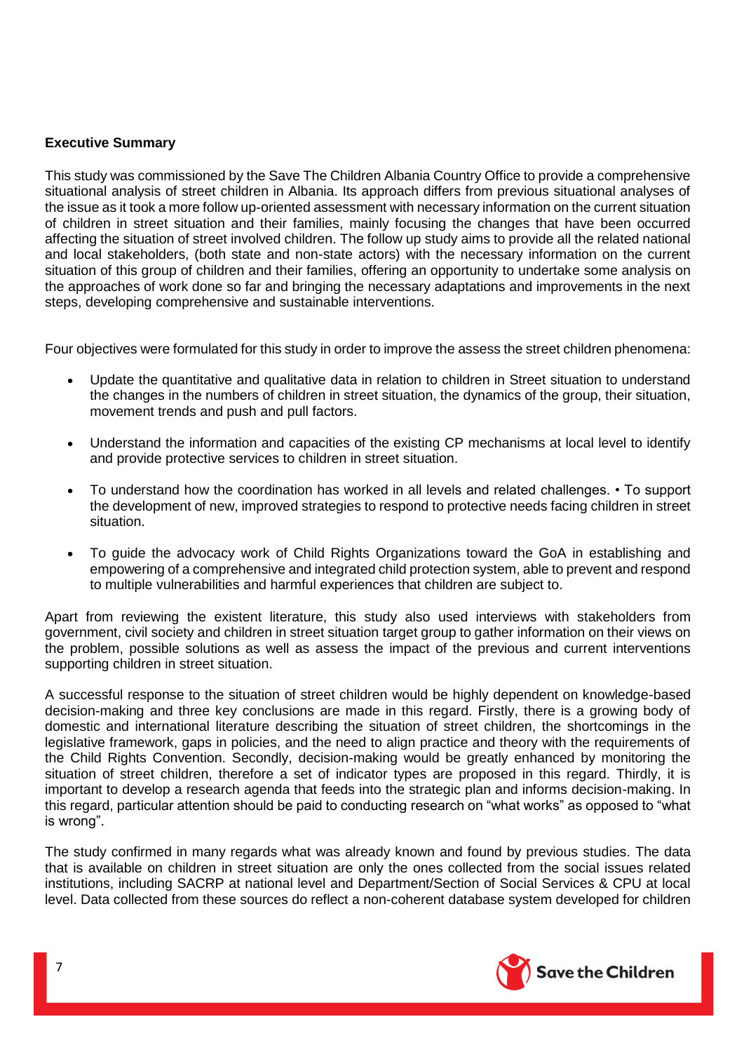**Executive Summary**

This study was commissioned by the Save The Children Albania Country Office to provide a comprehensive situational analysis of street children in Albania. Its approach differs from previous situational analyses of the issue as it took a more follow up-oriented assessment with necessary information on the current situation of children in street situation and their families, mainly focusing the changes that have been occurred affecting the situation of street involved children. The follow up study aims to provide all the related national and local stakeholders, (both state and non-state actors) with the necessary information on the current situation of this group of children and their families, offering an opportunity to undertake some analysis on the approaches of work done so far and bringing the necessary adaptations and improvements in the next steps, developing comprehensive and sustainable interventions.

Four objectives were formulated for this study in order to improve the assess the street children phenomena:

- Update the quantitative and qualitative data in relation to children in Street situation to understand the changes in the numbers of children in street situation, the dynamics of the group, their situation, movement trends and push and pull factors.
- Understand the information and capacities of the existing CP mechanisms at local level to identify and provide protective services to children in street situation.
- To understand how the coordination has worked in all levels and related challenges. • To support the development of new, improved strategies to respond to protective needs facing children in street situation.
- To guide the advocacy work of Child Rights Organizations toward the GoA in establishing and empowering of a comprehensive and integrated child protection system, able to prevent and respond to multiple vulnerabilities and harmful experiences that children are subject to.

Apart from reviewing the existent literature, this study also used interviews with stakeholders from government, civil society and children in street situation target group to gather information on their views on the problem, possible solutions as well as assess the impact of the previous and current interventions supporting children in street situation.

A successful response to the situation of street children would be highly dependent on knowledge-based decision-making and three key conclusions are made in this regard. Firstly, there is a growing body of domestic and international literature describing the situation of street children, the shortcomings in the legislative framework, gaps in policies, and the need to align practice and theory with the requirements of the Child Rights Convention. Secondly, decision-making would be greatly enhanced by monitoring the situation of street children, therefore a set of indicator types are proposed in this regard. Thirdly, it is important to develop a research agenda that feeds into the strategic plan and informs decision-making. In this regard, particular attention should be paid to conducting research on "what works" as opposed to "what is wrong".

The study confirmed in many regards what was already known and found by previous studies. The data that is available on children in street situation are only the ones collected from the social issues related institutions, including SACRP at national level and Department/Section of Social Services & CPU at local level. Data collected from these sources do reflect a non-coherent database system developed for children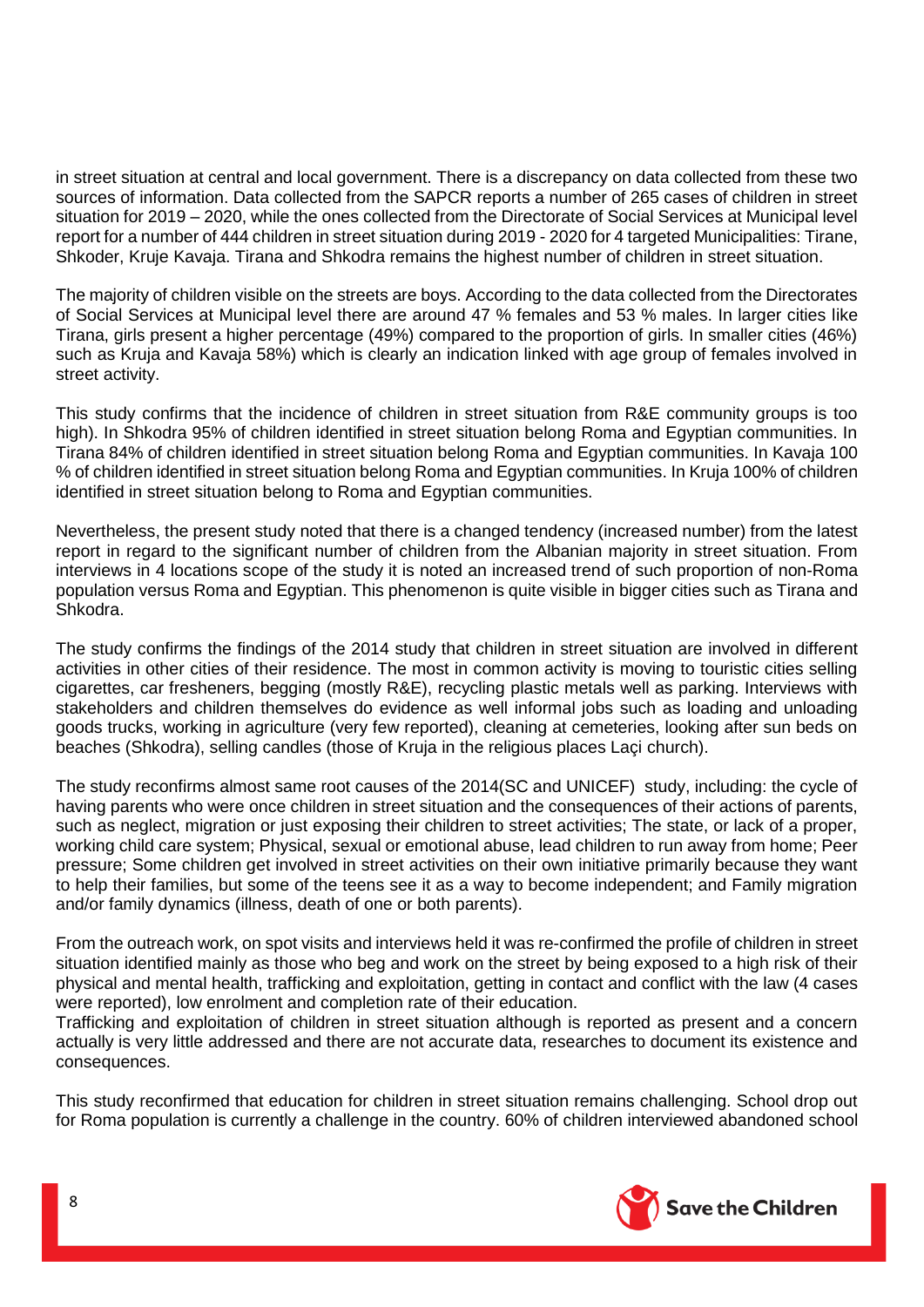in street situation at central and local government. There is a discrepancy on data collected from these two sources of information. Data collected from the SAPCR reports a number of 265 cases of children in street situation for 2019 – 2020, while the ones collected from the Directorate of Social Services at Municipal level report for a number of 444 children in street situation during 2019 - 2020 for 4 targeted Municipalities: Tirane, Shkoder, Kruje Kavaja. Tirana and Shkodra remains the highest number of children in street situation.

The majority of children visible on the streets are boys. According to the data collected from the Directorates of Social Services at Municipal level there are around 47 % females and 53 % males. In larger cities like Tirana, girls present a higher percentage (49%) compared to the proportion of girls. In smaller cities (46%) such as Kruja and Kavaja 58%) which is clearly an indication linked with age group of females involved in street activity.

This study confirms that the incidence of children in street situation from R&E community groups is too high). In Shkodra 95% of children identified in street situation belong Roma and Egyptian communities. In Tirana 84% of children identified in street situation belong Roma and Egyptian communities. In Kavaja 100 % of children identified in street situation belong Roma and Egyptian communities. In Kruja 100% of children identified in street situation belong to Roma and Egyptian communities.

Nevertheless, the present study noted that there is a changed tendency (increased number) from the latest report in regard to the significant number of children from the Albanian majority in street situation. From interviews in 4 locations scope of the study it is noted an increased trend of such proportion of non-Roma population versus Roma and Egyptian. This phenomenon is quite visible in bigger cities such as Tirana and Shkodra.

The study confirms the findings of the 2014 study that children in street situation are involved in different activities in other cities of their residence. The most in common activity is moving to touristic cities selling cigarettes, car fresheners, begging (mostly R&E), recycling plastic metals well as parking. Interviews with stakeholders and children themselves do evidence as well informal jobs such as loading and unloading goods trucks, working in agriculture (very few reported), cleaning at cemeteries, looking after sun beds on beaches (Shkodra), selling candles (those of Kruja in the religious places Laçi church).

The study reconfirms almost same root causes of the 2014(SC and UNICEF) study, including: the cycle of having parents who were once children in street situation and the consequences of their actions of parents, such as neglect, migration or just exposing their children to street activities; The state, or lack of a proper, working child care system; Physical, sexual or emotional abuse, lead children to run away from home; Peer pressure; Some children get involved in street activities on their own initiative primarily because they want to help their families, but some of the teens see it as a way to become independent; and Family migration and/or family dynamics (illness, death of one or both parents).

From the outreach work, on spot visits and interviews held it was re-confirmed the profile of children in street situation identified mainly as those who beg and work on the street by being exposed to a high risk of their physical and mental health, trafficking and exploitation, getting in contact and conflict with the law (4 cases were reported), low enrolment and completion rate of their education.
Trafficking and exploitation of children in street situation although is reported as present and a concern actually is very little addressed and there are not accurate data, researches to document its existence and consequences.

This study reconfirmed that education for children in street situation remains challenging. School drop out for Roma population is currently a challenge in the country. 60% of children interviewed abandoned school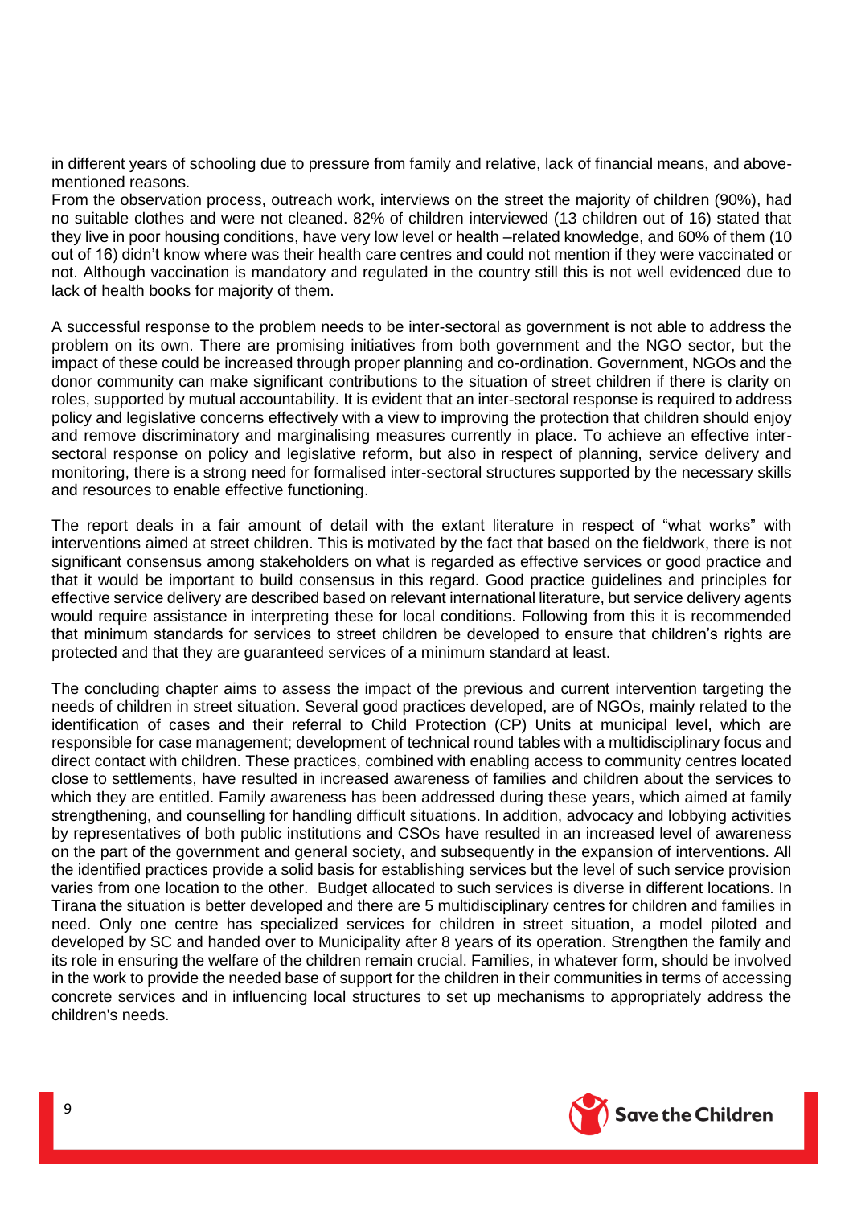in different years of schooling due to pressure from family and relative, lack of financial means, and above-mentioned reasons.
From the observation process, outreach work, interviews on the street the majority of children (90%), had no suitable clothes and were not cleaned. 82% of children interviewed (13 children out of 16) stated that they live in poor housing conditions, have very low level or health –related knowledge, and 60% of them (10 out of 16) didn't know where was their health care centres and could not mention if they were vaccinated or not. Although vaccination is mandatory and regulated in the country still this is not well evidenced due to lack of health books for majority of them.

A successful response to the problem needs to be inter-sectoral as government is not able to address the problem on its own. There are promising initiatives from both government and the NGO sector, but the impact of these could be increased through proper planning and co-ordination. Government, NGOs and the donor community can make significant contributions to the situation of street children if there is clarity on roles, supported by mutual accountability. It is evident that an inter-sectoral response is required to address policy and legislative concerns effectively with a view to improving the protection that children should enjoy and remove discriminatory and marginalising measures currently in place. To achieve an effective inter-sectoral response on policy and legislative reform, but also in respect of planning, service delivery and monitoring, there is a strong need for formalised inter-sectoral structures supported by the necessary skills and resources to enable effective functioning.

The report deals in a fair amount of detail with the extant literature in respect of "what works" with interventions aimed at street children. This is motivated by the fact that based on the fieldwork, there is not significant consensus among stakeholders on what is regarded as effective services or good practice and that it would be important to build consensus in this regard. Good practice guidelines and principles for effective service delivery are described based on relevant international literature, but service delivery agents would require assistance in interpreting these for local conditions. Following from this it is recommended that minimum standards for services to street children be developed to ensure that children's rights are protected and that they are guaranteed services of a minimum standard at least.

The concluding chapter aims to assess the impact of the previous and current intervention targeting the needs of children in street situation. Several good practices developed, are of NGOs, mainly related to the identification of cases and their referral to Child Protection (CP) Units at municipal level, which are responsible for case management; development of technical round tables with a multidisciplinary focus and direct contact with children. These practices, combined with enabling access to community centres located close to settlements, have resulted in increased awareness of families and children about the services to which they are entitled. Family awareness has been addressed during these years, which aimed at family strengthening, and counselling for handling difficult situations. In addition, advocacy and lobbying activities by representatives of both public institutions and CSOs have resulted in an increased level of awareness on the part of the government and general society, and subsequently in the expansion of interventions. All the identified practices provide a solid basis for establishing services but the level of such service provision varies from one location to the other. Budget allocated to such services is diverse in different locations. In Tirana the situation is better developed and there are 5 multidisciplinary centres for children and families in need. Only one centre has specialized services for children in street situation, a model piloted and developed by SC and handed over to Municipality after 8 years of its operation. Strengthen the family and its role in ensuring the welfare of the children remain crucial. Families, in whatever form, should be involved in the work to provide the needed base of support for the children in their communities in terms of accessing concrete services and in influencing local structures to set up mechanisms to appropriately address the children's needs.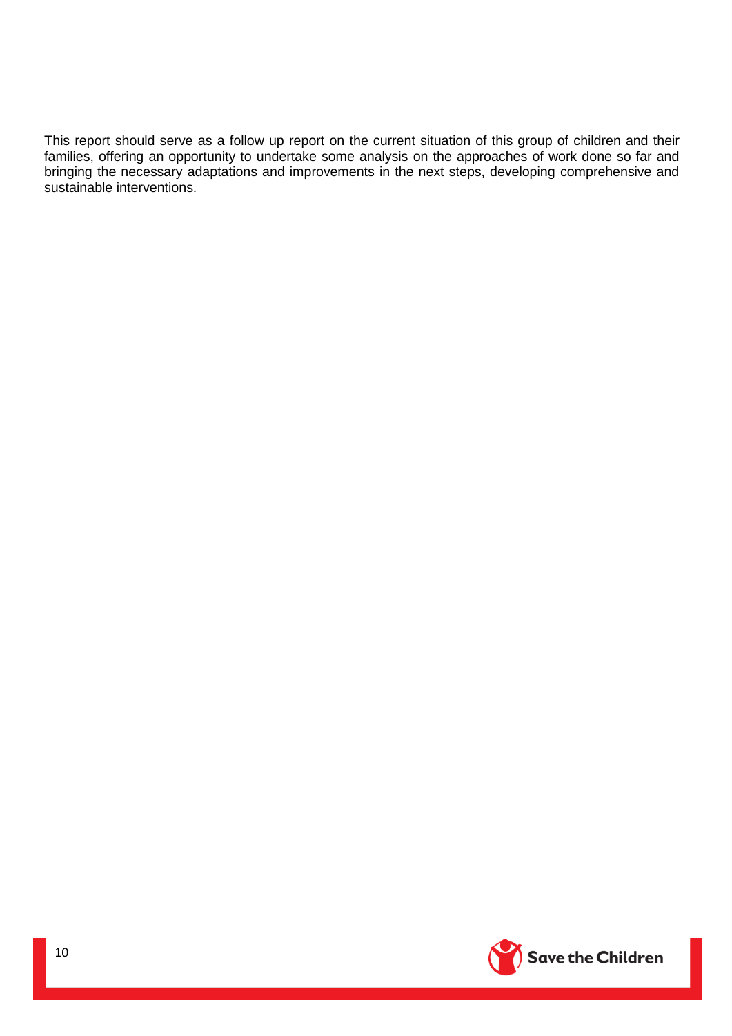This report should serve as a follow up report on the current situation of this group of children and their families, offering an opportunity to undertake some analysis on the approaches of work done so far and bringing the necessary adaptations and improvements in the next steps, developing comprehensive and sustainable interventions.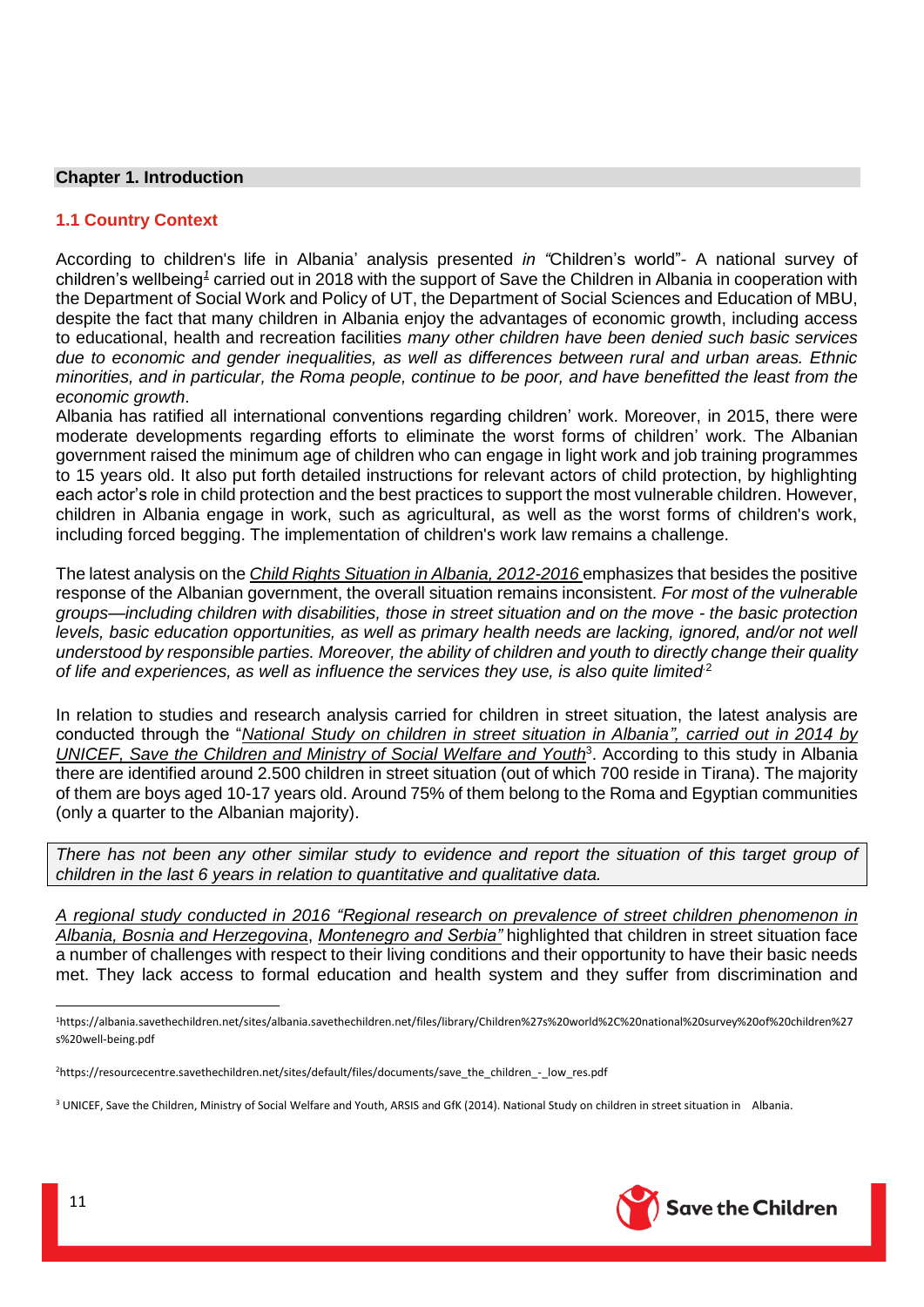## Chapter 1. Introduction

### 1.1 Country Context

According to children's life in Albania' analysis presented *in "*Children's world"- A national survey of children's wellbeing[1] carried out in 2018 with the support of Save the Children in Albania in cooperation with the Department of Social Work and Policy of UT, the Department of Social Sciences and Education of MBU, despite the fact that many children in Albania enjoy the advantages of economic growth, including access to educational, health and recreation facilities *many other children have been denied such basic services due to economic and gender inequalities, as well as differences between rural and urban areas. Ethnic minorities, and in particular, the Roma people, continue to be poor, and have benefitted the least from the economic growth*.

Albania has ratified all international conventions regarding children' work. Moreover, in 2015, there were moderate developments regarding efforts to eliminate the worst forms of children' work. The Albanian government raised the minimum age of children who can engage in light work and job training programmes to 15 years old. It also put forth detailed instructions for relevant actors of child protection, by highlighting each actor's role in child protection and the best practices to support the most vulnerable children. However, children in Albania engage in work, such as agricultural, as well as the worst forms of children's work, including forced begging. The implementation of children's work law remains a challenge.

The latest analysis on the *Child Rights Situation in Albania, 2012-2016* emphasizes that besides the positive response of the Albanian government, the overall situation remains inconsistent. *For most of the vulnerable groups—including children with disabilities, those in street situation and on the move - the basic protection levels, basic education opportunities, as well as primary health needs are lacking, ignored, and/or not well understood by responsible parties. Moreover, the ability of children and youth to directly change their quality of life and experiences, as well as influence the services they use, is also quite limited*[2]

In relation to studies and research analysis carried for children in street situation, the latest analysis are conducted through the "*National Study on children in street situation in Albania", carried out in 2014 by UNICEF, Save the Children and Ministry of Social Welfare and Youth*[3]. According to this study in Albania there are identified around 2.500 children in street situation (out of which 700 reside in Tirana). The majority of them are boys aged 10-17 years old. Around 75% of them belong to the Roma and Egyptian communities (only a quarter to the Albanian majority).

*There has not been any other similar study to evidence and report the situation of this target group of children in the last 6 years in relation to quantitative and qualitative data.*

*A regional study conducted in 2016 "Regional research on prevalence of street children phenomenon in Albania, Bosnia and Herzegovina, Montenegro and Serbia"* highlighted that children in street situation face a number of challenges with respect to their living conditions and their opportunity to have their basic needs met. They lack access to formal education and health system and they suffer from discrimination and

---

[1] https://albania.savethechildren.net/sites/albania.savethechildren.net/files/library/Children%27s%20world%2C%20national%20survey%20of%20children%27s%20well-being.pdf

[2] https://resourcecentre.savethechildren.net/sites/default/files/documents/save_the_children_-_low_res.pdf

[3] UNICEF, Save the Children, Ministry of Social Welfare and Youth, ARSIS and GfK (2014). National Study on children in street situation in Albania.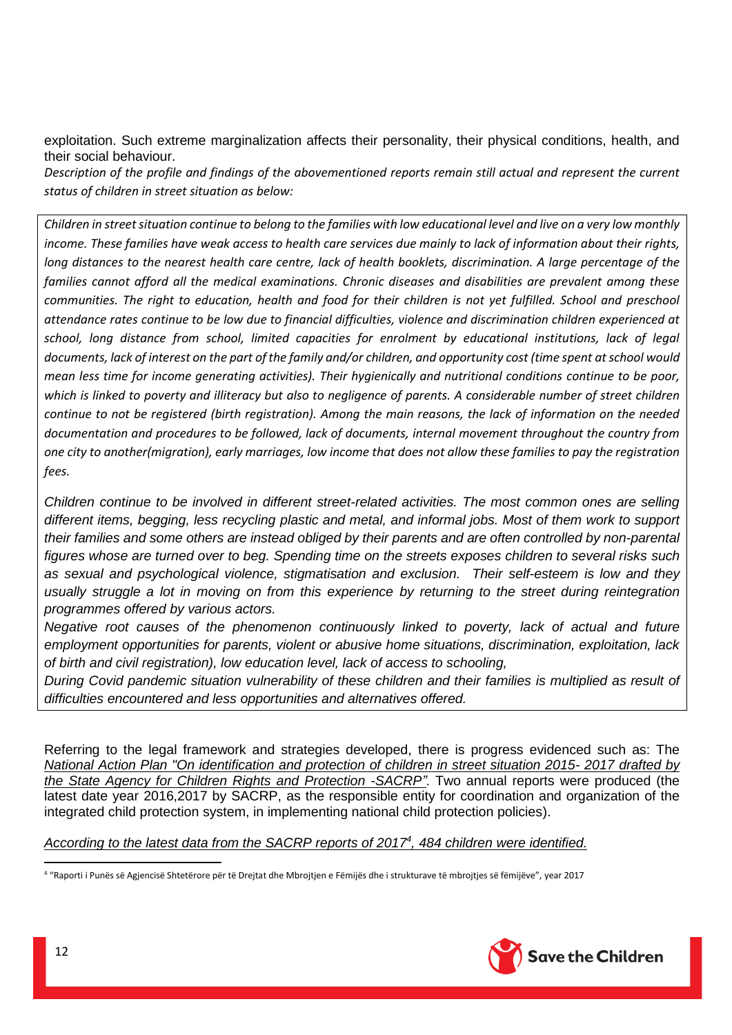exploitation. Such extreme marginalization affects their personality, their physical conditions, health, and their social behaviour.

*Description of the profile and findings of the abovementioned reports remain still actual and represent the current status of children in street situation as below:*

> *Children in street situation continue to belong to the families with low educational level and live on a very low monthly income. These families have weak access to health care services due mainly to lack of information about their rights, long distances to the nearest health care centre, lack of health booklets, discrimination. A large percentage of the families cannot afford all the medical examinations. Chronic diseases and disabilities are prevalent among these communities. The right to education, health and food for their children is not yet fulfilled. School and preschool attendance rates continue to be low due to financial difficulties, violence and discrimination children experienced at school, long distance from school, limited capacities for enrolment by educational institutions, lack of legal documents, lack of interest on the part of the family and/or children, and opportunity cost (time spent at school would mean less time for income generating activities). Their hygienically and nutritional conditions continue to be poor, which is linked to poverty and illiteracy but also to negligence of parents. A considerable number of street children continue to not be registered (birth registration). Among the main reasons, the lack of information on the needed documentation and procedures to be followed, lack of documents, internal movement throughout the country from one city to another(migration), early marriages, low income that does not allow these families to pay the registration fees.*
>
> *Children continue to be involved in different street-related activities. The most common ones are selling different items, begging, less recycling plastic and metal, and informal jobs. Most of them work to support their families and some others are instead obliged by their parents and are often controlled by non-parental figures whose are turned over to beg. Spending time on the streets exposes children to several risks such as sexual and psychological violence, stigmatisation and exclusion. Their self-esteem is low and they usually struggle a lot in moving on from this experience by returning to the street during reintegration programmes offered by various actors.*
>
> *Negative root causes of the phenomenon continuously linked to poverty, lack of actual and future employment opportunities for parents, violent or abusive home situations, discrimination, exploitation, lack of birth and civil registration), low education level, lack of access to schooling,*
>
> *During Covid pandemic situation vulnerability of these children and their families is multiplied as result of difficulties encountered and less opportunities and alternatives offered.*

Referring to the legal framework and strategies developed, there is progress evidenced such as: The *National Action Plan "On identification and protection of children in street situation 2015- 2017 drafted by the State Agency for Children Rights and Protection -SACRP"*. Two annual reports were produced (the latest date year 2016,2017 by SACRP, as the responsible entity for coordination and organization of the integrated child protection system, in implementing national child protection policies).

*According to the latest data from the SACRP reports of 2017[4], 484 children were identified.*

[4] "Raporti i Punës së Agjencisë Shtetërore për të Drejtat dhe Mbrojtjen e Fëmijës dhe i strukturave të mbrojtjes së fëmijëve", year 2017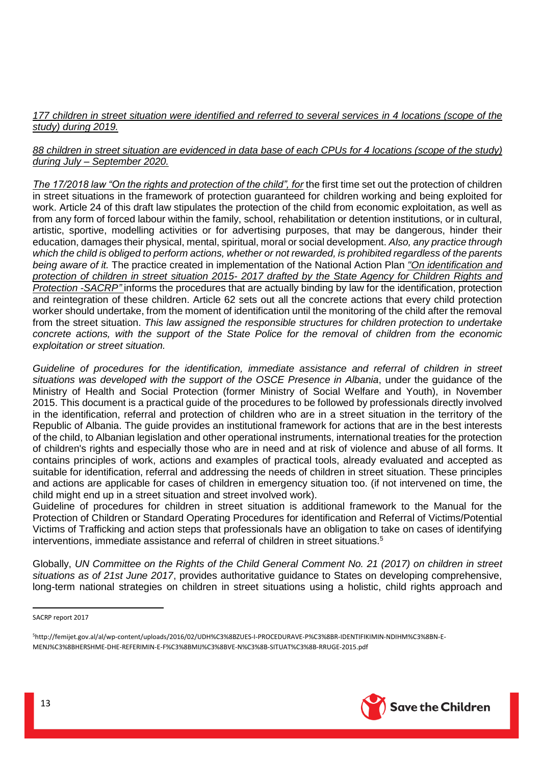*177 children in street situation were identified and referred to several services in 4 locations (scope of the study) during 2019.*

*88 children in street situation are evidenced in data base of each CPUs for 4 locations (scope of the study) during July – September 2020.*

*The 17/2018 law "On the rights and protection of the child", for* the first time set out the protection of children in street situations in the framework of protection guaranteed for children working and being exploited for work. Article 24 of this draft law stipulates the protection of the child from economic exploitation, as well as from any form of forced labour within the family, school, rehabilitation or detention institutions, or in cultural, artistic, sportive, modelling activities or for advertising purposes, that may be dangerous, hinder their education, damages their physical, mental, spiritual, moral or social development. *Also, any practice through which the child is obliged to perform actions, whether or not rewarded, is prohibited regardless of the parents being aware of it.* The practice created in implementation of the National Action Plan *"On identification and protection of children in street situation 2015- 2017 drafted by the State Agency for Children Rights and Protection -SACRP"* informs the procedures that are actually binding by law for the identification, protection and reintegration of these children. Article 62 sets out all the concrete actions that every child protection worker should undertake, from the moment of identification until the monitoring of the child after the removal from the street situation. *This law assigned the responsible structures for children protection to undertake concrete actions, with the support of the State Police for the removal of children from the economic exploitation or street situation.*

*Guideline of procedures for the identification, immediate assistance and referral of children in street situations was developed with the support of the OSCE Presence in Albania*, under the guidance of the Ministry of Health and Social Protection (former Ministry of Social Welfare and Youth), in November 2015. This document is a practical guide of the procedures to be followed by professionals directly involved in the identification, referral and protection of children who are in a street situation in the territory of the Republic of Albania. The guide provides an institutional framework for actions that are in the best interests of the child, to Albanian legislation and other operational instruments, international treaties for the protection of children's rights and especially those who are in need and at risk of violence and abuse of all forms. It contains principles of work, actions and examples of practical tools, already evaluated and accepted as suitable for identification, referral and addressing the needs of children in street situation. These principles and actions are applicable for cases of children in emergency situation too. (if not intervened on time, the child might end up in a street situation and street involved work).

Guideline of procedures for children in street situation is additional framework to the Manual for the Protection of Children or Standard Operating Procedures for identification and Referral of Victims/Potential Victims of Trafficking and action steps that professionals have an obligation to take on cases of identifying interventions, immediate assistance and referral of children in street situations.[5]

Globally, *UN Committee on the Rights of the Child General Comment No. 21 (2017) on children in street situations as of 21st June 2017*, provides authoritative guidance to States on developing comprehensive, long-term national strategies on children in street situations using a holistic, child rights approach and

---

SACRP report 2017

[5] http://femijet.gov.al/al/wp-content/uploads/2016/02/UDH%C3%8BZUES-I-PROCEDURAVE-P%C3%8BR-IDENTIFIKIMIN-NDIHM%C3%8BN-E-MENJ%C3%8BHERSHME-DHE-REFERIMIN-E-F%C3%8BMIJ%C3%8BVE-N%C3%8B-SITUAT%C3%8B-RRUGE-2015.pdf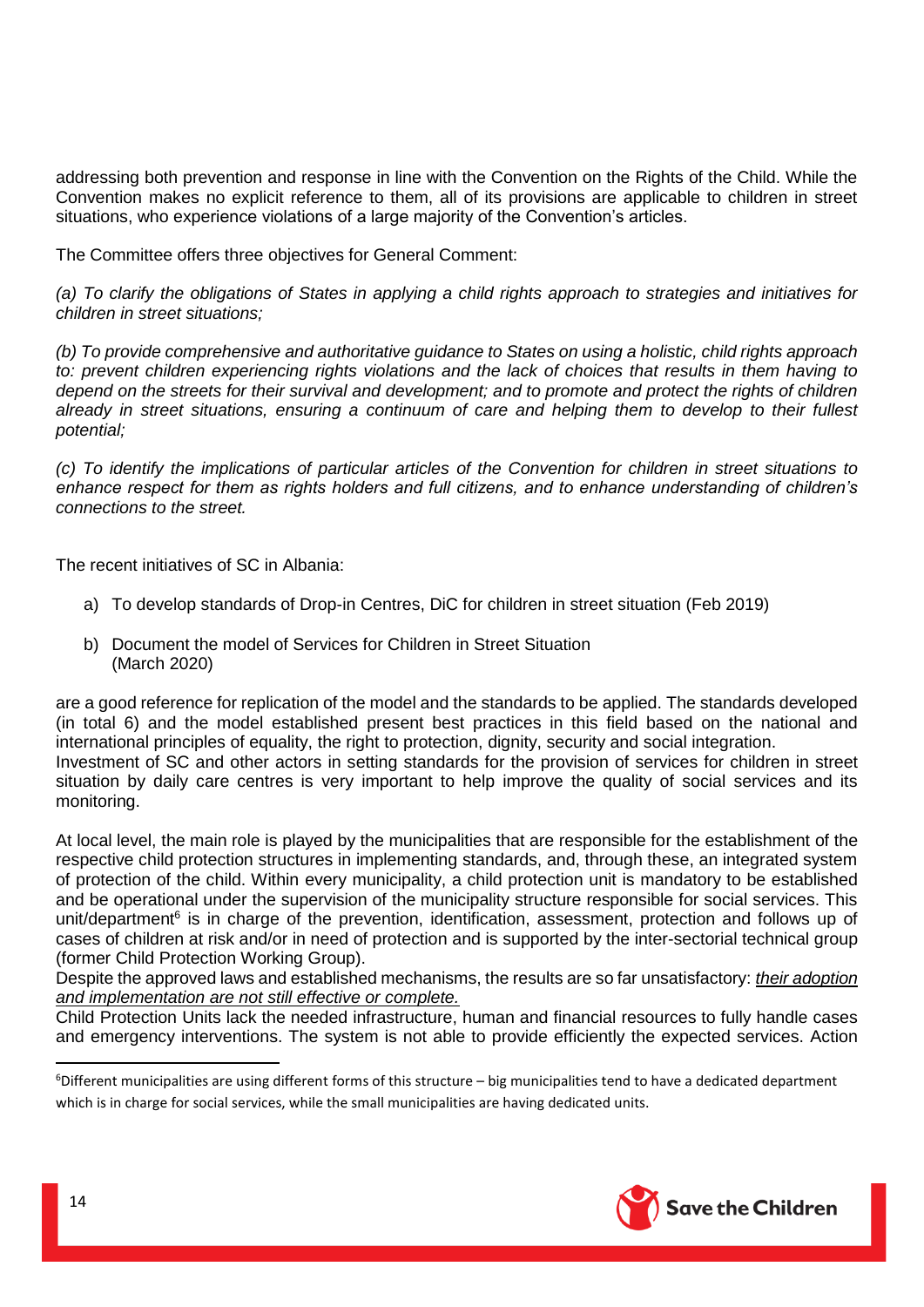addressing both prevention and response in line with the Convention on the Rights of the Child. While the Convention makes no explicit reference to them, all of its provisions are applicable to children in street situations, who experience violations of a large majority of the Convention's articles.

The Committee offers three objectives for General Comment:

*(a) To clarify the obligations of States in applying a child rights approach to strategies and initiatives for children in street situations;*

*(b) To provide comprehensive and authoritative guidance to States on using a holistic, child rights approach to: prevent children experiencing rights violations and the lack of choices that results in them having to depend on the streets for their survival and development; and to promote and protect the rights of children already in street situations, ensuring a continuum of care and helping them to develop to their fullest potential;*

*(c) To identify the implications of particular articles of the Convention for children in street situations to enhance respect for them as rights holders and full citizens, and to enhance understanding of children's connections to the street.*

The recent initiatives of SC in Albania:

a) To develop standards of Drop-in Centres, DiC for children in street situation (Feb 2019)

b) Document the model of Services for Children in Street Situation (March 2020)

are a good reference for replication of the model and the standards to be applied. The standards developed (in total 6) and the model established present best practices in this field based on the national and international principles of equality, the right to protection, dignity, security and social integration.
Investment of SC and other actors in setting standards for the provision of services for children in street situation by daily care centres is very important to help improve the quality of social services and its monitoring.

At local level, the main role is played by the municipalities that are responsible for the establishment of the respective child protection structures in implementing standards, and, through these, an integrated system of protection of the child. Within every municipality, a child protection unit is mandatory to be established and be operational under the supervision of the municipality structure responsible for social services. This unit/department[6] is in charge of the prevention, identification, assessment, protection and follows up of cases of children at risk and/or in need of protection and is supported by the inter-sectorial technical group (former Child Protection Working Group).
Despite the approved laws and established mechanisms, the results are so far unsatisfactory: *<u>their adoption and implementation are not still effective or complete.</u>*
Child Protection Units lack the needed infrastructure, human and financial resources to fully handle cases and emergency interventions. The system is not able to provide efficiently the expected services. Action

[6]Different municipalities are using different forms of this structure – big municipalities tend to have a dedicated department which is in charge for social services, while the small municipalities are having dedicated units.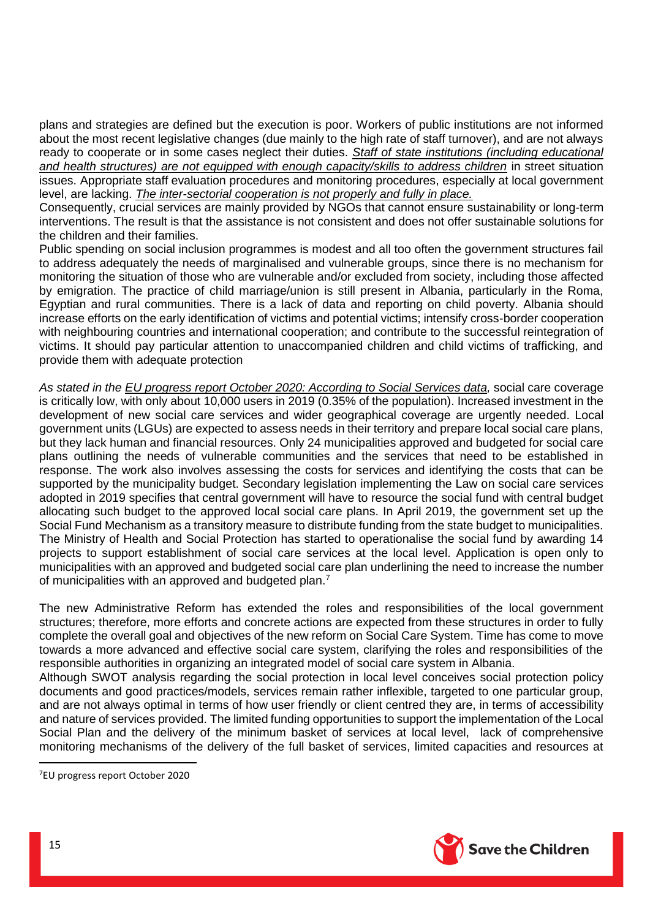plans and strategies are defined but the execution is poor. Workers of public institutions are not informed about the most recent legislative changes (due mainly to the high rate of staff turnover), and are not always ready to cooperate or in some cases neglect their duties. *Staff of state institutions (including educational and health structures) are not equipped with enough capacity/skills to address children* in street situation issues. Appropriate staff evaluation procedures and monitoring procedures, especially at local government level, are lacking. *The inter-sectorial cooperation is not properly and fully in place.*

Consequently, crucial services are mainly provided by NGOs that cannot ensure sustainability or long-term interventions. The result is that the assistance is not consistent and does not offer sustainable solutions for the children and their families.

Public spending on social inclusion programmes is modest and all too often the government structures fail to address adequately the needs of marginalised and vulnerable groups, since there is no mechanism for monitoring the situation of those who are vulnerable and/or excluded from society, including those affected by emigration. The practice of child marriage/union is still present in Albania, particularly in the Roma, Egyptian and rural communities. There is a lack of data and reporting on child poverty. Albania should increase efforts on the early identification of victims and potential victims; intensify cross-border cooperation with neighbouring countries and international cooperation; and contribute to the successful reintegration of victims. It should pay particular attention to unaccompanied children and child victims of trafficking, and provide them with adequate protection

*As stated in the EU progress report October 2020: According to Social Services data,* social care coverage is critically low, with only about 10,000 users in 2019 (0.35% of the population). Increased investment in the development of new social care services and wider geographical coverage are urgently needed. Local government units (LGUs) are expected to assess needs in their territory and prepare local social care plans, but they lack human and financial resources. Only 24 municipalities approved and budgeted for social care plans outlining the needs of vulnerable communities and the services that need to be established in response. The work also involves assessing the costs for services and identifying the costs that can be supported by the municipality budget. Secondary legislation implementing the Law on social care services adopted in 2019 specifies that central government will have to resource the social fund with central budget allocating such budget to the approved local social care plans. In April 2019, the government set up the Social Fund Mechanism as a transitory measure to distribute funding from the state budget to municipalities. The Ministry of Health and Social Protection has started to operationalise the social fund by awarding 14 projects to support establishment of social care services at the local level. Application is open only to municipalities with an approved and budgeted social care plan underlining the need to increase the number of municipalities with an approved and budgeted plan.[7]

The new Administrative Reform has extended the roles and responsibilities of the local government structures; therefore, more efforts and concrete actions are expected from these structures in order to fully complete the overall goal and objectives of the new reform on Social Care System. Time has come to move towards a more advanced and effective social care system, clarifying the roles and responsibilities of the responsible authorities in organizing an integrated model of social care system in Albania.

Although SWOT analysis regarding the social protection in local level conceives social protection policy documents and good practices/models, services remain rather inflexible, targeted to one particular group, and are not always optimal in terms of how user friendly or client centred they are, in terms of accessibility and nature of services provided. The limited funding opportunities to support the implementation of the Local Social Plan and the delivery of the minimum basket of services at local level, lack of comprehensive monitoring mechanisms of the delivery of the full basket of services, limited capacities and resources at

[7] EU progress report October 2020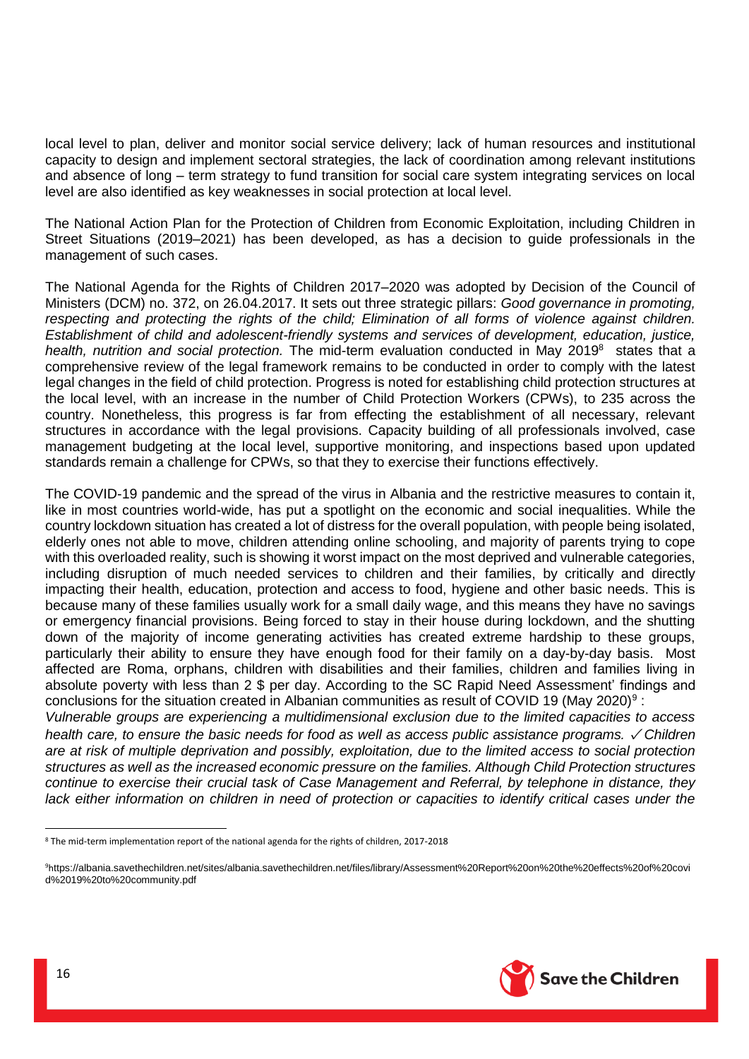local level to plan, deliver and monitor social service delivery; lack of human resources and institutional capacity to design and implement sectoral strategies, the lack of coordination among relevant institutions and absence of long – term strategy to fund transition for social care system integrating services on local level are also identified as key weaknesses in social protection at local level.

The National Action Plan for the Protection of Children from Economic Exploitation, including Children in Street Situations (2019–2021) has been developed, as has a decision to guide professionals in the management of such cases.

The National Agenda for the Rights of Children 2017–2020 was adopted by Decision of the Council of Ministers (DCM) no. 372, on 26.04.2017. It sets out three strategic pillars: *Good governance in promoting, respecting and protecting the rights of the child; Elimination of all forms of violence against children. Establishment of child and adolescent-friendly systems and services of development, education, justice, health, nutrition and social protection.* The mid-term evaluation conducted in May 2019[8] states that a comprehensive review of the legal framework remains to be conducted in order to comply with the latest legal changes in the field of child protection. Progress is noted for establishing child protection structures at the local level, with an increase in the number of Child Protection Workers (CPWs), to 235 across the country. Nonetheless, this progress is far from effecting the establishment of all necessary, relevant structures in accordance with the legal provisions. Capacity building of all professionals involved, case management budgeting at the local level, supportive monitoring, and inspections based upon updated standards remain a challenge for CPWs, so that they to exercise their functions effectively.

The COVID-19 pandemic and the spread of the virus in Albania and the restrictive measures to contain it, like in most countries world-wide, has put a spotlight on the economic and social inequalities. While the country lockdown situation has created a lot of distress for the overall population, with people being isolated, elderly ones not able to move, children attending online schooling, and majority of parents trying to cope with this overloaded reality, such is showing it worst impact on the most deprived and vulnerable categories, including disruption of much needed services to children and their families, by critically and directly impacting their health, education, protection and access to food, hygiene and other basic needs. This is because many of these families usually work for a small daily wage, and this means they have no savings or emergency financial provisions. Being forced to stay in their house during lockdown, and the shutting down of the majority of income generating activities has created extreme hardship to these groups, particularly their ability to ensure they have enough food for their family on a day-by-day basis. Most affected are Roma, orphans, children with disabilities and their families, children and families living in absolute poverty with less than 2 $ per day. According to the SC Rapid Need Assessment' findings and conclusions for the situation created in Albanian communities as result of COVID 19 (May 2020)[9] :

*Vulnerable groups are experiencing a multidimensional exclusion due to the limited capacities to access health care, to ensure the basic needs for food as well as access public assistance programs. ✓ Children are at risk of multiple deprivation and possibly, exploitation, due to the limited access to social protection structures as well as the increased economic pressure on the families. Although Child Protection structures continue to exercise their crucial task of Case Management and Referral, by telephone in distance, they lack either information on children in need of protection or capacities to identify critical cases under the*

---

[8] The mid-term implementation report of the national agenda for the rights of children, 2017-2018

[9] https://albania.savethechildren.net/sites/albania.savethechildren.net/files/library/Assessment%20Report%20on%20the%20effects%20of%20covid%2019%20to%20community.pdf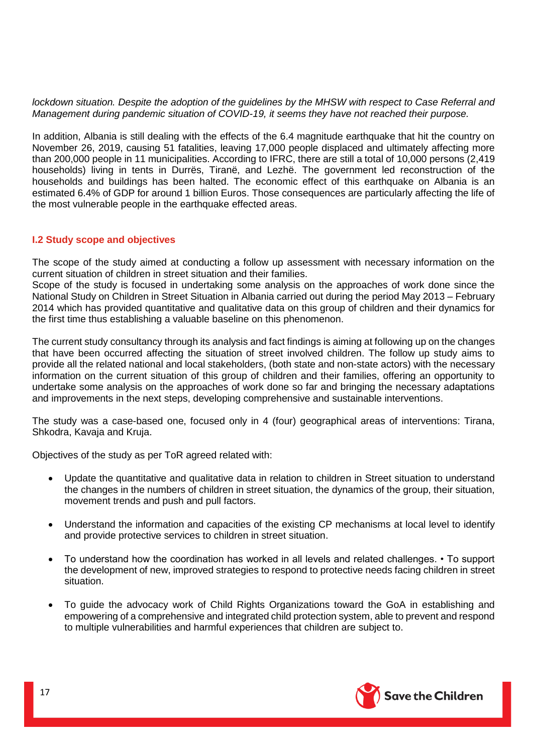*lockdown situation. Despite the adoption of the guidelines by the MHSW with respect to Case Referral and Management during pandemic situation of COVID-19, it seems they have not reached their purpose.*

In addition, Albania is still dealing with the effects of the 6.4 magnitude earthquake that hit the country on November 26, 2019, causing 51 fatalities, leaving 17,000 people displaced and ultimately affecting more than 200,000 people in 11 municipalities. According to IFRC, there are still a total of 10,000 persons (2,419 households) living in tents in Durrës, Tiranë, and Lezhë. The government led reconstruction of the households and buildings has been halted. The economic effect of this earthquake on Albania is an estimated 6.4% of GDP for around 1 billion Euros. Those consequences are particularly affecting the life of the most vulnerable people in the earthquake effected areas.

### I.2 Study scope and objectives

The scope of the study aimed at conducting a follow up assessment with necessary information on the current situation of children in street situation and their families.
Scope of the study is focused in undertaking some analysis on the approaches of work done since the National Study on Children in Street Situation in Albania carried out during the period May 2013 – February 2014 which has provided quantitative and qualitative data on this group of children and their dynamics for the first time thus establishing a valuable baseline on this phenomenon.

The current study consultancy through its analysis and fact findings is aiming at following up on the changes that have been occurred affecting the situation of street involved children. The follow up study aims to provide all the related national and local stakeholders, (both state and non-state actors) with the necessary information on the current situation of this group of children and their families, offering an opportunity to undertake some analysis on the approaches of work done so far and bringing the necessary adaptations and improvements in the next steps, developing comprehensive and sustainable interventions.

The study was a case-based one, focused only in 4 (four) geographical areas of interventions: Tirana, Shkodra, Kavaja and Kruja.

Objectives of the study as per ToR agreed related with:

- Update the quantitative and qualitative data in relation to children in Street situation to understand the changes in the numbers of children in street situation, the dynamics of the group, their situation, movement trends and push and pull factors.
- Understand the information and capacities of the existing CP mechanisms at local level to identify and provide protective services to children in street situation.
- To understand how the coordination has worked in all levels and related challenges. • To support the development of new, improved strategies to respond to protective needs facing children in street situation.
- To guide the advocacy work of Child Rights Organizations toward the GoA in establishing and empowering of a comprehensive and integrated child protection system, able to prevent and respond to multiple vulnerabilities and harmful experiences that children are subject to.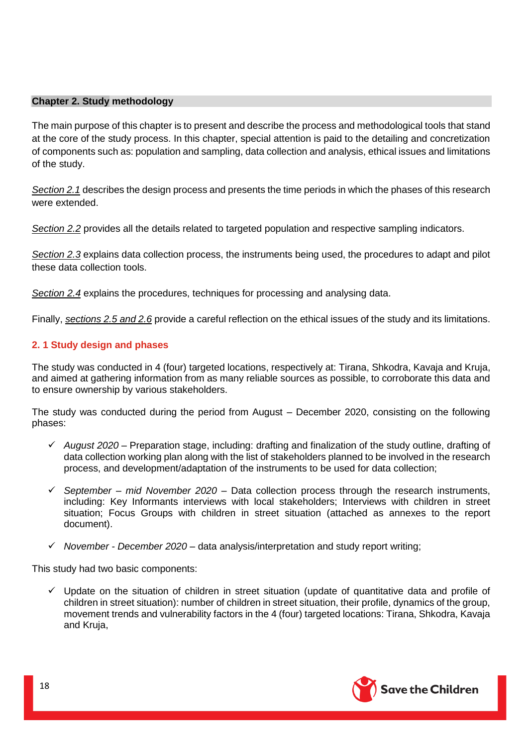## Chapter 2. Study methodology

The main purpose of this chapter is to present and describe the process and methodological tools that stand at the core of the study process. In this chapter, special attention is paid to the detailing and concretization of components such as: population and sampling, data collection and analysis, ethical issues and limitations of the study.

*Section 2.1* describes the design process and presents the time periods in which the phases of this research were extended.

*Section 2.2* provides all the details related to targeted population and respective sampling indicators.

*Section 2.3* explains data collection process, the instruments being used, the procedures to adapt and pilot these data collection tools.

*Section 2.4* explains the procedures, techniques for processing and analysing data.

Finally, *sections 2.5 and 2.6* provide a careful reflection on the ethical issues of the study and its limitations.

### 2. 1 Study design and phases

The study was conducted in 4 (four) targeted locations, respectively at: Tirana, Shkodra, Kavaja and Kruja, and aimed at gathering information from as many reliable sources as possible, to corroborate this data and to ensure ownership by various stakeholders.

The study was conducted during the period from August – December 2020, consisting on the following phases:

- ✓ *August 2020* – Preparation stage, including: drafting and finalization of the study outline, drafting of data collection working plan along with the list of stakeholders planned to be involved in the research process, and development/adaptation of the instruments to be used for data collection;
- ✓ *September – mid November 2020* – Data collection process through the research instruments, including: Key Informants interviews with local stakeholders; Interviews with children in street situation; Focus Groups with children in street situation (attached as annexes to the report document).
- ✓ *November - December 2020* – data analysis/interpretation and study report writing;

This study had two basic components:

- ✓ Update on the situation of children in street situation (update of quantitative data and profile of children in street situation): number of children in street situation, their profile, dynamics of the group, movement trends and vulnerability factors in the 4 (four) targeted locations: Tirana, Shkodra, Kavaja and Kruja,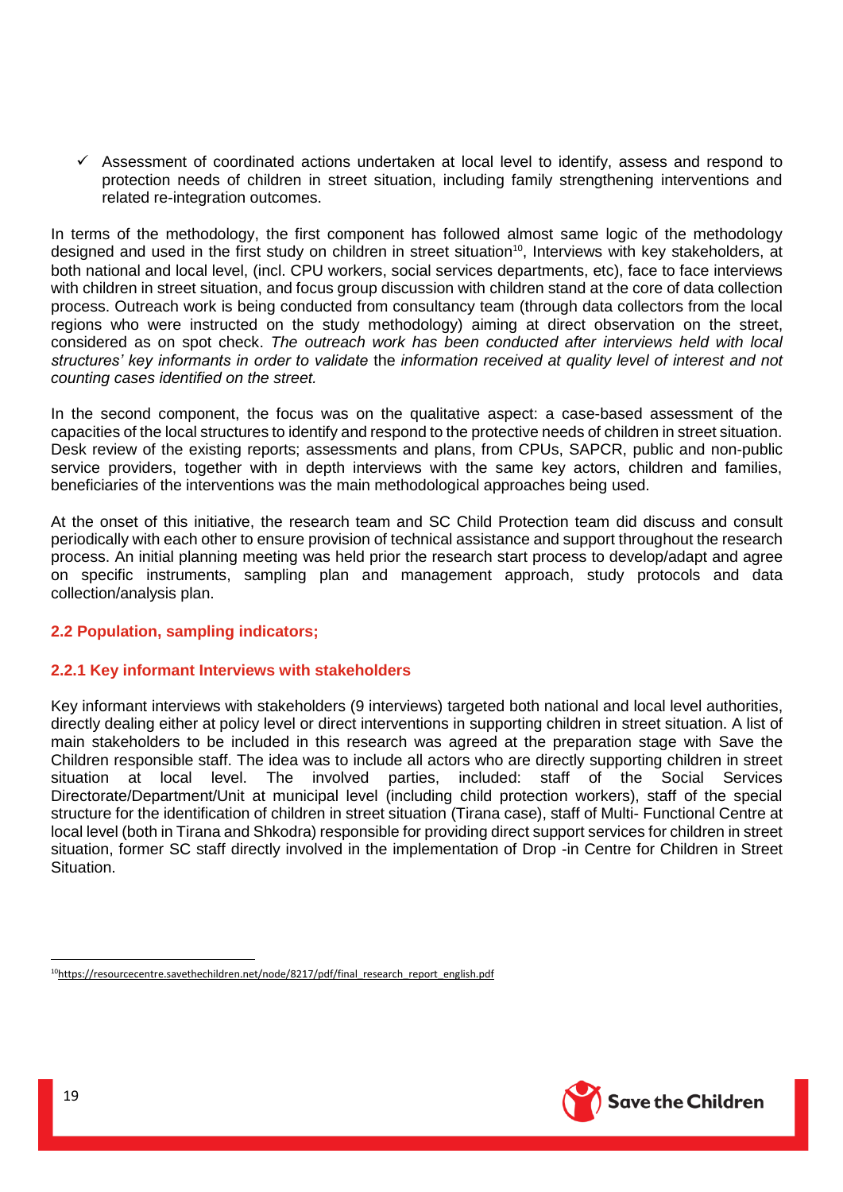- ✓ Assessment of coordinated actions undertaken at local level to identify, assess and respond to protection needs of children in street situation, including family strengthening interventions and related re-integration outcomes.

In terms of the methodology, the first component has followed almost same logic of the methodology designed and used in the first study on children in street situation[10], Interviews with key stakeholders, at both national and local level, (incl. CPU workers, social services departments, etc), face to face interviews with children in street situation, and focus group discussion with children stand at the core of data collection process. Outreach work is being conducted from consultancy team (through data collectors from the local regions who were instructed on the study methodology) aiming at direct observation on the street, considered as on spot check. *The outreach work has been conducted after interviews held with local structures' key informants in order to validate* the *information received at quality level of interest and not counting cases identified on the street.*

In the second component, the focus was on the qualitative aspect: a case-based assessment of the capacities of the local structures to identify and respond to the protective needs of children in street situation. Desk review of the existing reports; assessments and plans, from CPUs, SAPCR, public and non-public service providers, together with in depth interviews with the same key actors, children and families, beneficiaries of the interventions was the main methodological approaches being used.

At the onset of this initiative, the research team and SC Child Protection team did discuss and consult periodically with each other to ensure provision of technical assistance and support throughout the research process. An initial planning meeting was held prior the research start process to develop/adapt and agree on specific instruments, sampling plan and management approach, study protocols and data collection/analysis plan.

### 2.2 Population, sampling indicators;

#### 2.2.1 Key informant Interviews with stakeholders

Key informant interviews with stakeholders (9 interviews) targeted both national and local level authorities, directly dealing either at policy level or direct interventions in supporting children in street situation. A list of main stakeholders to be included in this research was agreed at the preparation stage with Save the Children responsible staff. The idea was to include all actors who are directly supporting children in street situation at local level. The involved parties, included: staff of the Social Services Directorate/Department/Unit at municipal level (including child protection workers), staff of the special structure for the identification of children in street situation (Tirana case), staff of Multi- Functional Centre at local level (both in Tirana and Shkodra) responsible for providing direct support services for children in street situation, former SC staff directly involved in the implementation of Drop -in Centre for Children in Street Situation.

---

[10] https://resourcecentre.savethechildren.net/node/8217/pdf/final_research_report_english.pdf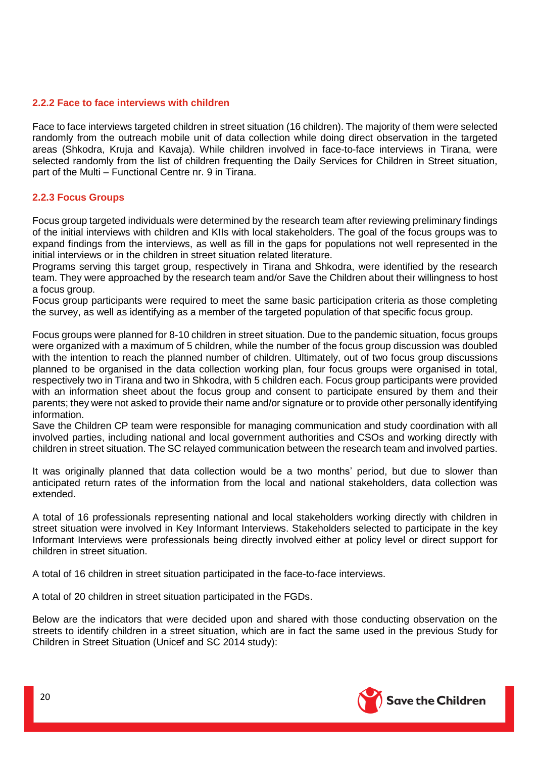### 2.2.2 Face to face interviews with children

Face to face interviews targeted children in street situation (16 children). The majority of them were selected randomly from the outreach mobile unit of data collection while doing direct observation in the targeted areas (Shkodra, Kruja and Kavaja). While children involved in face-to-face interviews in Tirana, were selected randomly from the list of children frequenting the Daily Services for Children in Street situation, part of the Multi – Functional Centre nr. 9 in Tirana.

### 2.2.3 Focus Groups

Focus group targeted individuals were determined by the research team after reviewing preliminary findings of the initial interviews with children and KIIs with local stakeholders. The goal of the focus groups was to expand findings from the interviews, as well as fill in the gaps for populations not well represented in the initial interviews or in the children in street situation related literature.
Programs serving this target group, respectively in Tirana and Shkodra, were identified by the research team. They were approached by the research team and/or Save the Children about their willingness to host a focus group.
Focus group participants were required to meet the same basic participation criteria as those completing the survey, as well as identifying as a member of the targeted population of that specific focus group.

Focus groups were planned for 8-10 children in street situation. Due to the pandemic situation, focus groups were organized with a maximum of 5 children, while the number of the focus group discussion was doubled with the intention to reach the planned number of children. Ultimately, out of two focus group discussions planned to be organised in the data collection working plan, four focus groups were organised in total, respectively two in Tirana and two in Shkodra, with 5 children each. Focus group participants were provided with an information sheet about the focus group and consent to participate ensured by them and their parents; they were not asked to provide their name and/or signature or to provide other personally identifying information.
Save the Children CP team were responsible for managing communication and study coordination with all involved parties, including national and local government authorities and CSOs and working directly with children in street situation. The SC relayed communication between the research team and involved parties.

It was originally planned that data collection would be a two months' period, but due to slower than anticipated return rates of the information from the local and national stakeholders, data collection was extended.

A total of 16 professionals representing national and local stakeholders working directly with children in street situation were involved in Key Informant Interviews. Stakeholders selected to participate in the key Informant Interviews were professionals being directly involved either at policy level or direct support for children in street situation.

A total of 16 children in street situation participated in the face-to-face interviews.

A total of 20 children in street situation participated in the FGDs.

Below are the indicators that were decided upon and shared with those conducting observation on the streets to identify children in a street situation, which are in fact the same used in the previous Study for Children in Street Situation (Unicef and SC 2014 study):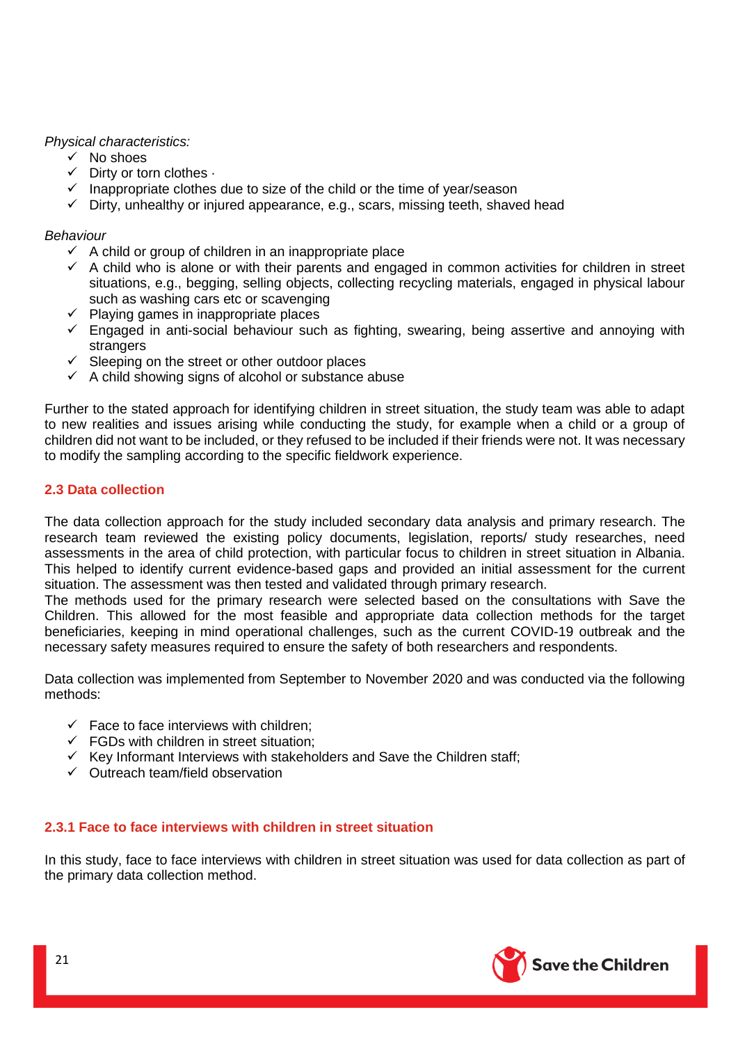*Physical characteristics:*

- ✓ No shoes
- ✓ Dirty or torn clothes ·
- ✓ Inappropriate clothes due to size of the child or the time of year/season
- ✓ Dirty, unhealthy or injured appearance, e.g., scars, missing teeth, shaved head

*Behaviour*

- ✓ A child or group of children in an inappropriate place
- ✓ A child who is alone or with their parents and engaged in common activities for children in street situations, e.g., begging, selling objects, collecting recycling materials, engaged in physical labour such as washing cars etc or scavenging
- ✓ Playing games in inappropriate places
- ✓ Engaged in anti-social behaviour such as fighting, swearing, being assertive and annoying with strangers
- ✓ Sleeping on the street or other outdoor places
- ✓ A child showing signs of alcohol or substance abuse

Further to the stated approach for identifying children in street situation, the study team was able to adapt to new realities and issues arising while conducting the study, for example when a child or a group of children did not want to be included, or they refused to be included if their friends were not. It was necessary to modify the sampling according to the specific fieldwork experience.

### 2.3 Data collection

The data collection approach for the study included secondary data analysis and primary research. The research team reviewed the existing policy documents, legislation, reports/ study researches, need assessments in the area of child protection, with particular focus to children in street situation in Albania. This helped to identify current evidence-based gaps and provided an initial assessment for the current situation. The assessment was then tested and validated through primary research.
The methods used for the primary research were selected based on the consultations with Save the Children. This allowed for the most feasible and appropriate data collection methods for the target beneficiaries, keeping in mind operational challenges, such as the current COVID-19 outbreak and the necessary safety measures required to ensure the safety of both researchers and respondents.

Data collection was implemented from September to November 2020 and was conducted via the following methods:

- ✓ Face to face interviews with children;
- ✓ FGDs with children in street situation;
- ✓ Key Informant Interviews with stakeholders and Save the Children staff;
- ✓ Outreach team/field observation

#### 2.3.1 Face to face interviews with children in street situation

In this study, face to face interviews with children in street situation was used for data collection as part of the primary data collection method.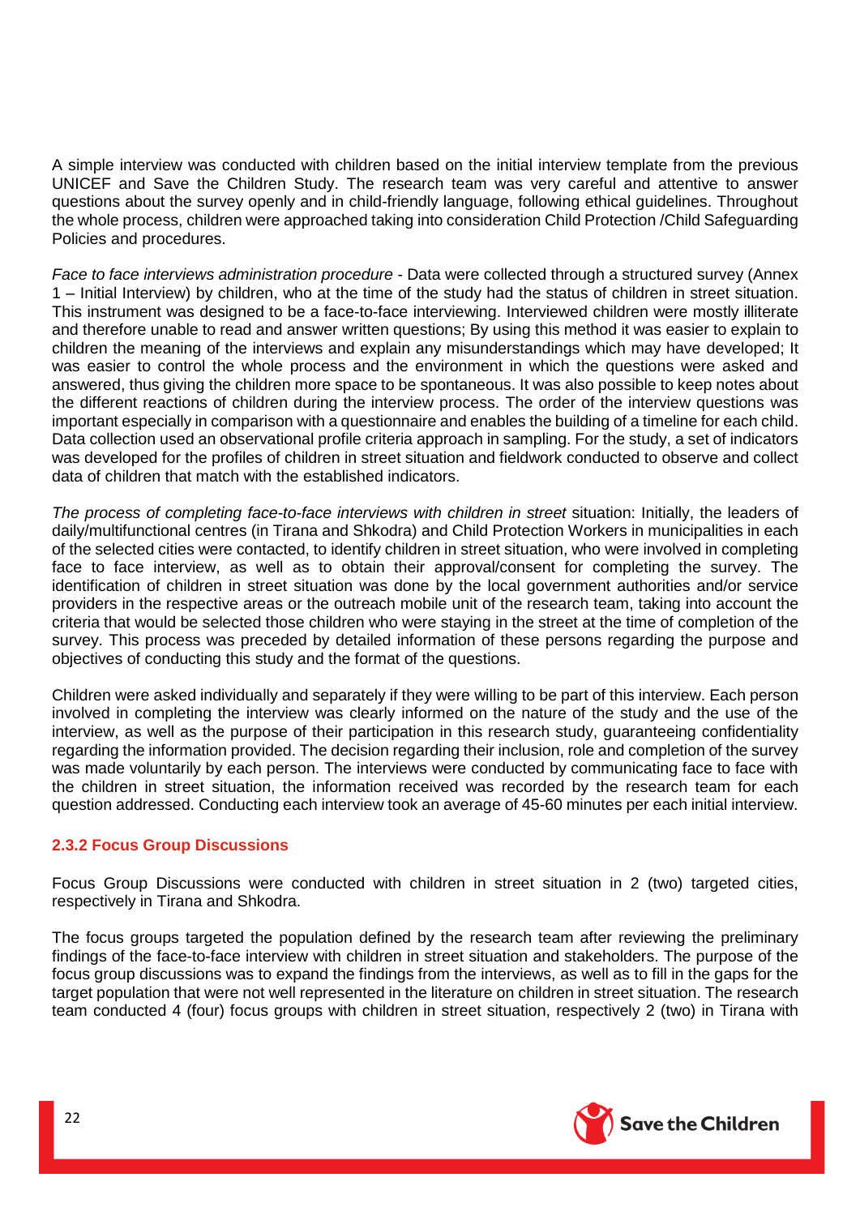A simple interview was conducted with children based on the initial interview template from the previous UNICEF and Save the Children Study. The research team was very careful and attentive to answer questions about the survey openly and in child-friendly language, following ethical guidelines. Throughout the whole process, children were approached taking into consideration Child Protection /Child Safeguarding Policies and procedures.

*Face to face interviews administration procedure* - Data were collected through a structured survey (Annex 1 – Initial Interview) by children, who at the time of the study had the status of children in street situation. This instrument was designed to be a face-to-face interviewing. Interviewed children were mostly illiterate and therefore unable to read and answer written questions; By using this method it was easier to explain to children the meaning of the interviews and explain any misunderstandings which may have developed; It was easier to control the whole process and the environment in which the questions were asked and answered, thus giving the children more space to be spontaneous. It was also possible to keep notes about the different reactions of children during the interview process. The order of the interview questions was important especially in comparison with a questionnaire and enables the building of a timeline for each child. Data collection used an observational profile criteria approach in sampling. For the study, a set of indicators was developed for the profiles of children in street situation and fieldwork conducted to observe and collect data of children that match with the established indicators.

*The process of completing face-to-face interviews with children in street* situation: Initially, the leaders of daily/multifunctional centres (in Tirana and Shkodra) and Child Protection Workers in municipalities in each of the selected cities were contacted, to identify children in street situation, who were involved in completing face to face interview, as well as to obtain their approval/consent for completing the survey. The identification of children in street situation was done by the local government authorities and/or service providers in the respective areas or the outreach mobile unit of the research team, taking into account the criteria that would be selected those children who were staying in the street at the time of completion of the survey. This process was preceded by detailed information of these persons regarding the purpose and objectives of conducting this study and the format of the questions.

Children were asked individually and separately if they were willing to be part of this interview. Each person involved in completing the interview was clearly informed on the nature of the study and the use of the interview, as well as the purpose of their participation in this research study, guaranteeing confidentiality regarding the information provided. The decision regarding their inclusion, role and completion of the survey was made voluntarily by each person. The interviews were conducted by communicating face to face with the children in street situation, the information received was recorded by the research team for each question addressed. Conducting each interview took an average of 45-60 minutes per each initial interview.

### 2.3.2 Focus Group Discussions

Focus Group Discussions were conducted with children in street situation in 2 (two) targeted cities, respectively in Tirana and Shkodra.

The focus groups targeted the population defined by the research team after reviewing the preliminary findings of the face-to-face interview with children in street situation and stakeholders. The purpose of the focus group discussions was to expand the findings from the interviews, as well as to fill in the gaps for the target population that were not well represented in the literature on children in street situation. The research team conducted 4 (four) focus groups with children in street situation, respectively 2 (two) in Tirana with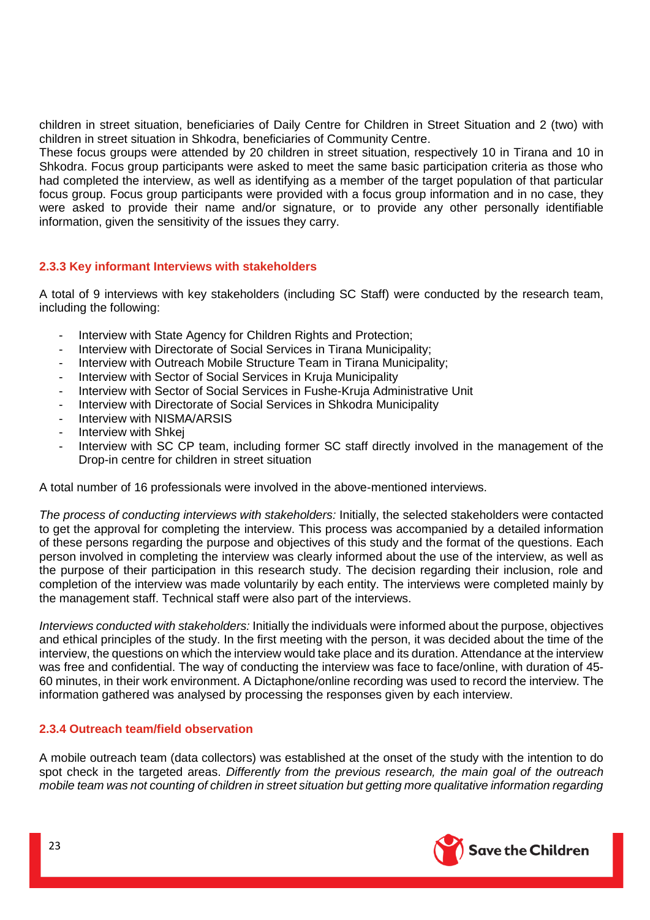children in street situation, beneficiaries of Daily Centre for Children in Street Situation and 2 (two) with children in street situation in Shkodra, beneficiaries of Community Centre.
These focus groups were attended by 20 children in street situation, respectively 10 in Tirana and 10 in Shkodra. Focus group participants were asked to meet the same basic participation criteria as those who had completed the interview, as well as identifying as a member of the target population of that particular focus group. Focus group participants were provided with a focus group information and in no case, they were asked to provide their name and/or signature, or to provide any other personally identifiable information, given the sensitivity of the issues they carry.

#### 2.3.3 Key informant Interviews with stakeholders

A total of 9 interviews with key stakeholders (including SC Staff) were conducted by the research team, including the following:

- Interview with State Agency for Children Rights and Protection;
- Interview with Directorate of Social Services in Tirana Municipality;
- Interview with Outreach Mobile Structure Team in Tirana Municipality;
- Interview with Sector of Social Services in Kruja Municipality
- Interview with Sector of Social Services in Fushe-Kruja Administrative Unit
- Interview with Directorate of Social Services in Shkodra Municipality
- Interview with NISMA/ARSIS
- Interview with Shkej
- Interview with SC CP team, including former SC staff directly involved in the management of the Drop-in centre for children in street situation

A total number of 16 professionals were involved in the above-mentioned interviews.

*The process of conducting interviews with stakeholders:* Initially, the selected stakeholders were contacted to get the approval for completing the interview. This process was accompanied by a detailed information of these persons regarding the purpose and objectives of this study and the format of the questions. Each person involved in completing the interview was clearly informed about the use of the interview, as well as the purpose of their participation in this research study. The decision regarding their inclusion, role and completion of the interview was made voluntarily by each entity. The interviews were completed mainly by the management staff. Technical staff were also part of the interviews.

*Interviews conducted with stakeholders:* Initially the individuals were informed about the purpose, objectives and ethical principles of the study. In the first meeting with the person, it was decided about the time of the interview, the questions on which the interview would take place and its duration. Attendance at the interview was free and confidential. The way of conducting the interview was face to face/online, with duration of 45-60 minutes, in their work environment. A Dictaphone/online recording was used to record the interview. The information gathered was analysed by processing the responses given by each interview.

#### 2.3.4 Outreach team/field observation

A mobile outreach team (data collectors) was established at the onset of the study with the intention to do spot check in the targeted areas. *Differently from the previous research, the main goal of the outreach mobile team was not counting of children in street situation but getting more qualitative information regarding*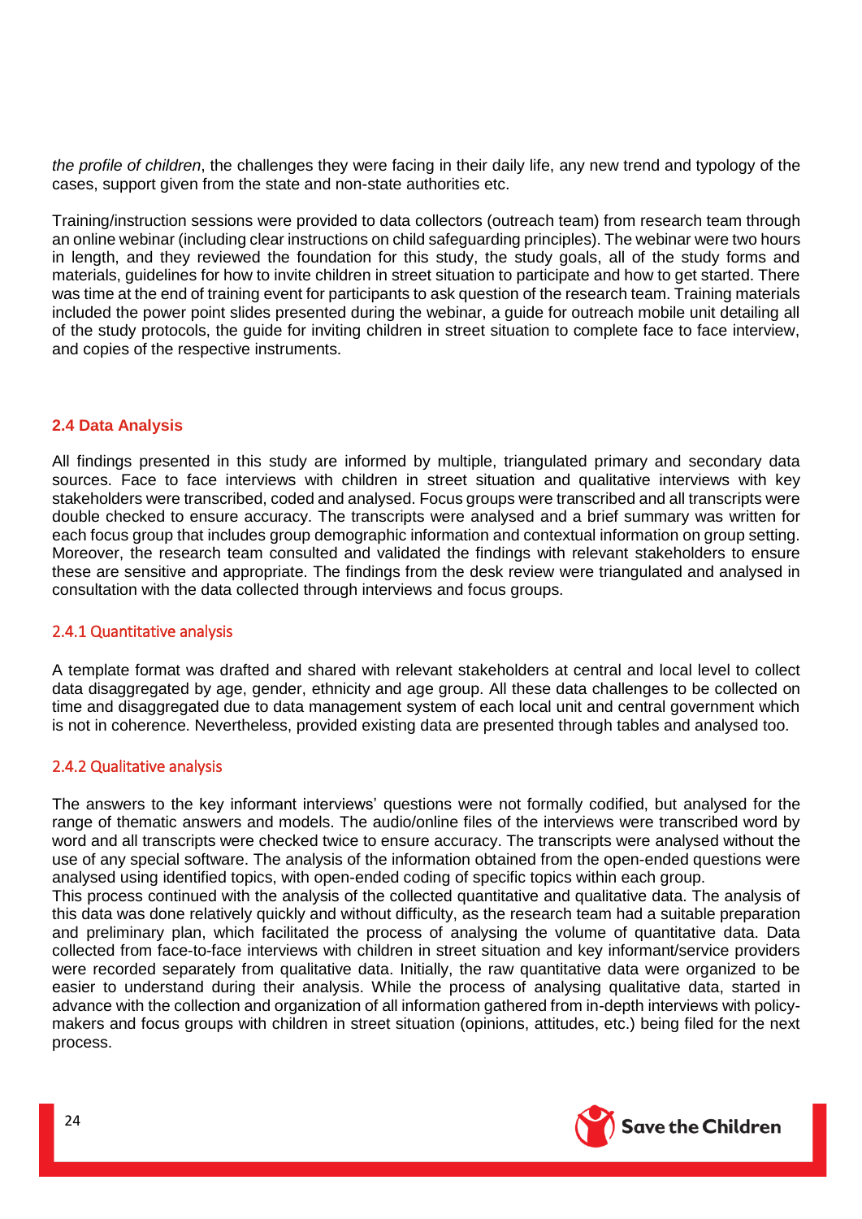*the profile of children*, the challenges they were facing in their daily life, any new trend and typology of the cases, support given from the state and non-state authorities etc.

Training/instruction sessions were provided to data collectors (outreach team) from research team through an online webinar (including clear instructions on child safeguarding principles). The webinar were two hours in length, and they reviewed the foundation for this study, the study goals, all of the study forms and materials, guidelines for how to invite children in street situation to participate and how to get started. There was time at the end of training event for participants to ask question of the research team. Training materials included the power point slides presented during the webinar, a guide for outreach mobile unit detailing all of the study protocols, the guide for inviting children in street situation to complete face to face interview, and copies of the respective instruments.

### 2.4 Data Analysis

All findings presented in this study are informed by multiple, triangulated primary and secondary data sources. Face to face interviews with children in street situation and qualitative interviews with key stakeholders were transcribed, coded and analysed. Focus groups were transcribed and all transcripts were double checked to ensure accuracy. The transcripts were analysed and a brief summary was written for each focus group that includes group demographic information and contextual information on group setting. Moreover, the research team consulted and validated the findings with relevant stakeholders to ensure these are sensitive and appropriate. The findings from the desk review were triangulated and analysed in consultation with the data collected through interviews and focus groups.

#### 2.4.1 Quantitative analysis

A template format was drafted and shared with relevant stakeholders at central and local level to collect data disaggregated by age, gender, ethnicity and age group. All these data challenges to be collected on time and disaggregated due to data management system of each local unit and central government which is not in coherence. Nevertheless, provided existing data are presented through tables and analysed too.

#### 2.4.2 Qualitative analysis

The answers to the key informant interviews' questions were not formally codified, but analysed for the range of thematic answers and models. The audio/online files of the interviews were transcribed word by word and all transcripts were checked twice to ensure accuracy. The transcripts were analysed without the use of any special software. The analysis of the information obtained from the open-ended questions were analysed using identified topics, with open-ended coding of specific topics within each group.
This process continued with the analysis of the collected quantitative and qualitative data. The analysis of this data was done relatively quickly and without difficulty, as the research team had a suitable preparation and preliminary plan, which facilitated the process of analysing the volume of quantitative data. Data collected from face-to-face interviews with children in street situation and key informant/service providers were recorded separately from qualitative data. Initially, the raw quantitative data were organized to be easier to understand during their analysis. While the process of analysing qualitative data, started in advance with the collection and organization of all information gathered from in-depth interviews with policy-makers and focus groups with children in street situation (opinions, attitudes, etc.) being filed for the next process.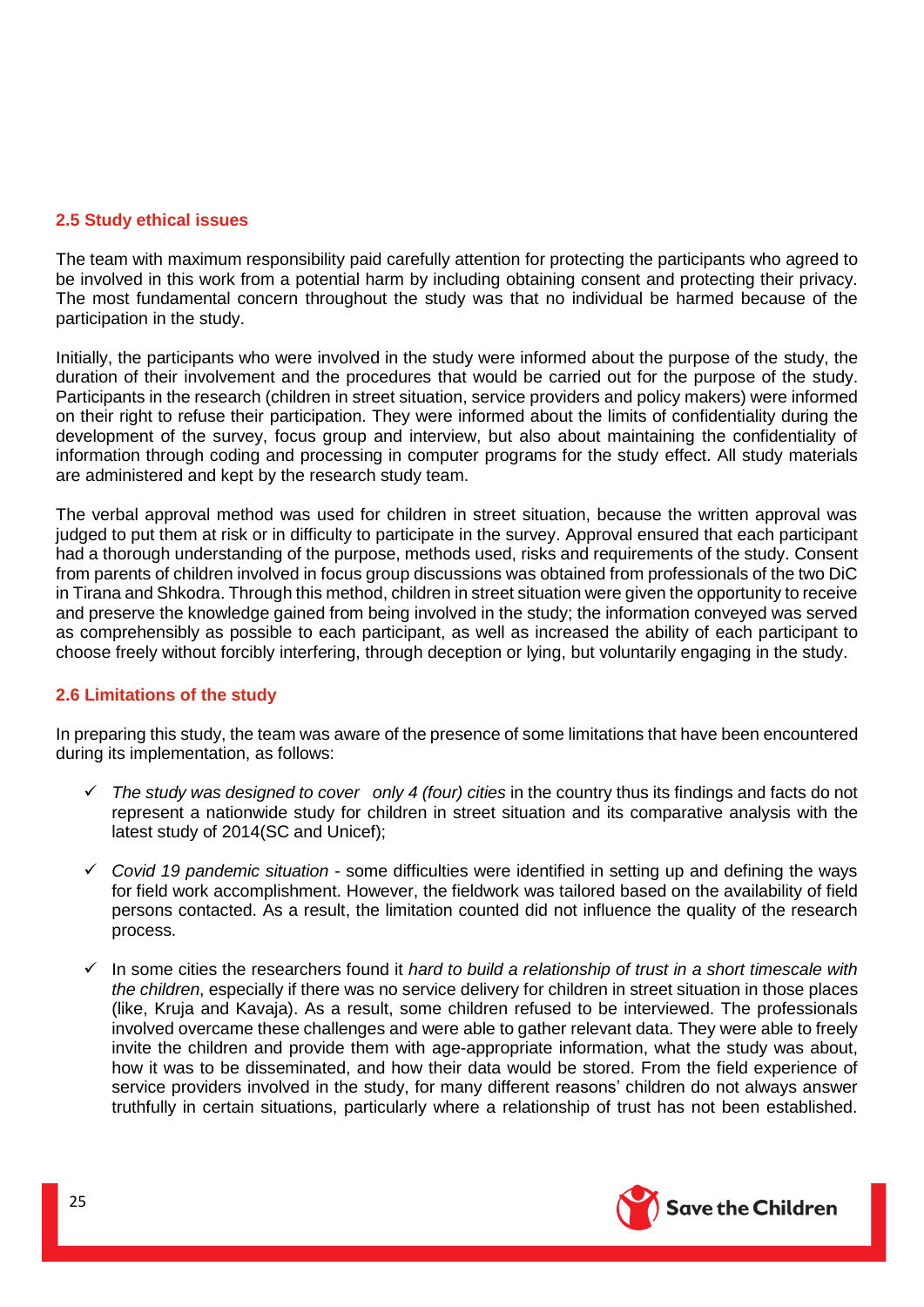### 2.5 Study ethical issues

The team with maximum responsibility paid carefully attention for protecting the participants who agreed to be involved in this work from a potential harm by including obtaining consent and protecting their privacy. The most fundamental concern throughout the study was that no individual be harmed because of the participation in the study.

Initially, the participants who were involved in the study were informed about the purpose of the study, the duration of their involvement and the procedures that would be carried out for the purpose of the study. Participants in the research (children in street situation, service providers and policy makers) were informed on their right to refuse their participation. They were informed about the limits of confidentiality during the development of the survey, focus group and interview, but also about maintaining the confidentiality of information through coding and processing in computer programs for the study effect. All study materials are administered and kept by the research study team.

The verbal approval method was used for children in street situation, because the written approval was judged to put them at risk or in difficulty to participate in the survey. Approval ensured that each participant had a thorough understanding of the purpose, methods used, risks and requirements of the study. Consent from parents of children involved in focus group discussions was obtained from professionals of the two DiC in Tirana and Shkodra. Through this method, children in street situation were given the opportunity to receive and preserve the knowledge gained from being involved in the study; the information conveyed was served as comprehensibly as possible to each participant, as well as increased the ability of each participant to choose freely without forcibly interfering, through deception or lying, but voluntarily engaging in the study.

### 2.6 Limitations of the study

In preparing this study, the team was aware of the presence of some limitations that have been encountered during its implementation, as follows:

- ✓ *The study was designed to cover only 4 (four) cities* in the country thus its findings and facts do not represent a nationwide study for children in street situation and its comparative analysis with the latest study of 2014(SC and Unicef);
- ✓ *Covid 19 pandemic situation* - some difficulties were identified in setting up and defining the ways for field work accomplishment. However, the fieldwork was tailored based on the availability of field persons contacted. As a result, the limitation counted did not influence the quality of the research process.
- ✓ In some cities the researchers found it *hard to build a relationship of trust in a short timescale with the children*, especially if there was no service delivery for children in street situation in those places (like, Kruja and Kavaja). As a result, some children refused to be interviewed. The professionals involved overcame these challenges and were able to gather relevant data. They were able to freely invite the children and provide them with age-appropriate information, what the study was about, how it was to be disseminated, and how their data would be stored. From the field experience of service providers involved in the study, for many different reasons' children do not always answer truthfully in certain situations, particularly where a relationship of trust has not been established.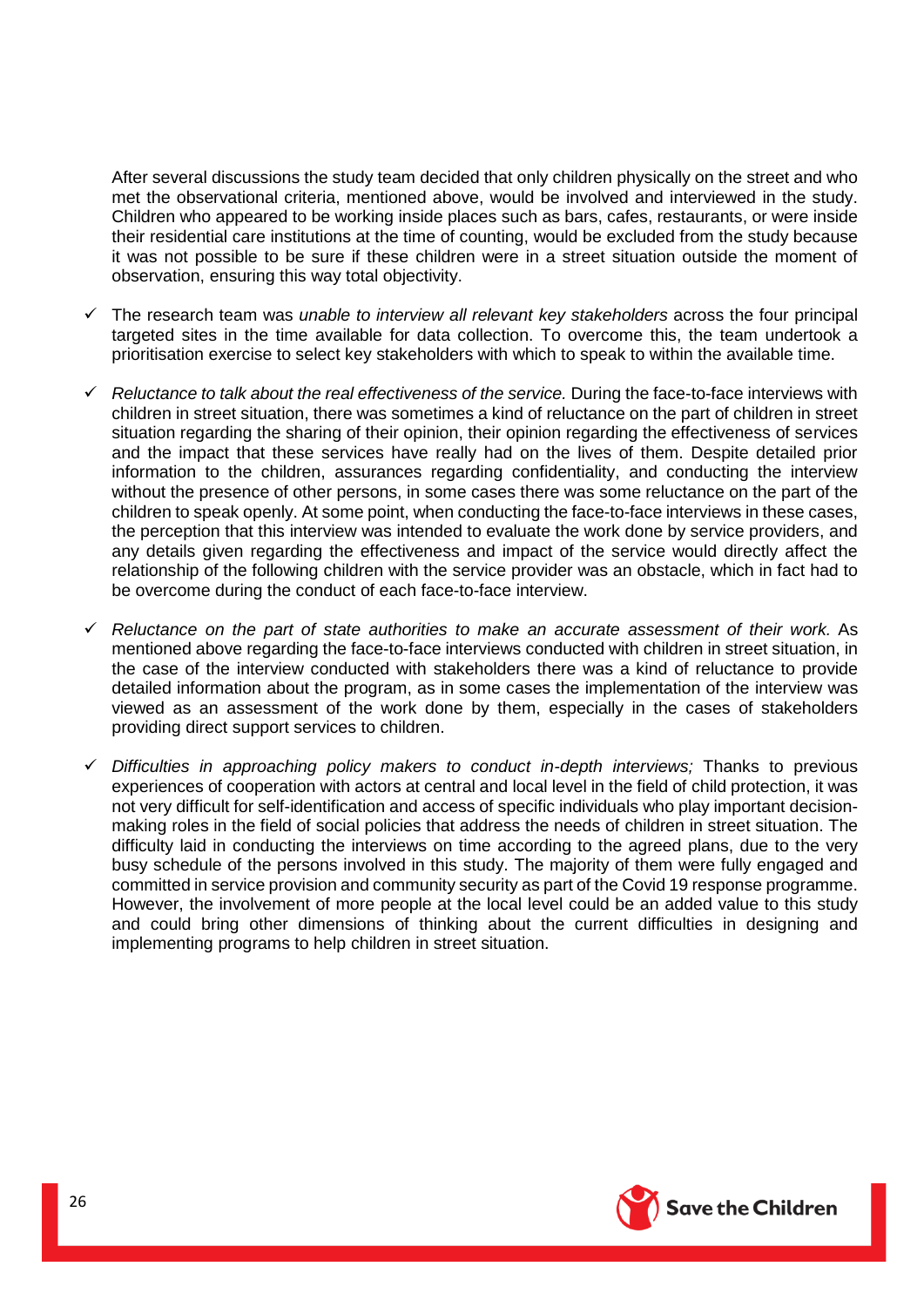After several discussions the study team decided that only children physically on the street and who met the observational criteria, mentioned above, would be involved and interviewed in the study. Children who appeared to be working inside places such as bars, cafes, restaurants, or were inside their residential care institutions at the time of counting, would be excluded from the study because it was not possible to be sure if these children were in a street situation outside the moment of observation, ensuring this way total objectivity.

- ✓ The research team was *unable to interview all relevant key stakeholders* across the four principal targeted sites in the time available for data collection. To overcome this, the team undertook a prioritisation exercise to select key stakeholders with which to speak to within the available time.
- ✓ *Reluctance to talk about the real effectiveness of the service.* During the face-to-face interviews with children in street situation, there was sometimes a kind of reluctance on the part of children in street situation regarding the sharing of their opinion, their opinion regarding the effectiveness of services and the impact that these services have really had on the lives of them. Despite detailed prior information to the children, assurances regarding confidentiality, and conducting the interview without the presence of other persons, in some cases there was some reluctance on the part of the children to speak openly. At some point, when conducting the face-to-face interviews in these cases, the perception that this interview was intended to evaluate the work done by service providers, and any details given regarding the effectiveness and impact of the service would directly affect the relationship of the following children with the service provider was an obstacle, which in fact had to be overcome during the conduct of each face-to-face interview.
- ✓ *Reluctance on the part of state authorities to make an accurate assessment of their work.* As mentioned above regarding the face-to-face interviews conducted with children in street situation, in the case of the interview conducted with stakeholders there was a kind of reluctance to provide detailed information about the program, as in some cases the implementation of the interview was viewed as an assessment of the work done by them, especially in the cases of stakeholders providing direct support services to children.
- ✓ *Difficulties in approaching policy makers to conduct in-depth interviews;* Thanks to previous experiences of cooperation with actors at central and local level in the field of child protection, it was not very difficult for self-identification and access of specific individuals who play important decision-making roles in the field of social policies that address the needs of children in street situation. The difficulty laid in conducting the interviews on time according to the agreed plans, due to the very busy schedule of the persons involved in this study. The majority of them were fully engaged and committed in service provision and community security as part of the Covid 19 response programme. However, the involvement of more people at the local level could be an added value to this study and could bring other dimensions of thinking about the current difficulties in designing and implementing programs to help children in street situation.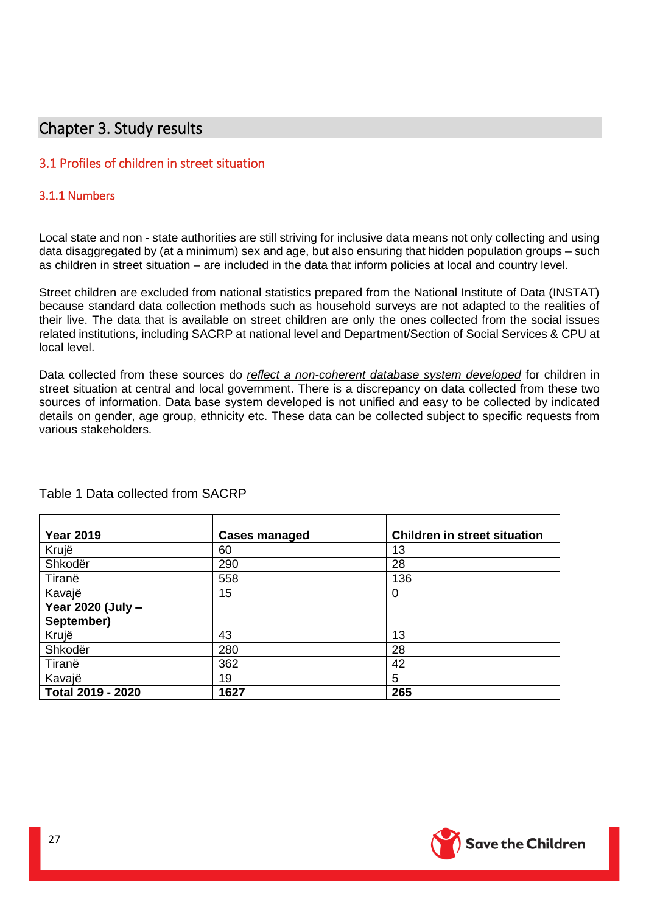## Chapter 3. Study results

### 3.1 Profiles of children in street situation

#### 3.1.1 Numbers

Local state and non - state authorities are still striving for inclusive data means not only collecting and using data disaggregated by (at a minimum) sex and age, but also ensuring that hidden population groups – such as children in street situation – are included in the data that inform policies at local and country level.

Street children are excluded from national statistics prepared from the National Institute of Data (INSTAT) because standard data collection methods such as household surveys are not adapted to the realities of their live. The data that is available on street children are only the ones collected from the social issues related institutions, including SACRP at national level and Department/Section of Social Services & CPU at local level.

Data collected from these sources do *reflect a non-coherent database system developed* for children in street situation at central and local government. There is a discrepancy on data collected from these two sources of information. Data base system developed is not unified and easy to be collected by indicated details on gender, age group, ethnicity etc. These data can be collected subject to specific requests from various stakeholders.

Table 1 Data collected from SACRP

| **Year 2019** | **Cases managed** | **Children in street situation** |
|---|---|---|
| Krujë | 60 | 13 |
| Shkodër | 290 | 28 |
| Tiranë | 558 | 136 |
| Kavajë | 15 | 0 |
| **Year 2020 (July – September)** | | |
| Krujë | 43 | 13 |
| Shkodër | 280 | 28 |
| Tiranë | 362 | 42 |
| Kavajë | 19 | 5 |
| **Total 2019 - 2020** | **1627** | **265** |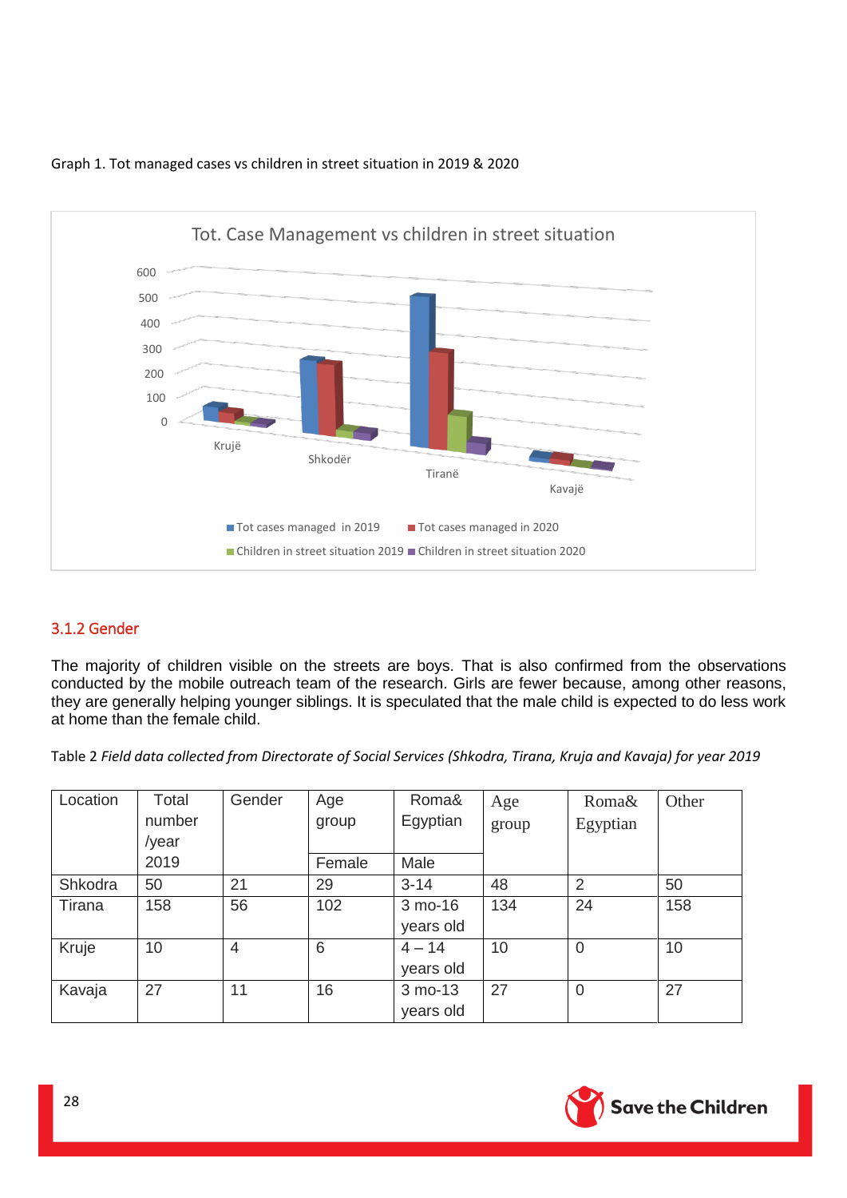Graph 1. Tot managed cases vs children in street situation in 2019 & 2020

### 3.1.2 Gender

The majority of children visible on the streets are boys. That is also confirmed from the observations conducted by the mobile outreach team of the research. Girls are fewer because, among other reasons, they are generally helping younger siblings. It is speculated that the male child is expected to do less work at home than the female child.

Table 2 *Field data collected from Directorate of Social Services (Shkodra, Tirana, Kruja and Kavaja) for year 2019*

| Location | Total number /year 2019 | Gender | Age group | Roma& Egyptian | Age group | Roma& Egyptian | Other |
|---|---|---|---|---|---|---|---|
| | | | Female | Male | | | |
| Shkodra | 50 | 21 | 29 | 3-14 | 48 | 2 | 50 |
| Tirana | 158 | 56 | 102 | 3 mo-16 years old | 134 | 24 | 158 |
| Kruje | 10 | 4 | 6 | 4 – 14 years old | 10 | 0 | 10 |
| Kavaja | 27 | 11 | 16 | 3 mo-13 years old | 27 | 0 | 27 |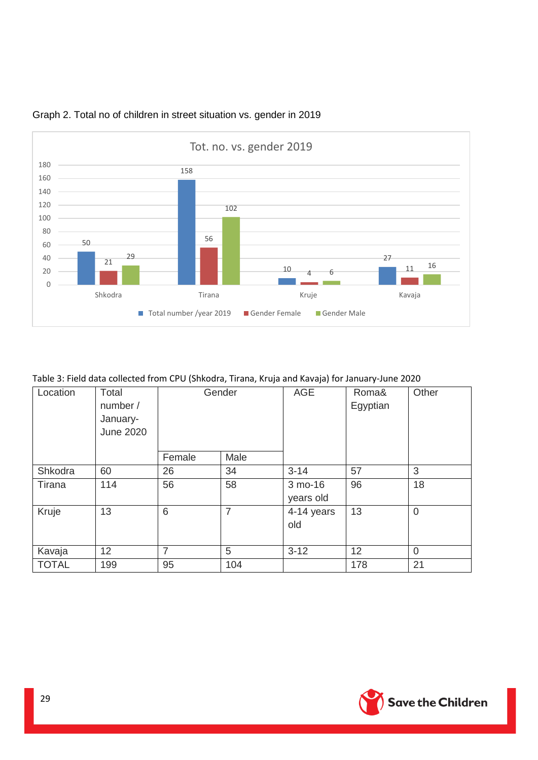Graph 2. Total no of children in street situation vs. gender in 2019

**Tot. no. vs. gender 2019**

| | Total number /year 2019 | Gender Female | Gender Male |
|---|---|---|---|
| Shkodra | 50 | 21 | 29 |
| Tirana | 158 | 56 | 102 |
| Kruje | 10 | 4 | 6 |
| Kavaja | 27 | 11 | 16 |

Table 3: Field data collected from CPU (Shkodra, Tirana, Kruja and Kavaja) for January-June 2020

| Location | Total number / January-June 2020 | Gender | | AGE | Roma& Egyptian | Other |
|---|---|---|---|---|---|---|
| | | Female | Male | | | |
| Shkodra | 60 | 26 | 34 | 3-14 | 57 | 3 |
| Tirana | 114 | 56 | 58 | 3 mo-16 years old | 96 | 18 |
| Kruje | 13 | 6 | 7 | 4-14 years old | 13 | 0 |
| Kavaja | 12 | 7 | 5 | 3-12 | 12 | 0 |
| TOTAL | 199 | 95 | 104 | | 178 | 21 |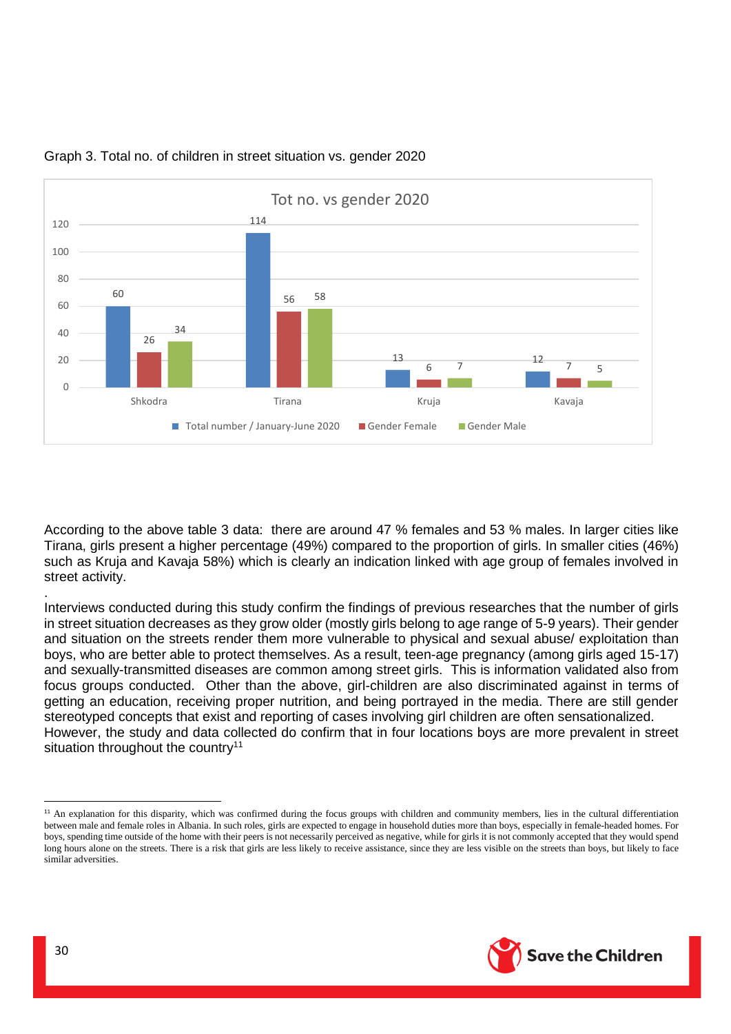Graph 3. Total no. of children in street situation vs. gender 2020

Tot no. vs gender 2020

| | Total number / January-June 2020 | Gender Female | Gender Male |
|---|---|---|---|
| Shkodra | 60 | 26 | 34 |
| Tirana | 114 | 56 | 58 |
| Kruja | 13 | 6 | 7 |
| Kavaja | 12 | 7 | 5 |

According to the above table 3 data: there are around 47 % females and 53 % males. In larger cities like Tirana, girls present a higher percentage (49%) compared to the proportion of girls. In smaller cities (46%) such as Kruja and Kavaja 58%) which is clearly an indication linked with age group of females involved in street activity.

.

Interviews conducted during this study confirm the findings of previous researches that the number of girls in street situation decreases as they grow older (mostly girls belong to age range of 5-9 years). Their gender and situation on the streets render them more vulnerable to physical and sexual abuse/ exploitation than boys, who are better able to protect themselves. As a result, teen-age pregnancy (among girls aged 15-17) and sexually-transmitted diseases are common among street girls. This is information validated also from focus groups conducted. Other than the above, girl-children are also discriminated against in terms of getting an education, receiving proper nutrition, and being portrayed in the media. There are still gender stereotyped concepts that exist and reporting of cases involving girl children are often sensationalized.
However, the study and data collected do confirm that in four locations boys are more prevalent in street situation throughout the country[11]

[11] An explanation for this disparity, which was confirmed during the focus groups with children and community members, lies in the cultural differentiation between male and female roles in Albania. In such roles, girls are expected to engage in household duties more than boys, especially in female-headed homes. For boys, spending time outside of the home with their peers is not necessarily perceived as negative, while for girls it is not commonly accepted that they would spend long hours alone on the streets. There is a risk that girls are less likely to receive assistance, since they are less visible on the streets than boys, but likely to face similar adversities.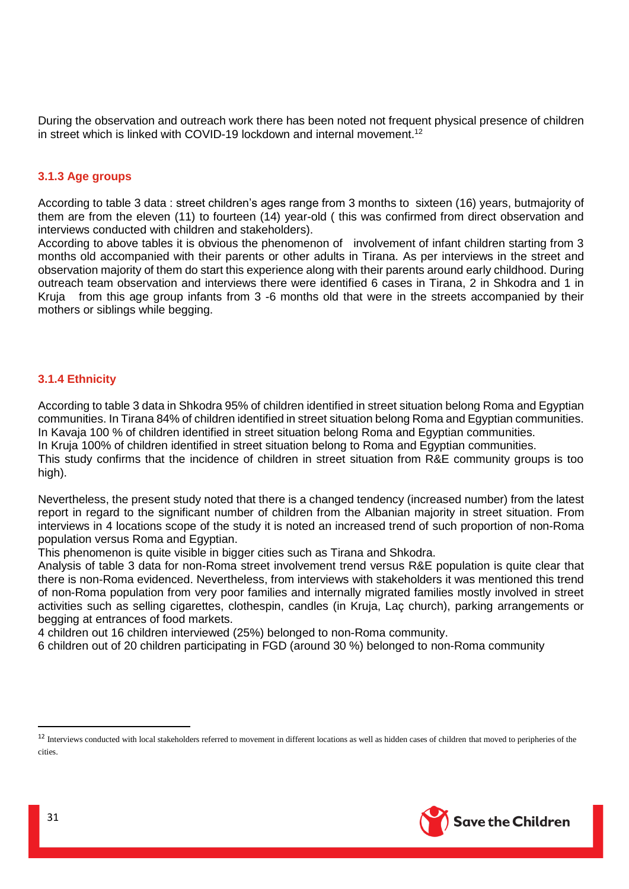During the observation and outreach work there has been noted not frequent physical presence of children in street which is linked with COVID-19 lockdown and internal movement.[12]

### 3.1.3 Age groups

According to table 3 data : street children's ages range from 3 months to sixteen (16) years, butmajority of them are from the eleven (11) to fourteen (14) year-old ( this was confirmed from direct observation and interviews conducted with children and stakeholders).

According to above tables it is obvious the phenomenon of involvement of infant children starting from 3 months old accompanied with their parents or other adults in Tirana. As per interviews in the street and observation majority of them do start this experience along with their parents around early childhood. During outreach team observation and interviews there were identified 6 cases in Tirana, 2 in Shkodra and 1 in Kruja from this age group infants from 3 -6 months old that were in the streets accompanied by their mothers or siblings while begging.

### 3.1.4 Ethnicity

According to table 3 data in Shkodra 95% of children identified in street situation belong Roma and Egyptian communities. In Tirana 84% of children identified in street situation belong Roma and Egyptian communities. In Kavaja 100 % of children identified in street situation belong Roma and Egyptian communities.

In Kruja 100% of children identified in street situation belong to Roma and Egyptian communities.

This study confirms that the incidence of children in street situation from R&E community groups is too high).

Nevertheless, the present study noted that there is a changed tendency (increased number) from the latest report in regard to the significant number of children from the Albanian majority in street situation. From interviews in 4 locations scope of the study it is noted an increased trend of such proportion of non-Roma population versus Roma and Egyptian.

This phenomenon is quite visible in bigger cities such as Tirana and Shkodra.

Analysis of table 3 data for non-Roma street involvement trend versus R&E population is quite clear that there is non-Roma evidenced. Nevertheless, from interviews with stakeholders it was mentioned this trend of non-Roma population from very poor families and internally migrated families mostly involved in street activities such as selling cigarettes, clothespin, candles (in Kruja, Laç church), parking arrangements or begging at entrances of food markets.

4 children out 16 children interviewed (25%) belonged to non-Roma community.

6 children out of 20 children participating in FGD (around 30 %) belonged to non-Roma community

[12] Interviews conducted with local stakeholders referred to movement in different locations as well as hidden cases of children that moved to peripheries of the cities.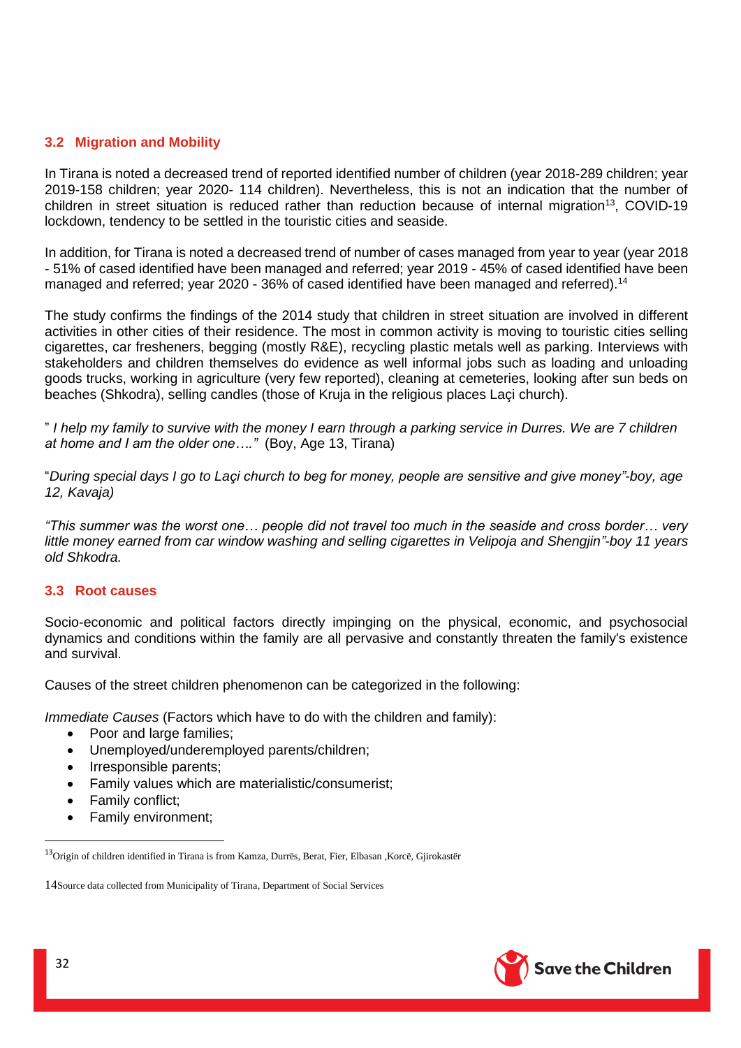### 3.2 Migration and Mobility

In Tirana is noted a decreased trend of reported identified number of children (year 2018-289 children; year 2019-158 children; year 2020- 114 children). Nevertheless, this is not an indication that the number of children in street situation is reduced rather than reduction because of internal migration[13], COVID-19 lockdown, tendency to be settled in the touristic cities and seaside.

In addition, for Tirana is noted a decreased trend of number of cases managed from year to year (year 2018 - 51% of cased identified have been managed and referred; year 2019 - 45% of cased identified have been managed and referred; year 2020 - 36% of cased identified have been managed and referred).[14]

The study confirms the findings of the 2014 study that children in street situation are involved in different activities in other cities of their residence. The most in common activity is moving to touristic cities selling cigarettes, car fresheners, begging (mostly R&E), recycling plastic metals well as parking. Interviews with stakeholders and children themselves do evidence as well informal jobs such as loading and unloading goods trucks, working in agriculture (very few reported), cleaning at cemeteries, looking after sun beds on beaches (Shkodra), selling candles (those of Kruja in the religious places Laçi church).

" *I help my family to survive with the money I earn through a parking service in Durres. We are 7 children at home and I am the older one…."* (Boy, Age 13, Tirana)

"*During special days I go to Laçi church to beg for money, people are sensitive and give money"-boy, age 12, Kavaja)*

*"This summer was the worst one… people did not travel too much in the seaside and cross border… very little money earned from car window washing and selling cigarettes in Velipoja and Shengjin"-boy 11 years old Shkodra.*

### 3.3 Root causes

Socio-economic and political factors directly impinging on the physical, economic, and psychosocial dynamics and conditions within the family are all pervasive and constantly threaten the family's existence and survival.

Causes of the street children phenomenon can be categorized in the following:

*Immediate Causes* (Factors which have to do with the children and family):

- Poor and large families;
- Unemployed/underemployed parents/children;
- Irresponsible parents;
- Family values which are materialistic/consumerist;
- Family conflict;
- Family environment;

[13] Origin of children identified in Tirana is from Kamza, Durrës, Berat, Fier, Elbasan ,Korcë, Gjirokastër

[14] Source data collected from Municipality of Tirana, Department of Social Services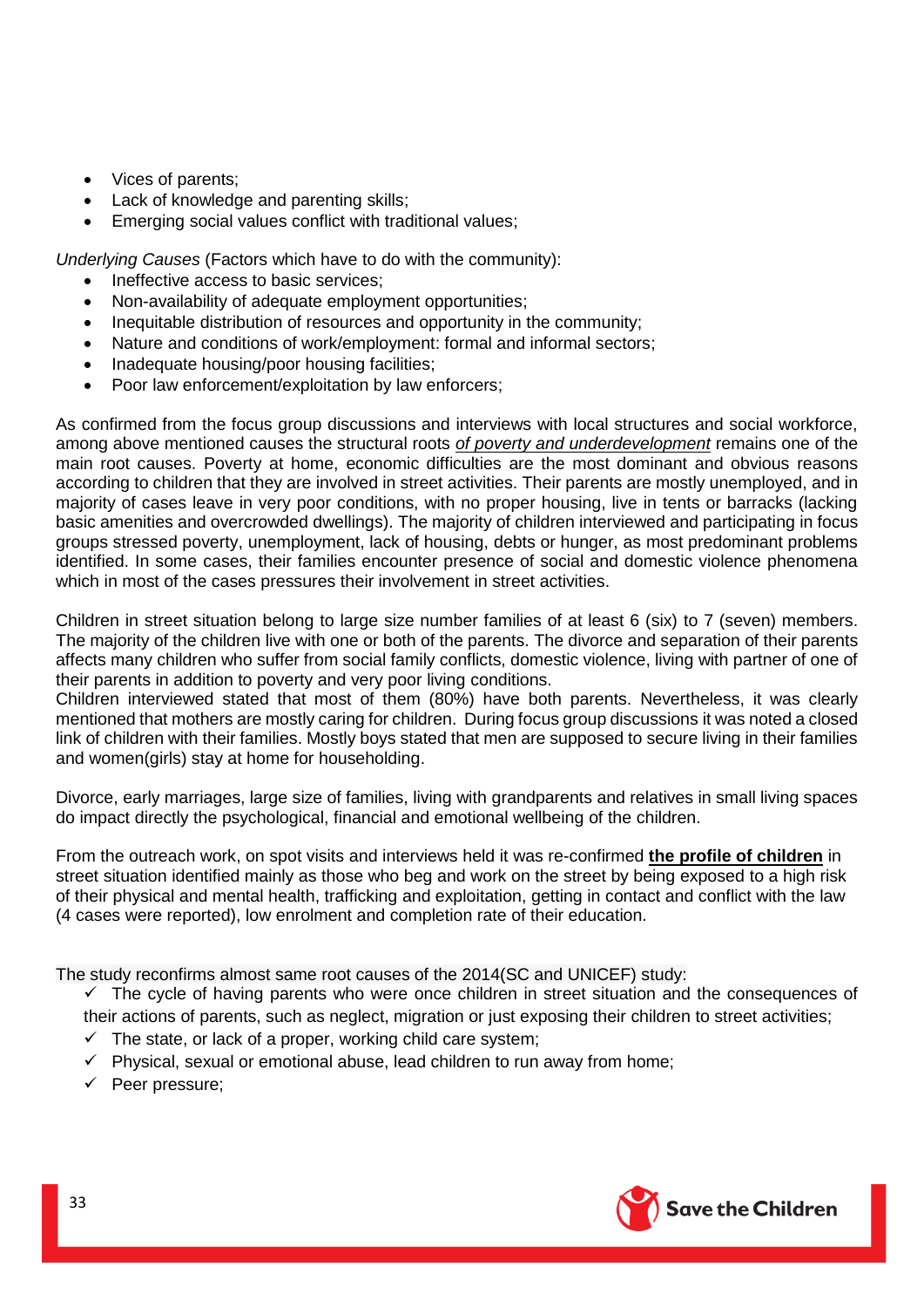- Vices of parents;
- Lack of knowledge and parenting skills;
- Emerging social values conflict with traditional values;

*Underlying Causes* (Factors which have to do with the community):

- Ineffective access to basic services;
- Non-availability of adequate employment opportunities;
- Inequitable distribution of resources and opportunity in the community;
- Nature and conditions of work/employment: formal and informal sectors;
- Inadequate housing/poor housing facilities;
- Poor law enforcement/exploitation by law enforcers;

As confirmed from the focus group discussions and interviews with local structures and social workforce, among above mentioned causes the structural roots *of poverty and underdevelopment* remains one of the main root causes. Poverty at home, economic difficulties are the most dominant and obvious reasons according to children that they are involved in street activities. Their parents are mostly unemployed, and in majority of cases leave in very poor conditions, with no proper housing, live in tents or barracks (lacking basic amenities and overcrowded dwellings). The majority of children interviewed and participating in focus groups stressed poverty, unemployment, lack of housing, debts or hunger, as most predominant problems identified. In some cases, their families encounter presence of social and domestic violence phenomena which in most of the cases pressures their involvement in street activities.

Children in street situation belong to large size number families of at least 6 (six) to 7 (seven) members. The majority of the children live with one or both of the parents. The divorce and separation of their parents affects many children who suffer from social family conflicts, domestic violence, living with partner of one of their parents in addition to poverty and very poor living conditions.
Children interviewed stated that most of them (80%) have both parents. Nevertheless, it was clearly mentioned that mothers are mostly caring for children. During focus group discussions it was noted a closed link of children with their families. Mostly boys stated that men are supposed to secure living in their families and women(girls) stay at home for householding.

Divorce, early marriages, large size of families, living with grandparents and relatives in small living spaces do impact directly the psychological, financial and emotional wellbeing of the children.

From the outreach work, on spot visits and interviews held it was re-confirmed **the profile of children** in street situation identified mainly as those who beg and work on the street by being exposed to a high risk of their physical and mental health, trafficking and exploitation, getting in contact and conflict with the law (4 cases were reported), low enrolment and completion rate of their education.

The study reconfirms almost same root causes of the 2014(SC and UNICEF) study:

- ✓ The cycle of having parents who were once children in street situation and the consequences of their actions of parents, such as neglect, migration or just exposing their children to street activities;
- ✓ The state, or lack of a proper, working child care system;
- ✓ Physical, sexual or emotional abuse, lead children to run away from home;
- ✓ Peer pressure;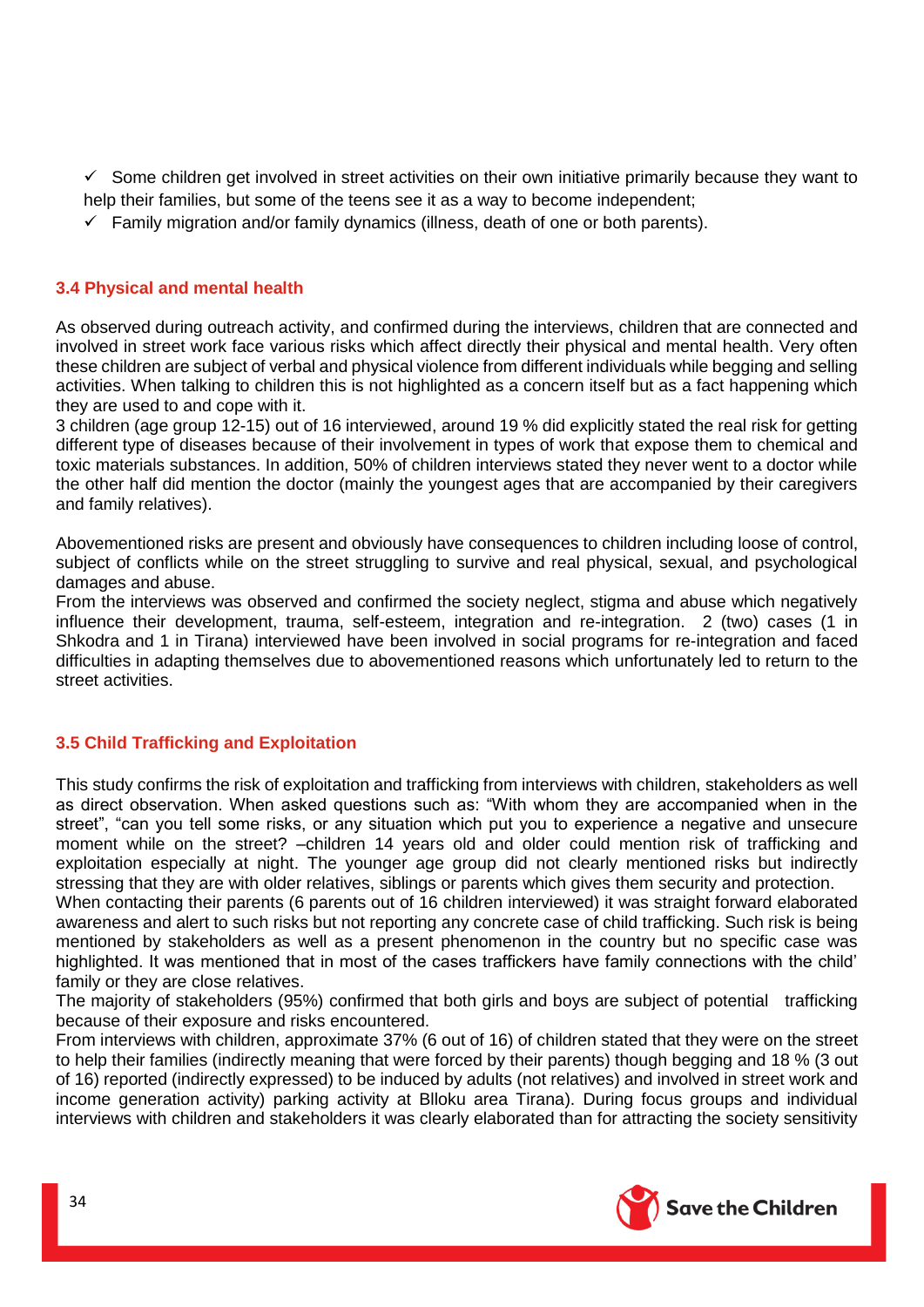- ✓ Some children get involved in street activities on their own initiative primarily because they want to help their families, but some of the teens see it as a way to become independent;
- ✓ Family migration and/or family dynamics (illness, death of one or both parents).

### 3.4 Physical and mental health

As observed during outreach activity, and confirmed during the interviews, children that are connected and involved in street work face various risks which affect directly their physical and mental health. Very often these children are subject of verbal and physical violence from different individuals while begging and selling activities. When talking to children this is not highlighted as a concern itself but as a fact happening which they are used to and cope with it.

3 children (age group 12-15) out of 16 interviewed, around 19 % did explicitly stated the real risk for getting different type of diseases because of their involvement in types of work that expose them to chemical and toxic materials substances. In addition, 50% of children interviews stated they never went to a doctor while the other half did mention the doctor (mainly the youngest ages that are accompanied by their caregivers and family relatives).

Abovementioned risks are present and obviously have consequences to children including loose of control, subject of conflicts while on the street struggling to survive and real physical, sexual, and psychological damages and abuse.

From the interviews was observed and confirmed the society neglect, stigma and abuse which negatively influence their development, trauma, self-esteem, integration and re-integration. 2 (two) cases (1 in Shkodra and 1 in Tirana) interviewed have been involved in social programs for re-integration and faced difficulties in adapting themselves due to abovementioned reasons which unfortunately led to return to the street activities.

### 3.5 Child Trafficking and Exploitation

This study confirms the risk of exploitation and trafficking from interviews with children, stakeholders as well as direct observation. When asked questions such as: "With whom they are accompanied when in the street", "can you tell some risks, or any situation which put you to experience a negative and unsecure moment while on the street? –children 14 years old and older could mention risk of trafficking and exploitation especially at night. The younger age group did not clearly mentioned risks but indirectly stressing that they are with older relatives, siblings or parents which gives them security and protection.

When contacting their parents (6 parents out of 16 children interviewed) it was straight forward elaborated awareness and alert to such risks but not reporting any concrete case of child trafficking. Such risk is being mentioned by stakeholders as well as a present phenomenon in the country but no specific case was highlighted. It was mentioned that in most of the cases traffickers have family connections with the child' family or they are close relatives.

The majority of stakeholders (95%) confirmed that both girls and boys are subject of potential trafficking because of their exposure and risks encountered.

From interviews with children, approximate 37% (6 out of 16) of children stated that they were on the street to help their families (indirectly meaning that were forced by their parents) though begging and 18 % (3 out of 16) reported (indirectly expressed) to be induced by adults (not relatives) and involved in street work and income generation activity) parking activity at Blloku area Tirana). During focus groups and individual interviews with children and stakeholders it was clearly elaborated than for attracting the society sensitivity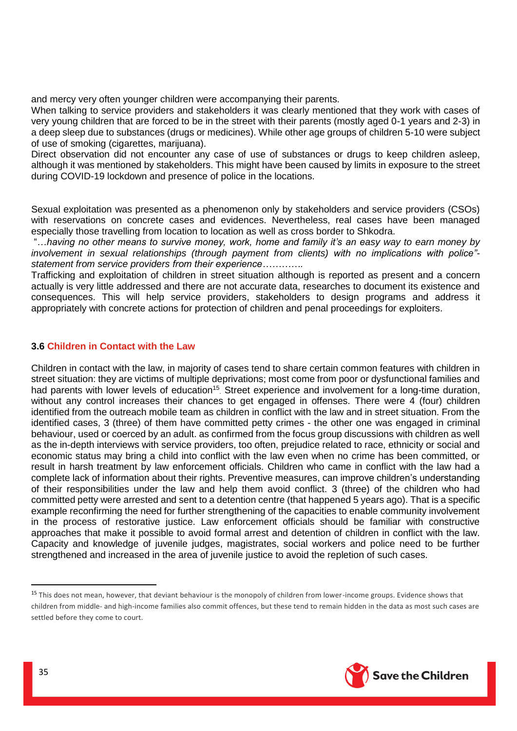and mercy very often younger children were accompanying their parents.

When talking to service providers and stakeholders it was clearly mentioned that they work with cases of very young children that are forced to be in the street with their parents (mostly aged 0-1 years and 2-3) in a deep sleep due to substances (drugs or medicines). While other age groups of children 5-10 were subject of use of smoking (cigarettes, marijuana).

Direct observation did not encounter any case of use of substances or drugs to keep children asleep, although it was mentioned by stakeholders. This might have been caused by limits in exposure to the street during COVID-19 lockdown and presence of police in the locations.

Sexual exploitation was presented as a phenomenon only by stakeholders and service providers (CSOs) with reservations on concrete cases and evidences. Nevertheless, real cases have been managed especially those travelling from location to location as well as cross border to Shkodra.

"…*having no other means to survive money, work, home and family it's an easy way to earn money by involvement in sexual relationships (through payment from clients) with no implications with police"- statement from service providers from their experience………….*

Trafficking and exploitation of children in street situation although is reported as present and a concern actually is very little addressed and there are not accurate data, researches to document its existence and consequences. This will help service providers, stakeholders to design programs and address it appropriately with concrete actions for protection of children and penal proceedings for exploiters.

### 3.6 Children in Contact with the Law

Children in contact with the law, in majority of cases tend to share certain common features with children in street situation: they are victims of multiple deprivations; most come from poor or dysfunctional families and had parents with lower levels of education[15]. Street experience and involvement for a long-time duration, without any control increases their chances to get engaged in offenses. There were 4 (four) children identified from the outreach mobile team as children in conflict with the law and in street situation. From the identified cases, 3 (three) of them have committed petty crimes - the other one was engaged in criminal behaviour, used or coerced by an adult. as confirmed from the focus group discussions with children as well as the in-depth interviews with service providers, too often, prejudice related to race, ethnicity or social and economic status may bring a child into conflict with the law even when no crime has been committed, or result in harsh treatment by law enforcement officials. Children who came in conflict with the law had a complete lack of information about their rights. Preventive measures, can improve children's understanding of their responsibilities under the law and help them avoid conflict. 3 (three) of the children who had committed petty were arrested and sent to a detention centre (that happened 5 years ago). That is a specific example reconfirming the need for further strengthening of the capacities to enable community involvement in the process of restorative justice. Law enforcement officials should be familiar with constructive approaches that make it possible to avoid formal arrest and detention of children in conflict with the law. Capacity and knowledge of juvenile judges, magistrates, social workers and police need to be further strengthened and increased in the area of juvenile justice to avoid the repletion of such cases.

[15] This does not mean, however, that deviant behaviour is the monopoly of children from lower-income groups. Evidence shows that children from middle- and high-income families also commit offences, but these tend to remain hidden in the data as most such cases are settled before they come to court.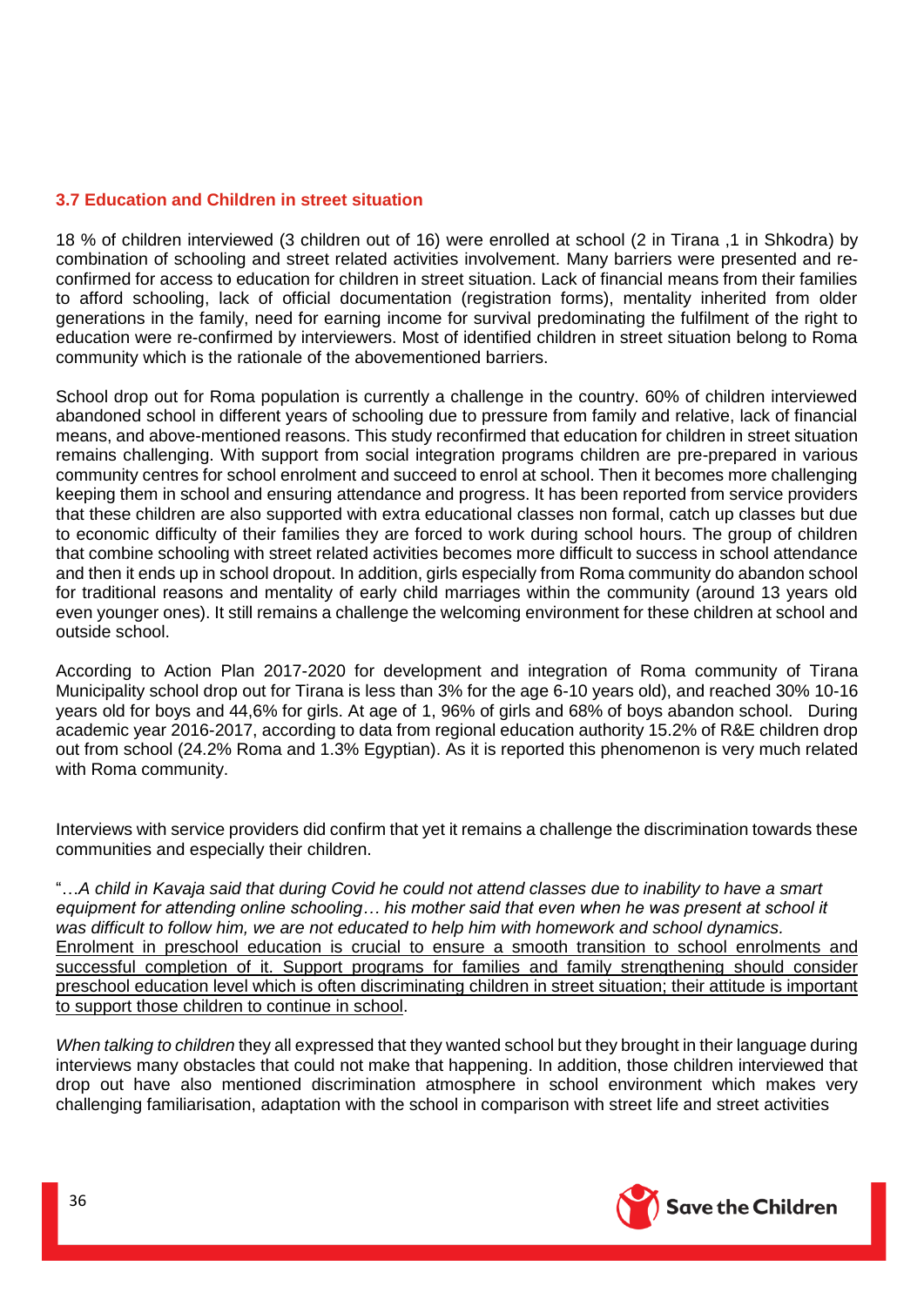### 3.7 Education and Children in street situation

18 % of children interviewed (3 children out of 16) were enrolled at school (2 in Tirana ,1 in Shkodra) by combination of schooling and street related activities involvement. Many barriers were presented and re-confirmed for access to education for children in street situation. Lack of financial means from their families to afford schooling, lack of official documentation (registration forms), mentality inherited from older generations in the family, need for earning income for survival predominating the fulfilment of the right to education were re-confirmed by interviewers. Most of identified children in street situation belong to Roma community which is the rationale of the abovementioned barriers.

School drop out for Roma population is currently a challenge in the country. 60% of children interviewed abandoned school in different years of schooling due to pressure from family and relative, lack of financial means, and above-mentioned reasons. This study reconfirmed that education for children in street situation remains challenging. With support from social integration programs children are pre-prepared in various community centres for school enrolment and succeed to enrol at school. Then it becomes more challenging keeping them in school and ensuring attendance and progress. It has been reported from service providers that these children are also supported with extra educational classes non formal, catch up classes but due to economic difficulty of their families they are forced to work during school hours. The group of children that combine schooling with street related activities becomes more difficult to success in school attendance and then it ends up in school dropout. In addition, girls especially from Roma community do abandon school for traditional reasons and mentality of early child marriages within the community (around 13 years old even younger ones). It still remains a challenge the welcoming environment for these children at school and outside school.

According to Action Plan 2017-2020 for development and integration of Roma community of Tirana Municipality school drop out for Tirana is less than 3% for the age 6-10 years old), and reached 30% 10-16 years old for boys and 44,6% for girls. At age of 1, 96% of girls and 68% of boys abandon school. During academic year 2016-2017, according to data from regional education authority 15.2% of R&E children drop out from school (24.2% Roma and 1.3% Egyptian). As it is reported this phenomenon is very much related with Roma community.

Interviews with service providers did confirm that yet it remains a challenge the discrimination towards these communities and especially their children.

"…*A child in Kavaja said that during Covid he could not attend classes due to inability to have a smart equipment for attending online schooling… his mother said that even when he was present at school it was difficult to follow him, we are not educated to help him with homework and school dynamics.*
Enrolment in preschool education is crucial to ensure a smooth transition to school enrolments and successful completion of it. Support programs for families and family strengthening should consider preschool education level which is often discriminating children in street situation; their attitude is important to support those children to continue in school.

*When talking to children* they all expressed that they wanted school but they brought in their language during interviews many obstacles that could not make that happening. In addition, those children interviewed that drop out have also mentioned discrimination atmosphere in school environment which makes very challenging familiarisation, adaptation with the school in comparison with street life and street activities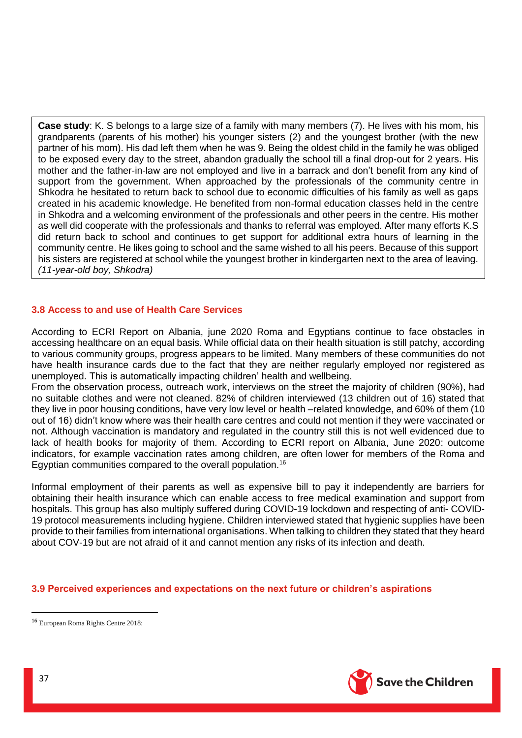**Case study**: K. S belongs to a large size of a family with many members (7). He lives with his mom, his grandparents (parents of his mother) his younger sisters (2) and the youngest brother (with the new partner of his mom). His dad left them when he was 9. Being the oldest child in the family he was obliged to be exposed every day to the street, abandon gradually the school till a final drop-out for 2 years. His mother and the father-in-law are not employed and live in a barrack and don't benefit from any kind of support from the government. When approached by the professionals of the community centre in Shkodra he hesitated to return back to school due to economic difficulties of his family as well as gaps created in his academic knowledge. He benefited from non-formal education classes held in the centre in Shkodra and a welcoming environment of the professionals and other peers in the centre. His mother as well did cooperate with the professionals and thanks to referral was employed. After many efforts K.S did return back to school and continues to get support for additional extra hours of learning in the community centre. He likes going to school and the same wished to all his peers. Because of this support his sisters are registered at school while the youngest brother in kindergarten next to the area of leaving. *(11-year-old boy, Shkodra)*

### 3.8 Access to and use of Health Care Services

According to ECRI Report on Albania, june 2020 Roma and Egyptians continue to face obstacles in accessing healthcare on an equal basis. While official data on their health situation is still patchy, according to various community groups, progress appears to be limited. Many members of these communities do not have health insurance cards due to the fact that they are neither regularly employed nor registered as unemployed. This is automatically impacting children' health and wellbeing.
From the observation process, outreach work, interviews on the street the majority of children (90%), had no suitable clothes and were not cleaned. 82% of children interviewed (13 children out of 16) stated that they live in poor housing conditions, have very low level or health –related knowledge, and 60% of them (10 out of 16) didn't know where was their health care centres and could not mention if they were vaccinated or not. Although vaccination is mandatory and regulated in the country still this is not well evidenced due to lack of health books for majority of them. According to ECRI report on Albania, June 2020: outcome indicators, for example vaccination rates among children, are often lower for members of the Roma and Egyptian communities compared to the overall population.[16]

Informal employment of their parents as well as expensive bill to pay it independently are barriers for obtaining their health insurance which can enable access to free medical examination and support from hospitals. This group has also multiply suffered during COVID-19 lockdown and respecting of anti- COVID-19 protocol measurements including hygiene. Children interviewed stated that hygienic supplies have been provide to their families from international organisations. When talking to children they stated that they heard about COV-19 but are not afraid of it and cannot mention any risks of its infection and death.

### 3.9 Perceived experiences and expectations on the next future or children's aspirations

[16] European Roma Rights Centre 2018: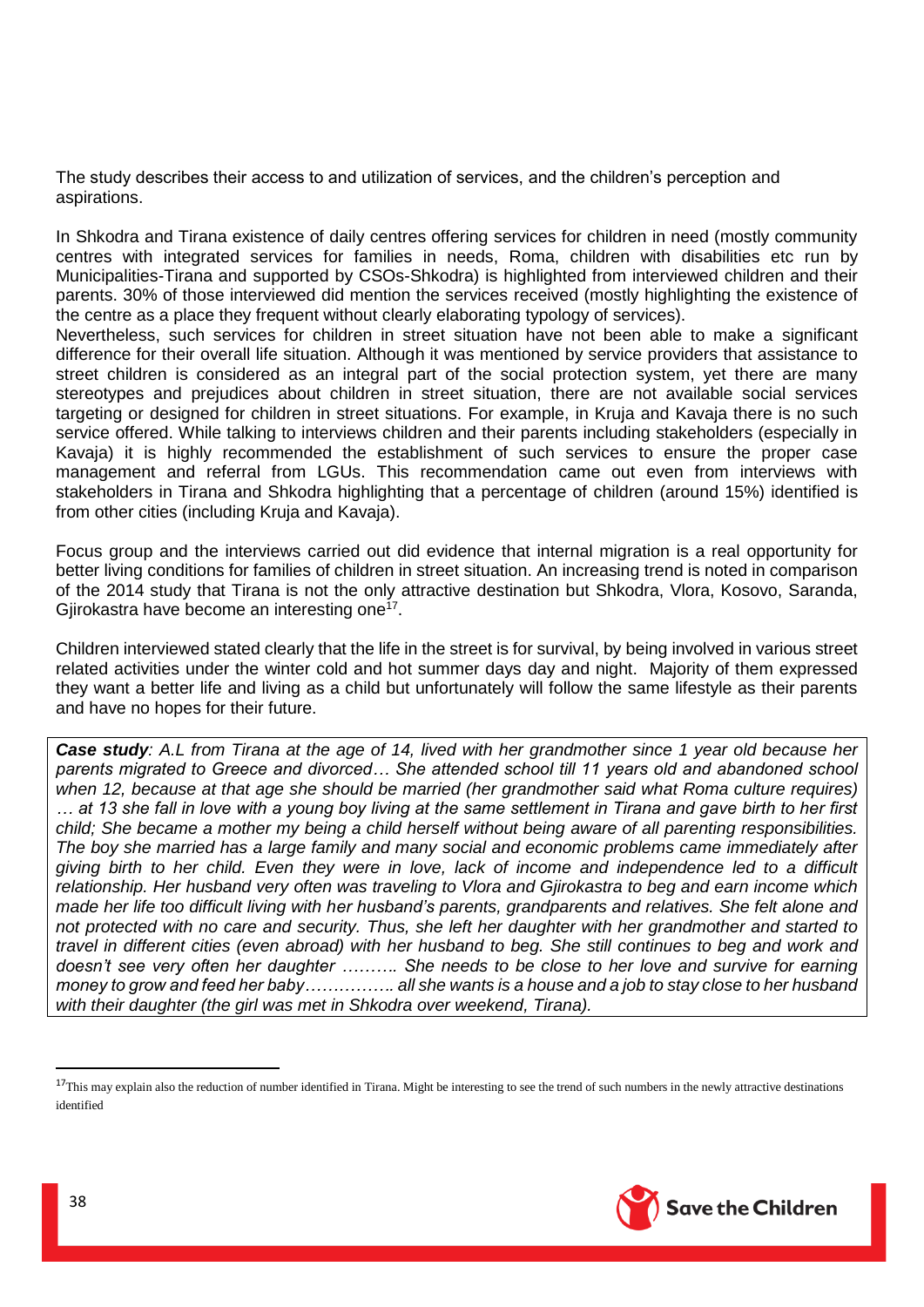The study describes their access to and utilization of services, and the children's perception and aspirations.

In Shkodra and Tirana existence of daily centres offering services for children in need (mostly community centres with integrated services for families in needs, Roma, children with disabilities etc run by Municipalities-Tirana and supported by CSOs-Shkodra) is highlighted from interviewed children and their parents. 30% of those interviewed did mention the services received (mostly highlighting the existence of the centre as a place they frequent without clearly elaborating typology of services).
Nevertheless, such services for children in street situation have not been able to make a significant difference for their overall life situation. Although it was mentioned by service providers that assistance to street children is considered as an integral part of the social protection system, yet there are many stereotypes and prejudices about children in street situation, there are not available social services targeting or designed for children in street situations. For example, in Kruja and Kavaja there is no such service offered. While talking to interviews children and their parents including stakeholders (especially in Kavaja) it is highly recommended the establishment of such services to ensure the proper case management and referral from LGUs. This recommendation came out even from interviews with stakeholders in Tirana and Shkodra highlighting that a percentage of children (around 15%) identified is from other cities (including Kruja and Kavaja).

Focus group and the interviews carried out did evidence that internal migration is a real opportunity for better living conditions for families of children in street situation. An increasing trend is noted in comparison of the 2014 study that Tirana is not the only attractive destination but Shkodra, Vlora, Kosovo, Saranda, Gjirokastra have become an interesting one[17].

Children interviewed stated clearly that the life in the street is for survival, by being involved in various street related activities under the winter cold and hot summer days day and night. Majority of them expressed they want a better life and living as a child but unfortunately will follow the same lifestyle as their parents and have no hopes for their future.

***Case study**: A.L from Tirana at the age of 14, lived with her grandmother since 1 year old because her parents migrated to Greece and divorced… She attended school till 11 years old and abandoned school when 12, because at that age she should be married (her grandmother said what Roma culture requires) … at 13 she fall in love with a young boy living at the same settlement in Tirana and gave birth to her first child; She became a mother my being a child herself without being aware of all parenting responsibilities. The boy she married has a large family and many social and economic problems came immediately after giving birth to her child. Even they were in love, lack of income and independence led to a difficult relationship. Her husband very often was traveling to Vlora and Gjirokastra to beg and earn income which made her life too difficult living with her husband's parents, grandparents and relatives. She felt alone and not protected with no care and security. Thus, she left her daughter with her grandmother and started to travel in different cities (even abroad) with her husband to beg. She still continues to beg and work and doesn't see very often her daughter ………. She needs to be close to her love and survive for earning money to grow and feed her baby……………. all she wants is a house and a job to stay close to her husband with their daughter (the girl was met in Shkodra over weekend, Tirana).*

[17] This may explain also the reduction of number identified in Tirana. Might be interesting to see the trend of such numbers in the newly attractive destinations identified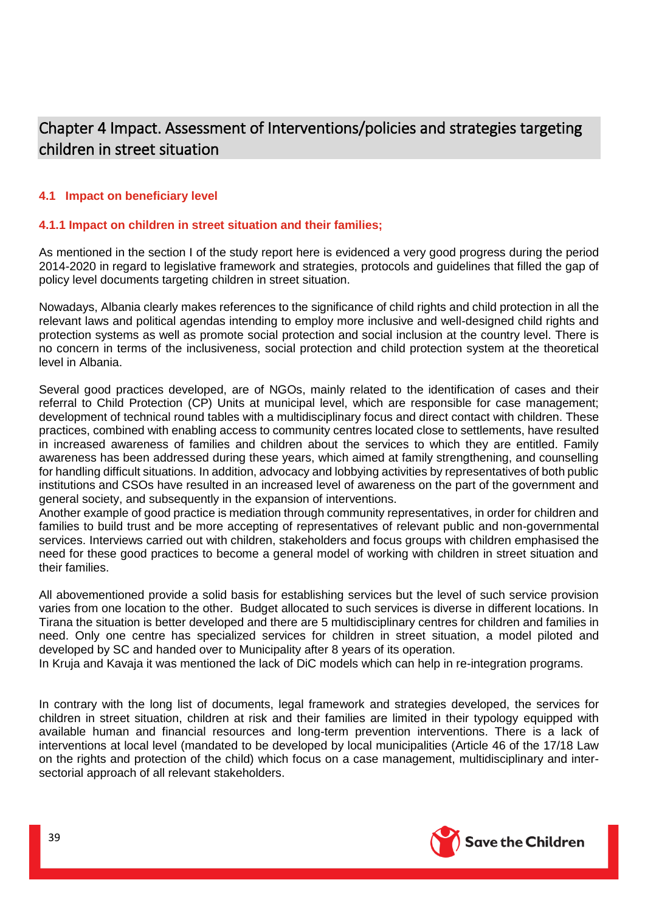# Chapter 4 Impact. Assessment of Interventions/policies and strategies targeting children in street situation

## 4.1 Impact on beneficiary level

### 4.1.1 Impact on children in street situation and their families;

As mentioned in the section I of the study report here is evidenced a very good progress during the period 2014-2020 in regard to legislative framework and strategies, protocols and guidelines that filled the gap of policy level documents targeting children in street situation.

Nowadays, Albania clearly makes references to the significance of child rights and child protection in all the relevant laws and political agendas intending to employ more inclusive and well-designed child rights and protection systems as well as promote social protection and social inclusion at the country level. There is no concern in terms of the inclusiveness, social protection and child protection system at the theoretical level in Albania.

Several good practices developed, are of NGOs, mainly related to the identification of cases and their referral to Child Protection (CP) Units at municipal level, which are responsible for case management; development of technical round tables with a multidisciplinary focus and direct contact with children. These practices, combined with enabling access to community centres located close to settlements, have resulted in increased awareness of families and children about the services to which they are entitled. Family awareness has been addressed during these years, which aimed at family strengthening, and counselling for handling difficult situations. In addition, advocacy and lobbying activities by representatives of both public institutions and CSOs have resulted in an increased level of awareness on the part of the government and general society, and subsequently in the expansion of interventions.

Another example of good practice is mediation through community representatives, in order for children and families to build trust and be more accepting of representatives of relevant public and non-governmental services. Interviews carried out with children, stakeholders and focus groups with children emphasised the need for these good practices to become a general model of working with children in street situation and their families.

All abovementioned provide a solid basis for establishing services but the level of such service provision varies from one location to the other. Budget allocated to such services is diverse in different locations. In Tirana the situation is better developed and there are 5 multidisciplinary centres for children and families in need. Only one centre has specialized services for children in street situation, a model piloted and developed by SC and handed over to Municipality after 8 years of its operation.

In Kruja and Kavaja it was mentioned the lack of DiC models which can help in re-integration programs.

In contrary with the long list of documents, legal framework and strategies developed, the services for children in street situation, children at risk and their families are limited in their typology equipped with available human and financial resources and long-term prevention interventions. There is a lack of interventions at local level (mandated to be developed by local municipalities (Article 46 of the 17/18 Law on the rights and protection of the child) which focus on a case management, multidisciplinary and inter-sectorial approach of all relevant stakeholders.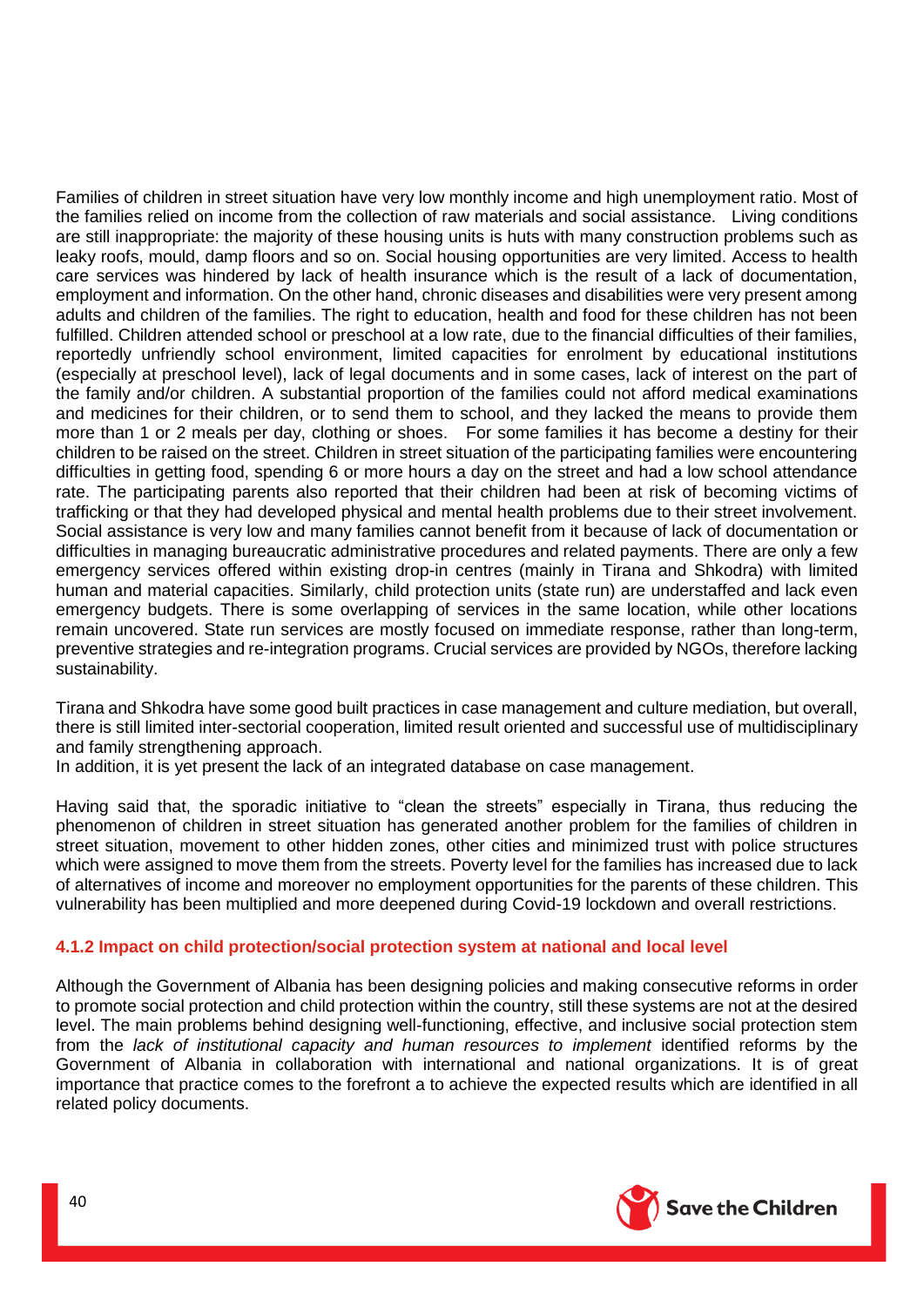Families of children in street situation have very low monthly income and high unemployment ratio. Most of the families relied on income from the collection of raw materials and social assistance. Living conditions are still inappropriate: the majority of these housing units is huts with many construction problems such as leaky roofs, mould, damp floors and so on. Social housing opportunities are very limited. Access to health care services was hindered by lack of health insurance which is the result of a lack of documentation, employment and information. On the other hand, chronic diseases and disabilities were very present among adults and children of the families. The right to education, health and food for these children has not been fulfilled. Children attended school or preschool at a low rate, due to the financial difficulties of their families, reportedly unfriendly school environment, limited capacities for enrolment by educational institutions (especially at preschool level), lack of legal documents and in some cases, lack of interest on the part of the family and/or children. A substantial proportion of the families could not afford medical examinations and medicines for their children, or to send them to school, and they lacked the means to provide them more than 1 or 2 meals per day, clothing or shoes. For some families it has become a destiny for their children to be raised on the street. Children in street situation of the participating families were encountering difficulties in getting food, spending 6 or more hours a day on the street and had a low school attendance rate. The participating parents also reported that their children had been at risk of becoming victims of trafficking or that they had developed physical and mental health problems due to their street involvement. Social assistance is very low and many families cannot benefit from it because of lack of documentation or difficulties in managing bureaucratic administrative procedures and related payments. There are only a few emergency services offered within existing drop-in centres (mainly in Tirana and Shkodra) with limited human and material capacities. Similarly, child protection units (state run) are understaffed and lack even emergency budgets. There is some overlapping of services in the same location, while other locations remain uncovered. State run services are mostly focused on immediate response, rather than long-term, preventive strategies and re-integration programs. Crucial services are provided by NGOs, therefore lacking sustainability.

Tirana and Shkodra have some good built practices in case management and culture mediation, but overall, there is still limited inter-sectorial cooperation, limited result oriented and successful use of multidisciplinary and family strengthening approach.
In addition, it is yet present the lack of an integrated database on case management.

Having said that, the sporadic initiative to "clean the streets" especially in Tirana, thus reducing the phenomenon of children in street situation has generated another problem for the families of children in street situation, movement to other hidden zones, other cities and minimized trust with police structures which were assigned to move them from the streets. Poverty level for the families has increased due to lack of alternatives of income and moreover no employment opportunities for the parents of these children. This vulnerability has been multiplied and more deepened during Covid-19 lockdown and overall restrictions.

#### 4.1.2 Impact on child protection/social protection system at national and local level

Although the Government of Albania has been designing policies and making consecutive reforms in order to promote social protection and child protection within the country, still these systems are not at the desired level. The main problems behind designing well-functioning, effective, and inclusive social protection stem from the *lack of institutional capacity and human resources to implement* identified reforms by the Government of Albania in collaboration with international and national organizations. It is of great importance that practice comes to the forefront a to achieve the expected results which are identified in all related policy documents.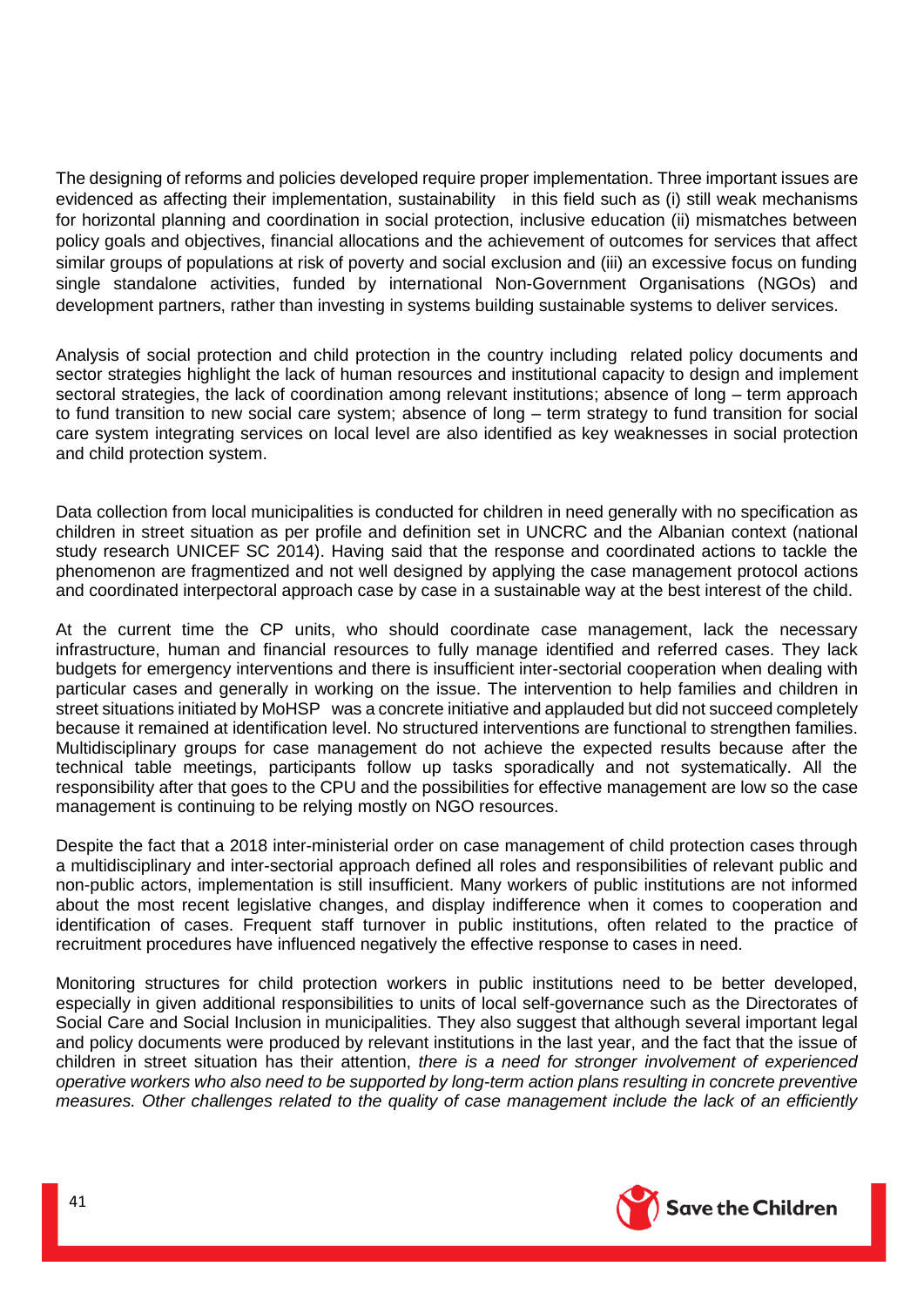The designing of reforms and policies developed require proper implementation. Three important issues are evidenced as affecting their implementation, sustainability in this field such as (i) still weak mechanisms for horizontal planning and coordination in social protection, inclusive education (ii) mismatches between policy goals and objectives, financial allocations and the achievement of outcomes for services that affect similar groups of populations at risk of poverty and social exclusion and (iii) an excessive focus on funding single standalone activities, funded by international Non-Government Organisations (NGOs) and development partners, rather than investing in systems building sustainable systems to deliver services.

Analysis of social protection and child protection in the country including related policy documents and sector strategies highlight the lack of human resources and institutional capacity to design and implement sectoral strategies, the lack of coordination among relevant institutions; absence of long – term approach to fund transition to new social care system; absence of long – term strategy to fund transition for social care system integrating services on local level are also identified as key weaknesses in social protection and child protection system.

Data collection from local municipalities is conducted for children in need generally with no specification as children in street situation as per profile and definition set in UNCRC and the Albanian context (national study research UNICEF SC 2014). Having said that the response and coordinated actions to tackle the phenomenon are fragmentized and not well designed by applying the case management protocol actions and coordinated interpectoral approach case by case in a sustainable way at the best interest of the child.

At the current time the CP units, who should coordinate case management, lack the necessary infrastructure, human and financial resources to fully manage identified and referred cases. They lack budgets for emergency interventions and there is insufficient inter-sectorial cooperation when dealing with particular cases and generally in working on the issue. The intervention to help families and children in street situations initiated by MoHSP was a concrete initiative and applauded but did not succeed completely because it remained at identification level. No structured interventions are functional to strengthen families. Multidisciplinary groups for case management do not achieve the expected results because after the technical table meetings, participants follow up tasks sporadically and not systematically. All the responsibility after that goes to the CPU and the possibilities for effective management are low so the case management is continuing to be relying mostly on NGO resources.

Despite the fact that a 2018 inter-ministerial order on case management of child protection cases through a multidisciplinary and inter-sectorial approach defined all roles and responsibilities of relevant public and non-public actors, implementation is still insufficient. Many workers of public institutions are not informed about the most recent legislative changes, and display indifference when it comes to cooperation and identification of cases. Frequent staff turnover in public institutions, often related to the practice of recruitment procedures have influenced negatively the effective response to cases in need.

Monitoring structures for child protection workers in public institutions need to be better developed, especially in given additional responsibilities to units of local self-governance such as the Directorates of Social Care and Social Inclusion in municipalities. They also suggest that although several important legal and policy documents were produced by relevant institutions in the last year, and the fact that the issue of children in street situation has their attention, *there is a need for stronger involvement of experienced operative workers who also need to be supported by long-term action plans resulting in concrete preventive measures. Other challenges related to the quality of case management include the lack of an efficiently*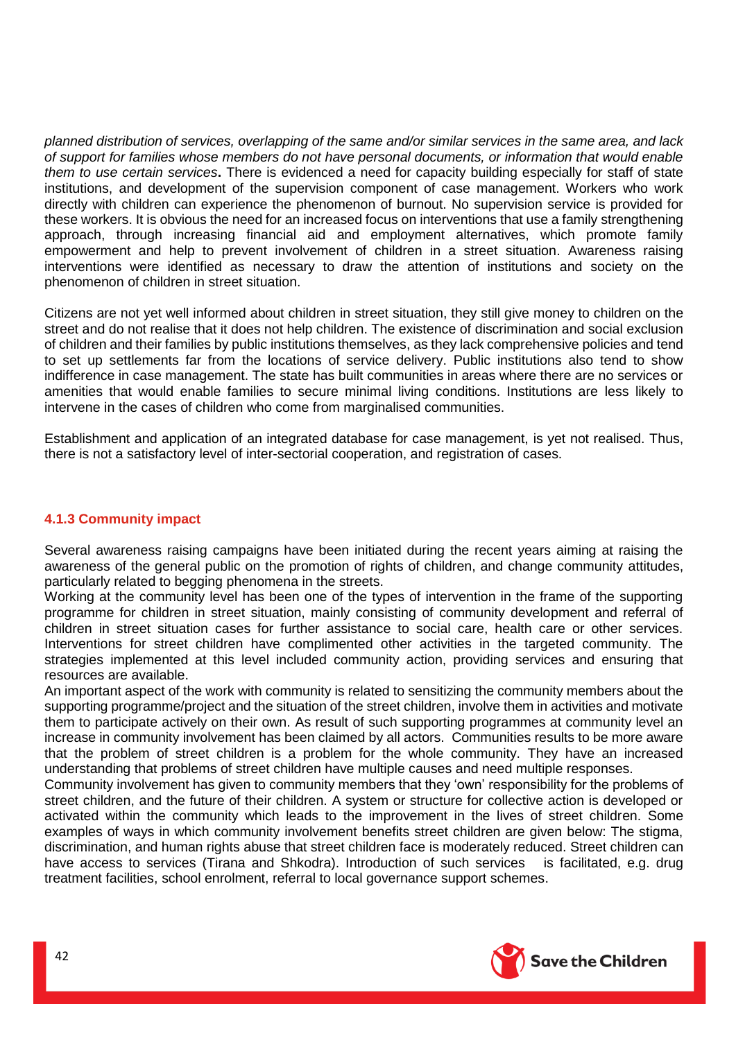*planned distribution of services, overlapping of the same and/or similar services in the same area, and lack of support for families whose members do not have personal documents, or information that would enable them to use certain services***.** There is evidenced a need for capacity building especially for staff of state institutions, and development of the supervision component of case management. Workers who work directly with children can experience the phenomenon of burnout. No supervision service is provided for these workers. It is obvious the need for an increased focus on interventions that use a family strengthening approach, through increasing financial aid and employment alternatives, which promote family empowerment and help to prevent involvement of children in a street situation. Awareness raising interventions were identified as necessary to draw the attention of institutions and society on the phenomenon of children in street situation.

Citizens are not yet well informed about children in street situation, they still give money to children on the street and do not realise that it does not help children. The existence of discrimination and social exclusion of children and their families by public institutions themselves, as they lack comprehensive policies and tend to set up settlements far from the locations of service delivery. Public institutions also tend to show indifference in case management. The state has built communities in areas where there are no services or amenities that would enable families to secure minimal living conditions. Institutions are less likely to intervene in the cases of children who come from marginalised communities.

Establishment and application of an integrated database for case management, is yet not realised. Thus, there is not a satisfactory level of inter-sectorial cooperation, and registration of cases.

### 4.1.3 Community impact

Several awareness raising campaigns have been initiated during the recent years aiming at raising the awareness of the general public on the promotion of rights of children, and change community attitudes, particularly related to begging phenomena in the streets.

Working at the community level has been one of the types of intervention in the frame of the supporting programme for children in street situation, mainly consisting of community development and referral of children in street situation cases for further assistance to social care, health care or other services. Interventions for street children have complimented other activities in the targeted community. The strategies implemented at this level included community action, providing services and ensuring that resources are available.

An important aspect of the work with community is related to sensitizing the community members about the supporting programme/project and the situation of the street children, involve them in activities and motivate them to participate actively on their own. As result of such supporting programmes at community level an increase in community involvement has been claimed by all actors. Communities results to be more aware that the problem of street children is a problem for the whole community. They have an increased understanding that problems of street children have multiple causes and need multiple responses.

Community involvement has given to community members that they 'own' responsibility for the problems of street children, and the future of their children. A system or structure for collective action is developed or activated within the community which leads to the improvement in the lives of street children. Some examples of ways in which community involvement benefits street children are given below: The stigma, discrimination, and human rights abuse that street children face is moderately reduced. Street children can have access to services (Tirana and Shkodra). Introduction of such services is facilitated, e.g. drug treatment facilities, school enrolment, referral to local governance support schemes.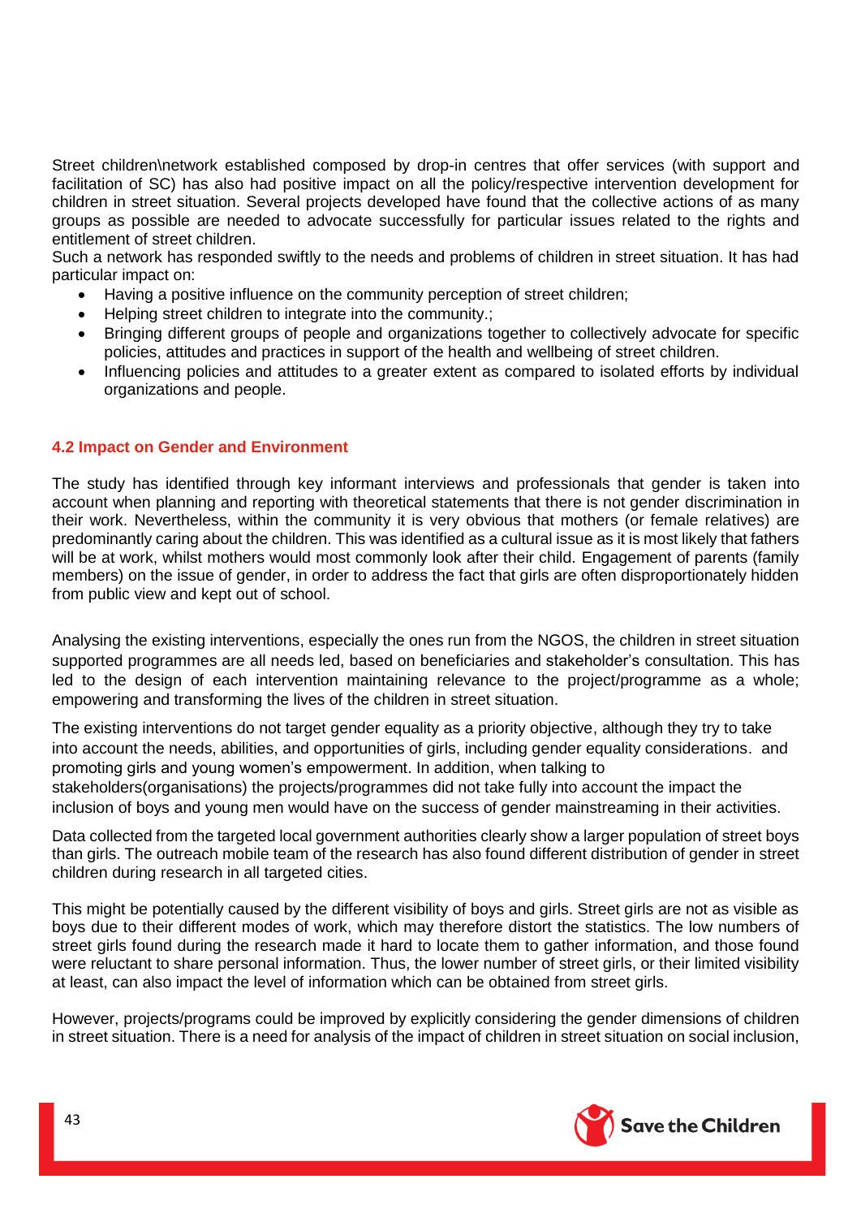Street children\network established composed by drop-in centres that offer services (with support and facilitation of SC) has also had positive impact on all the policy/respective intervention development for children in street situation. Several projects developed have found that the collective actions of as many groups as possible are needed to advocate successfully for particular issues related to the rights and entitlement of street children.
Such a network has responded swiftly to the needs and problems of children in street situation. It has had particular impact on:

- Having a positive influence on the community perception of street children;
- Helping street children to integrate into the community.;
- Bringing different groups of people and organizations together to collectively advocate for specific policies, attitudes and practices in support of the health and wellbeing of street children.
- Influencing policies and attitudes to a greater extent as compared to isolated efforts by individual organizations and people.

### 4.2 Impact on Gender and Environment

The study has identified through key informant interviews and professionals that gender is taken into account when planning and reporting with theoretical statements that there is not gender discrimination in their work. Nevertheless, within the community it is very obvious that mothers (or female relatives) are predominantly caring about the children. This was identified as a cultural issue as it is most likely that fathers will be at work, whilst mothers would most commonly look after their child. Engagement of parents (family members) on the issue of gender, in order to address the fact that girls are often disproportionately hidden from public view and kept out of school.

Analysing the existing interventions, especially the ones run from the NGOS, the children in street situation supported programmes are all needs led, based on beneficiaries and stakeholder's consultation. This has led to the design of each intervention maintaining relevance to the project/programme as a whole; empowering and transforming the lives of the children in street situation.

The existing interventions do not target gender equality as a priority objective, although they try to take into account the needs, abilities, and opportunities of girls, including gender equality considerations. and promoting girls and young women's empowerment. In addition, when talking to stakeholders(organisations) the projects/programmes did not take fully into account the impact the inclusion of boys and young men would have on the success of gender mainstreaming in their activities.

Data collected from the targeted local government authorities clearly show a larger population of street boys than girls. The outreach mobile team of the research has also found different distribution of gender in street children during research in all targeted cities.

This might be potentially caused by the different visibility of boys and girls. Street girls are not as visible as boys due to their different modes of work, which may therefore distort the statistics. The low numbers of street girls found during the research made it hard to locate them to gather information, and those found were reluctant to share personal information. Thus, the lower number of street girls, or their limited visibility at least, can also impact the level of information which can be obtained from street girls.

However, projects/programs could be improved by explicitly considering the gender dimensions of children in street situation. There is a need for analysis of the impact of children in street situation on social inclusion,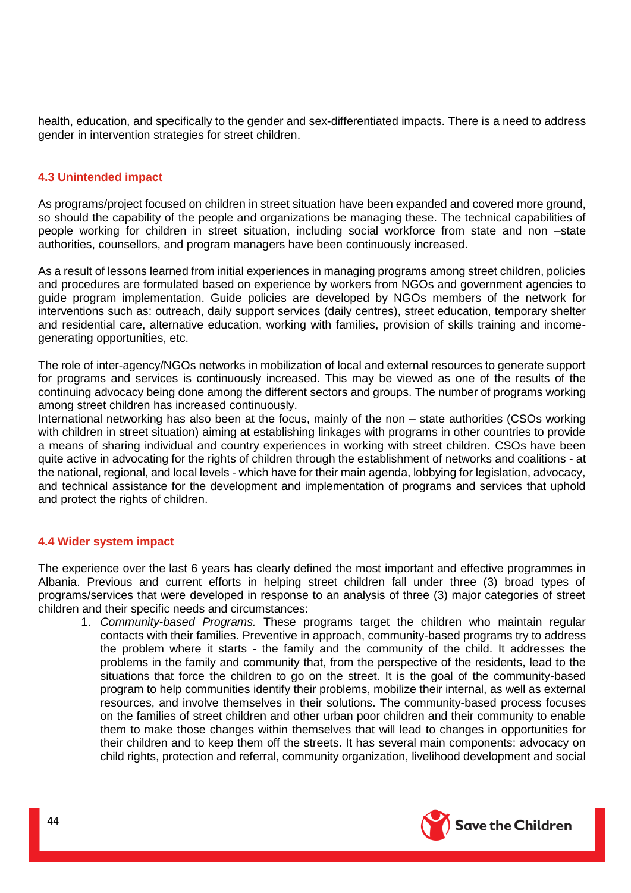health, education, and specifically to the gender and sex-differentiated impacts. There is a need to address gender in intervention strategies for street children.

### 4.3 Unintended impact

As programs/project focused on children in street situation have been expanded and covered more ground, so should the capability of the people and organizations be managing these. The technical capabilities of people working for children in street situation, including social workforce from state and non –state authorities, counsellors, and program managers have been continuously increased.

As a result of lessons learned from initial experiences in managing programs among street children, policies and procedures are formulated based on experience by workers from NGOs and government agencies to guide program implementation. Guide policies are developed by NGOs members of the network for interventions such as: outreach, daily support services (daily centres), street education, temporary shelter and residential care, alternative education, working with families, provision of skills training and income-generating opportunities, etc.

The role of inter-agency/NGOs networks in mobilization of local and external resources to generate support for programs and services is continuously increased. This may be viewed as one of the results of the continuing advocacy being done among the different sectors and groups. The number of programs working among street children has increased continuously.
International networking has also been at the focus, mainly of the non – state authorities (CSOs working with children in street situation) aiming at establishing linkages with programs in other countries to provide a means of sharing individual and country experiences in working with street children. CSOs have been quite active in advocating for the rights of children through the establishment of networks and coalitions - at the national, regional, and local levels - which have for their main agenda, lobbying for legislation, advocacy, and technical assistance for the development and implementation of programs and services that uphold and protect the rights of children.

### 4.4 Wider system impact

The experience over the last 6 years has clearly defined the most important and effective programmes in Albania. Previous and current efforts in helping street children fall under three (3) broad types of programs/services that were developed in response to an analysis of three (3) major categories of street children and their specific needs and circumstances:

1. *Community-based Programs.* These programs target the children who maintain regular contacts with their families. Preventive in approach, community-based programs try to address the problem where it starts - the family and the community of the child. It addresses the problems in the family and community that, from the perspective of the residents, lead to the situations that force the children to go on the street. It is the goal of the community-based program to help communities identify their problems, mobilize their internal, as well as external resources, and involve themselves in their solutions. The community-based process focuses on the families of street children and other urban poor children and their community to enable them to make those changes within themselves that will lead to changes in opportunities for their children and to keep them off the streets. It has several main components: advocacy on child rights, protection and referral, community organization, livelihood development and social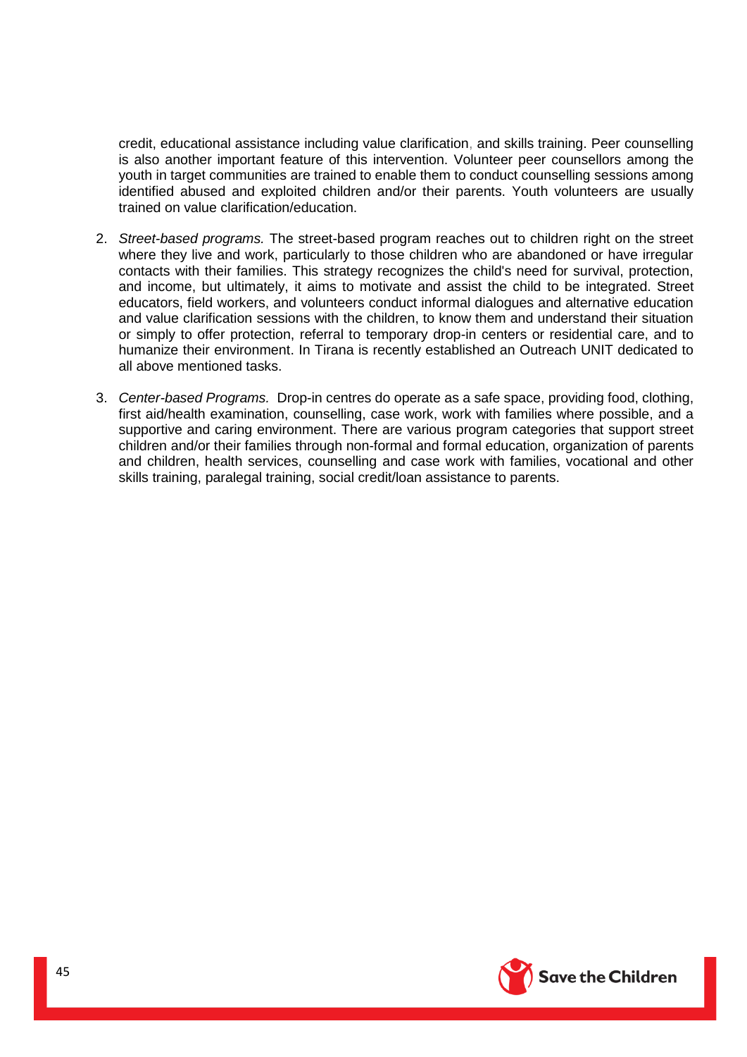credit, educational assistance including value clarification, and skills training. Peer counselling is also another important feature of this intervention. Volunteer peer counsellors among the youth in target communities are trained to enable them to conduct counselling sessions among identified abused and exploited children and/or their parents. Youth volunteers are usually trained on value clarification/education.

2. *Street-based programs.* The street-based program reaches out to children right on the street where they live and work, particularly to those children who are abandoned or have irregular contacts with their families. This strategy recognizes the child's need for survival, protection, and income, but ultimately, it aims to motivate and assist the child to be integrated. Street educators, field workers, and volunteers conduct informal dialogues and alternative education and value clarification sessions with the children, to know them and understand their situation or simply to offer protection, referral to temporary drop-in centers or residential care, and to humanize their environment. In Tirana is recently established an Outreach UNIT dedicated to all above mentioned tasks.

3. *Center-based Programs.* Drop-in centres do operate as a safe space, providing food, clothing, first aid/health examination, counselling, case work, work with families where possible, and a supportive and caring environment. There are various program categories that support street children and/or their families through non-formal and formal education, organization of parents and children, health services, counselling and case work with families, vocational and other skills training, paralegal training, social credit/loan assistance to parents.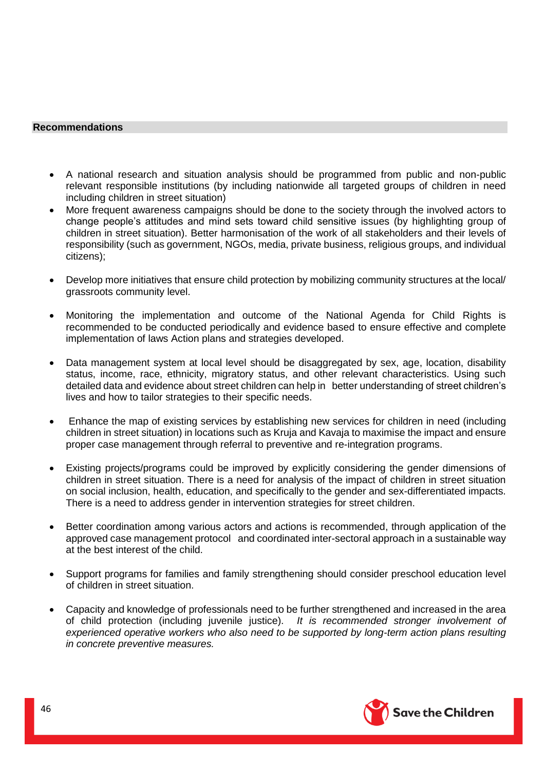## Recommendations

- A national research and situation analysis should be programmed from public and non-public relevant responsible institutions (by including nationwide all targeted groups of children in need including children in street situation)
- More frequent awareness campaigns should be done to the society through the involved actors to change people's attitudes and mind sets toward child sensitive issues (by highlighting group of children in street situation). Better harmonisation of the work of all stakeholders and their levels of responsibility (such as government, NGOs, media, private business, religious groups, and individual citizens);
- Develop more initiatives that ensure child protection by mobilizing community structures at the local/ grassroots community level.
- Monitoring the implementation and outcome of the National Agenda for Child Rights is recommended to be conducted periodically and evidence based to ensure effective and complete implementation of laws Action plans and strategies developed.
- Data management system at local level should be disaggregated by sex, age, location, disability status, income, race, ethnicity, migratory status, and other relevant characteristics. Using such detailed data and evidence about street children can help in better understanding of street children's lives and how to tailor strategies to their specific needs.
- Enhance the map of existing services by establishing new services for children in need (including children in street situation) in locations such as Kruja and Kavaja to maximise the impact and ensure proper case management through referral to preventive and re-integration programs.
- Existing projects/programs could be improved by explicitly considering the gender dimensions of children in street situation. There is a need for analysis of the impact of children in street situation on social inclusion, health, education, and specifically to the gender and sex-differentiated impacts. There is a need to address gender in intervention strategies for street children.
- Better coordination among various actors and actions is recommended, through application of the approved case management protocol and coordinated inter-sectoral approach in a sustainable way at the best interest of the child.
- Support programs for families and family strengthening should consider preschool education level of children in street situation.
- Capacity and knowledge of professionals need to be further strengthened and increased in the area of child protection (including juvenile justice). *It is recommended stronger involvement of experienced operative workers who also need to be supported by long-term action plans resulting in concrete preventive measures.*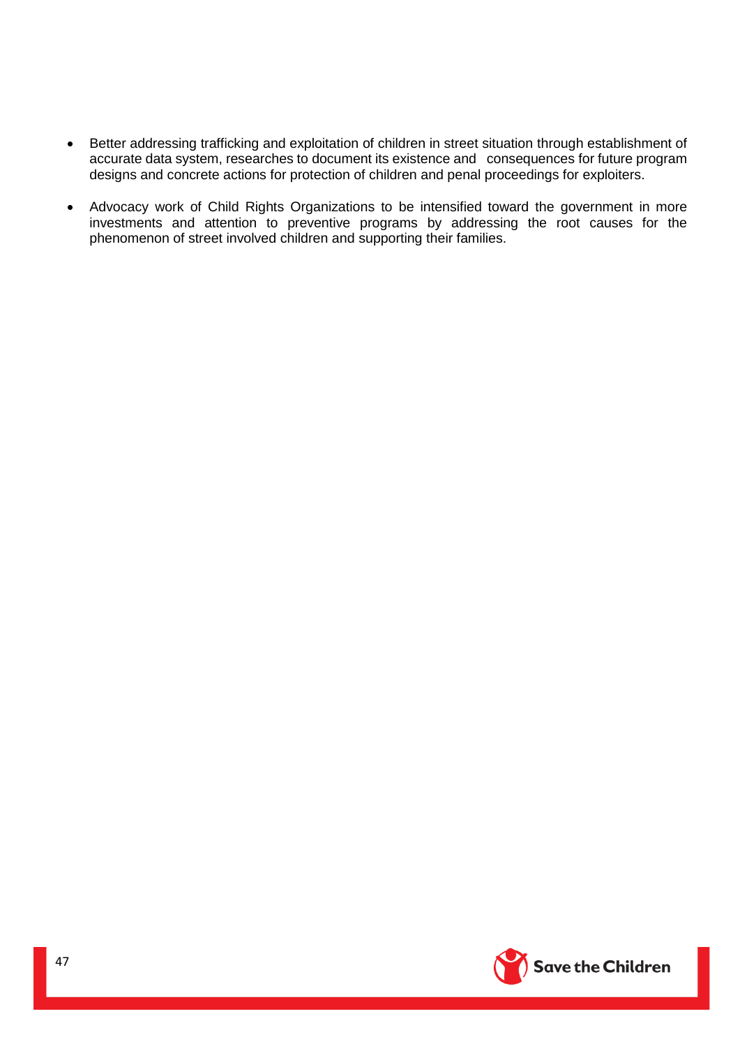- Better addressing trafficking and exploitation of children in street situation through establishment of accurate data system, researches to document its existence and consequences for future program designs and concrete actions for protection of children and penal proceedings for exploiters.

- Advocacy work of Child Rights Organizations to be intensified toward the government in more investments and attention to preventive programs by addressing the root causes for the phenomenon of street involved children and supporting their families.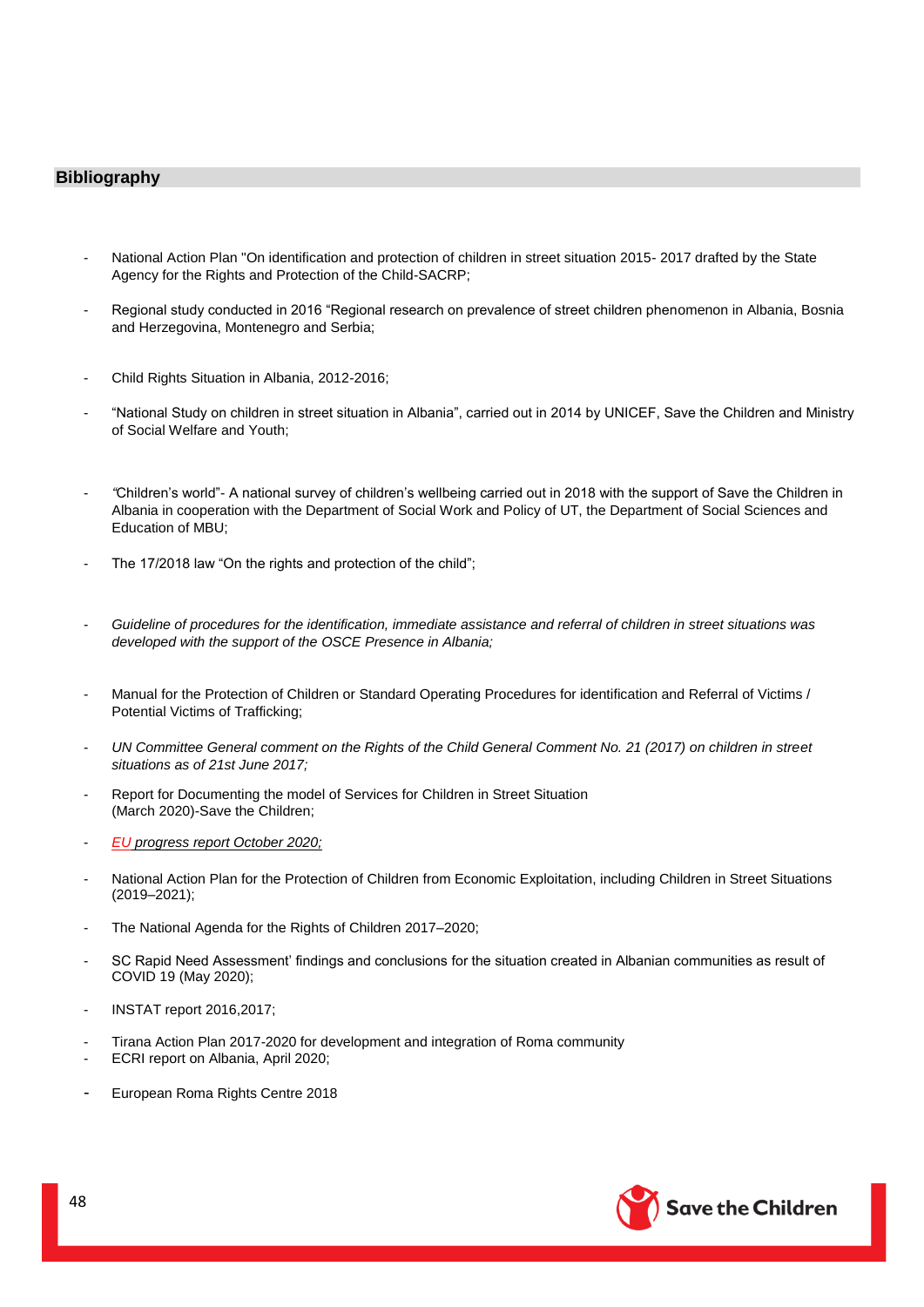## Bibliography

- National Action Plan "On identification and protection of children in street situation 2015- 2017 drafted by the State Agency for the Rights and Protection of the Child-SACRP;
- Regional study conducted in 2016 "Regional research on prevalence of street children phenomenon in Albania, Bosnia and Herzegovina, Montenegro and Serbia;
- Child Rights Situation in Albania, 2012-2016;
- "National Study on children in street situation in Albania", carried out in 2014 by UNICEF, Save the Children and Ministry of Social Welfare and Youth;
- *"*Children's world"- A national survey of children's wellbeing carried out in 2018 with the support of Save the Children in Albania in cooperation with the Department of Social Work and Policy of UT, the Department of Social Sciences and Education of MBU;
- The 17/2018 law "On the rights and protection of the child";
- *Guideline of procedures for the identification, immediate assistance and referral of children in street situations was developed with the support of the OSCE Presence in Albania;*
- Manual for the Protection of Children or Standard Operating Procedures for identification and Referral of Victims / Potential Victims of Trafficking;
- *UN Committee General comment on the Rights of the Child General Comment No. 21 (2017) on children in street situations as of 21st June 2017;*
- Report for Documenting the model of Services for Children in Street Situation (March 2020)-Save the Children;
- *EU progress report October 2020;*
- National Action Plan for the Protection of Children from Economic Exploitation, including Children in Street Situations (2019–2021);
- The National Agenda for the Rights of Children 2017–2020;
- SC Rapid Need Assessment' findings and conclusions for the situation created in Albanian communities as result of COVID 19 (May 2020);
- INSTAT report 2016,2017;
- Tirana Action Plan 2017-2020 for development and integration of Roma community
- ECRI report on Albania, April 2020;
- European Roma Rights Centre 2018